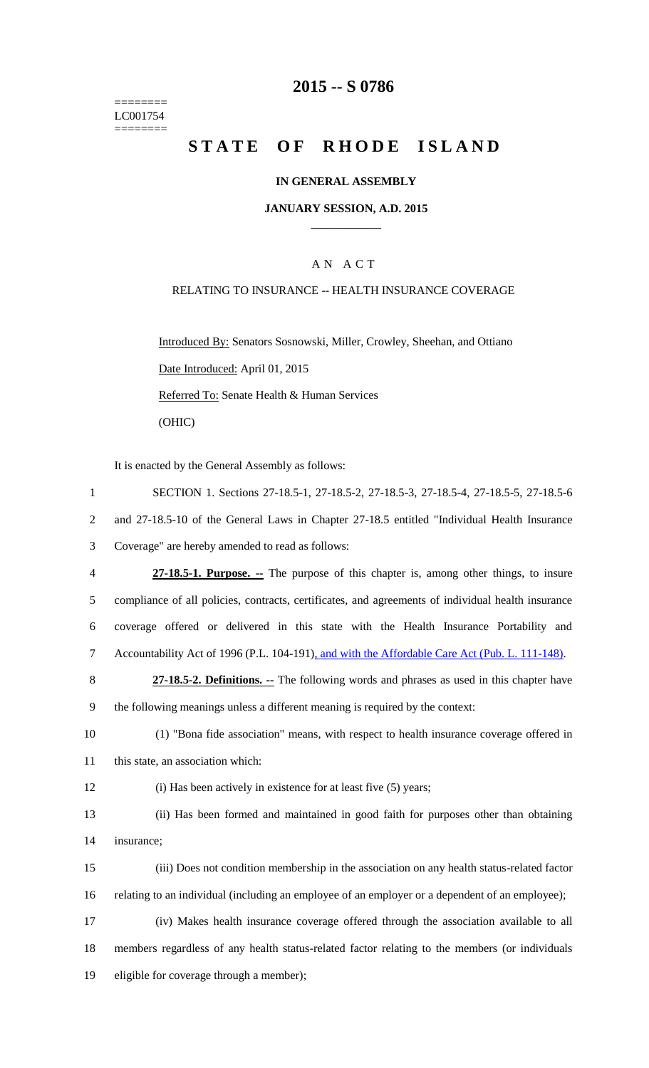========
LC001754
========

# 2015 -- S 0786

# STATE OF RHODE ISLAND

**IN GENERAL ASSEMBLY**

**JANUARY SESSION, A.D. 2015**

A N A C T

RELATING TO INSURANCE -- HEALTH INSURANCE COVERAGE

Introduced By: Senators Sosnowski, Miller, Crowley, Sheehan, and Ottiano

Date Introduced: April 01, 2015

Referred To: Senate Health & Human Services

(OHIC)

It is enacted by the General Assembly as follows:

SECTION 1. Sections 27-18.5-1, 27-18.5-2, 27-18.5-3, 27-18.5-4, 27-18.5-5, 27-18.5-6 and 27-18.5-10 of the General Laws in Chapter 27-18.5 entitled "Individual Health Insurance Coverage" are hereby amended to read as follows:

**27-18.5-1. Purpose. --** The purpose of this chapter is, among other things, to insure compliance of all policies, contracts, certificates, and agreements of individual health insurance coverage offered or delivered in this state with the Health Insurance Portability and Accountability Act of 1996 (P.L. 104-191), and with the Affordable Care Act (Pub. L. 111-148).

**27-18.5-2. Definitions. --** The following words and phrases as used in this chapter have the following meanings unless a different meaning is required by the context:

(1) "Bona fide association" means, with respect to health insurance coverage offered in this state, an association which:

(i) Has been actively in existence for at least five (5) years;

(ii) Has been formed and maintained in good faith for purposes other than obtaining insurance;

(iii) Does not condition membership in the association on any health status-related factor relating to an individual (including an employee of an employer or a dependent of an employee);

(iv) Makes health insurance coverage offered through the association available to all members regardless of any health status-related factor relating to the members (or individuals eligible for coverage through a member);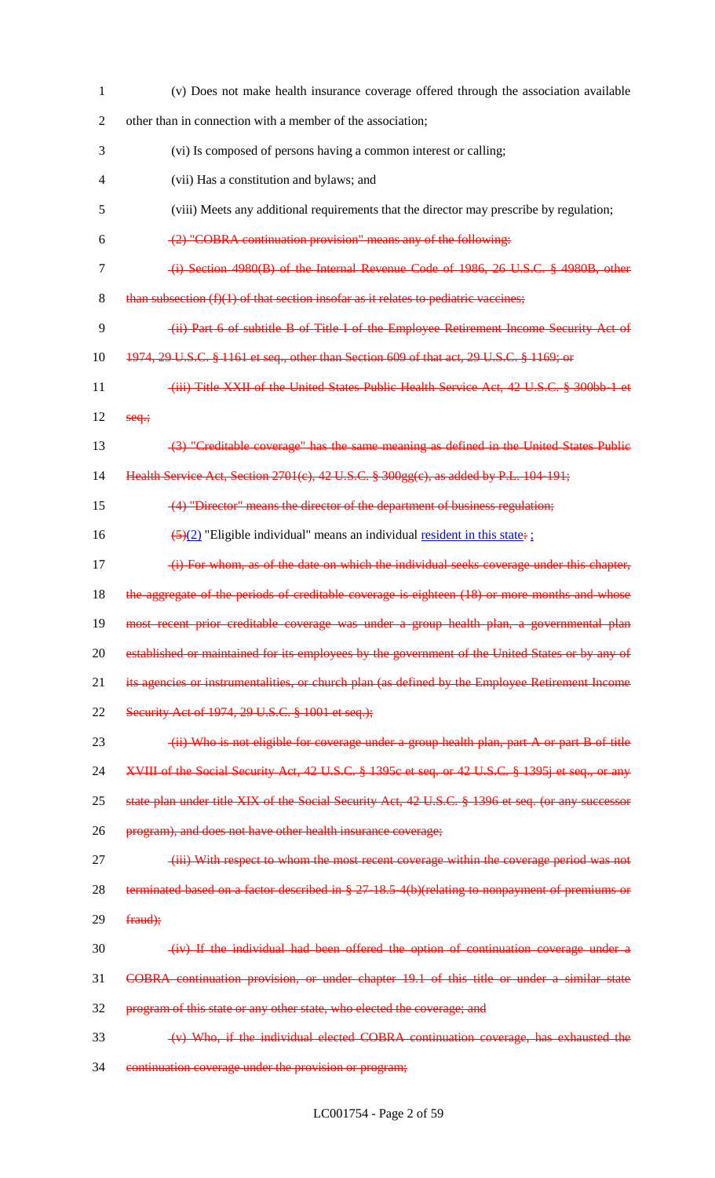(v) Does not make health insurance coverage offered through the association available other than in connection with a member of the association;

(vi) Is composed of persons having a common interest or calling;

(vii) Has a constitution and bylaws; and

(viii) Meets any additional requirements that the director may prescribe by regulation;

~~(2) "COBRA continuation provision" means any of the following:~~

~~(i) Section 4980(B) of the Internal Revenue Code of 1986, 26 U.S.C. § 4980B, other than subsection (f)(1) of that section insofar as it relates to pediatric vaccines;~~

~~(ii) Part 6 of subtitle B of Title I of the Employee Retirement Income Security Act of 1974, 29 U.S.C. § 1161 et seq., other than Section 609 of that act, 29 U.S.C. § 1169; or~~

~~(iii) Title XXII of the United States Public Health Service Act, 42 U.S.C. § 300bb-1 et seq.;~~

~~(3) "Creditable coverage" has the same meaning as defined in the United States Public Health Service Act, Section 2701(c), 42 U.S.C. § 300gg(c), as added by P.L. 104-191;~~

~~(4) "Director" means the director of the department of business regulation;~~

~~(5)~~(2) "Eligible individual" means an individual resident in this state~~:~~ ;

~~(i) For whom, as of the date on which the individual seeks coverage under this chapter, the aggregate of the periods of creditable coverage is eighteen (18) or more months and whose most recent prior creditable coverage was under a group health plan, a governmental plan established or maintained for its employees by the government of the United States or by any of its agencies or instrumentalities, or church plan (as defined by the Employee Retirement Income Security Act of 1974, 29 U.S.C. § 1001 et seq.);~~

~~(ii) Who is not eligible for coverage under a group health plan, part A or part B of title XVIII of the Social Security Act, 42 U.S.C. § 1395c et seq. or 42 U.S.C. § 1395j et seq., or any state plan under title XIX of the Social Security Act, 42 U.S.C. § 1396 et seq. (or any successor program), and does not have other health insurance coverage;~~

~~(iii) With respect to whom the most recent coverage within the coverage period was not terminated based on a factor described in § 27-18.5-4(b)(relating to nonpayment of premiums or fraud);~~

~~(iv) If the individual had been offered the option of continuation coverage under a COBRA continuation provision, or under chapter 19.1 of this title or under a similar state program of this state or any other state, who elected the coverage; and~~

~~(v) Who, if the individual elected COBRA continuation coverage, has exhausted the continuation coverage under the provision or program;~~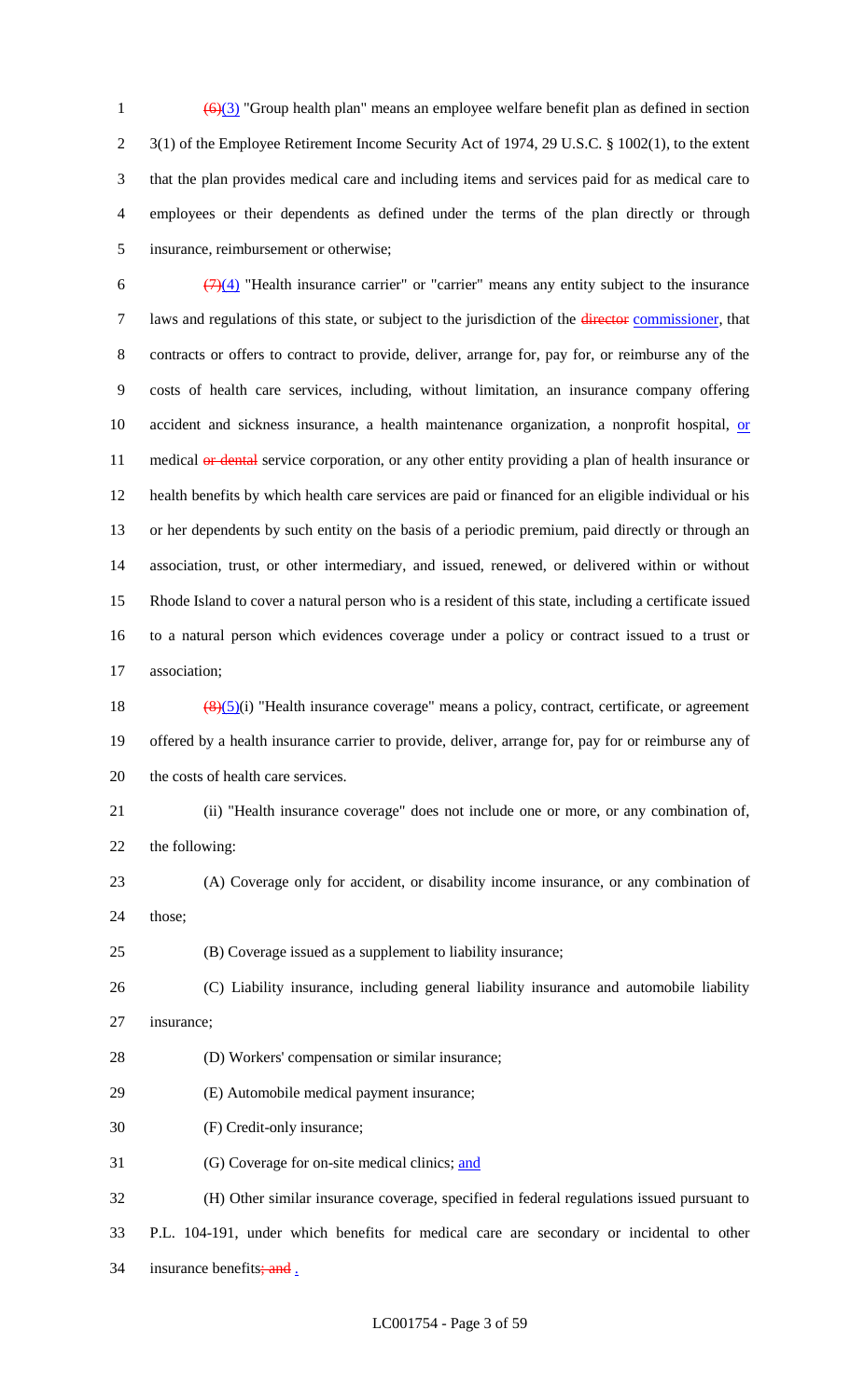~~(6)~~(3) "Group health plan" means an employee welfare benefit plan as defined in section 3(1) of the Employee Retirement Income Security Act of 1974, 29 U.S.C. § 1002(1), to the extent that the plan provides medical care and including items and services paid for as medical care to employees or their dependents as defined under the terms of the plan directly or through insurance, reimbursement or otherwise;

~~(7)~~(4) "Health insurance carrier" or "carrier" means any entity subject to the insurance laws and regulations of this state, or subject to the jurisdiction of the ~~director~~ commissioner, that contracts or offers to contract to provide, deliver, arrange for, pay for, or reimburse any of the costs of health care services, including, without limitation, an insurance company offering accident and sickness insurance, a health maintenance organization, a nonprofit hospital, or medical ~~or dental~~ service corporation, or any other entity providing a plan of health insurance or health benefits by which health care services are paid or financed for an eligible individual or his or her dependents by such entity on the basis of a periodic premium, paid directly or through an association, trust, or other intermediary, and issued, renewed, or delivered within or without Rhode Island to cover a natural person who is a resident of this state, including a certificate issued to a natural person which evidences coverage under a policy or contract issued to a trust or association;

~~(8)~~(5)(i) "Health insurance coverage" means a policy, contract, certificate, or agreement offered by a health insurance carrier to provide, deliver, arrange for, pay for or reimburse any of the costs of health care services.

(ii) "Health insurance coverage" does not include one or more, or any combination of, the following:

(A) Coverage only for accident, or disability income insurance, or any combination of those;

(B) Coverage issued as a supplement to liability insurance;

(C) Liability insurance, including general liability insurance and automobile liability insurance;

(D) Workers' compensation or similar insurance;

(E) Automobile medical payment insurance;

(F) Credit-only insurance;

(G) Coverage for on-site medical clinics; and

(H) Other similar insurance coverage, specified in federal regulations issued pursuant to P.L. 104-191, under which benefits for medical care are secondary or incidental to other insurance benefits~~; and~~ .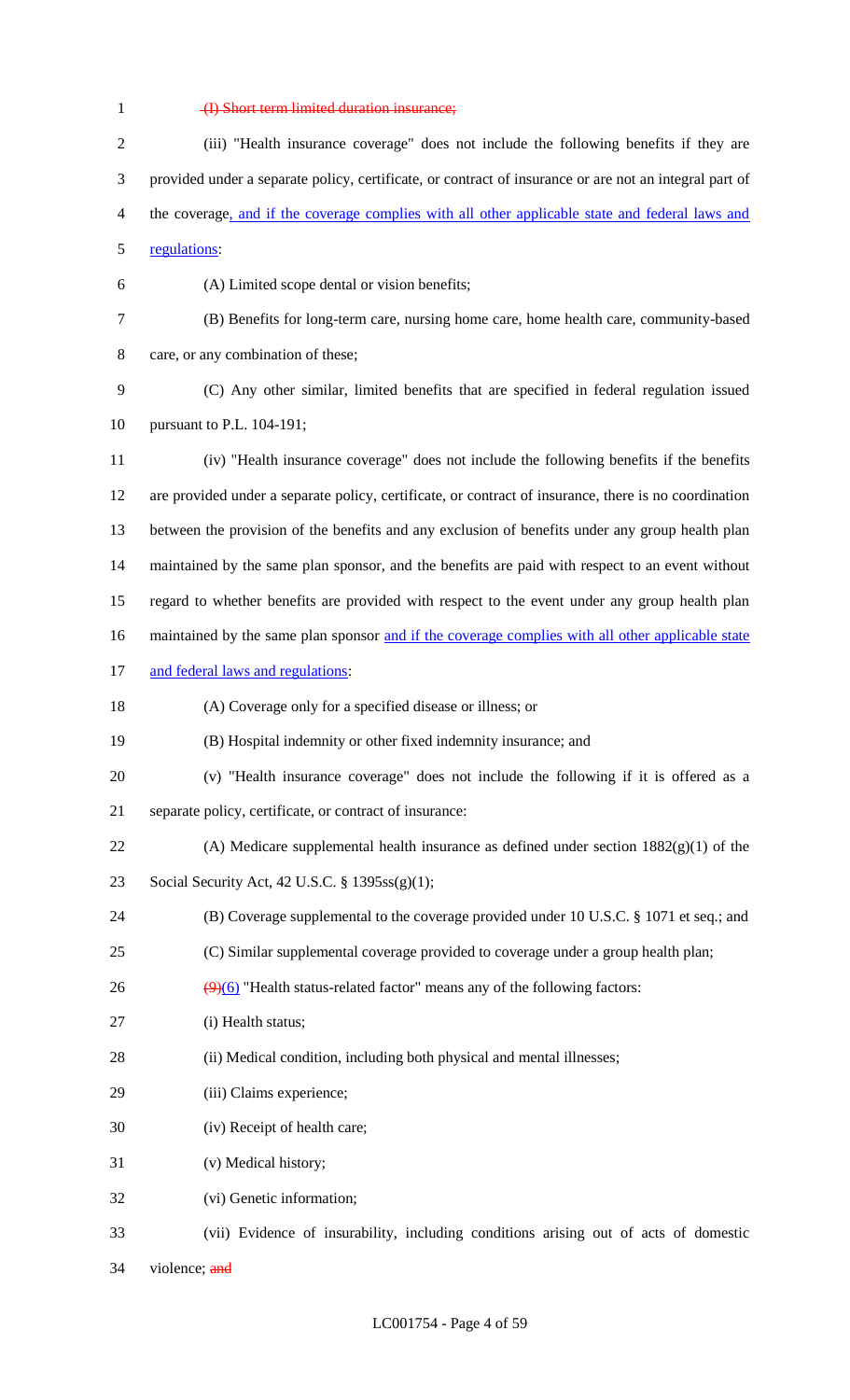~~(I) Short term limited duration insurance;~~

(iii) "Health insurance coverage" does not include the following benefits if they are provided under a separate policy, certificate, or contract of insurance or are not an integral part of the coverage<u>, and if the coverage complies with all other applicable state and federal laws and regulations</u>:

(A) Limited scope dental or vision benefits;

(B) Benefits for long-term care, nursing home care, home health care, community-based care, or any combination of these;

(C) Any other similar, limited benefits that are specified in federal regulation issued pursuant to P.L. 104-191;

(iv) "Health insurance coverage" does not include the following benefits if the benefits are provided under a separate policy, certificate, or contract of insurance, there is no coordination between the provision of the benefits and any exclusion of benefits under any group health plan maintained by the same plan sponsor, and the benefits are paid with respect to an event without regard to whether benefits are provided with respect to the event under any group health plan maintained by the same plan sponsor <u>and if the coverage complies with all other applicable state and federal laws and regulations</u>:

(A) Coverage only for a specified disease or illness; or

(B) Hospital indemnity or other fixed indemnity insurance; and

(v) "Health insurance coverage" does not include the following if it is offered as a separate policy, certificate, or contract of insurance:

(A) Medicare supplemental health insurance as defined under section 1882(g)(1) of the Social Security Act, 42 U.S.C. § 1395ss(g)(1);

(B) Coverage supplemental to the coverage provided under 10 U.S.C. § 1071 et seq.; and

(C) Similar supplemental coverage provided to coverage under a group health plan;

~~(9)~~<u>(6)</u> "Health status-related factor" means any of the following factors:

(i) Health status;

(ii) Medical condition, including both physical and mental illnesses;

(iii) Claims experience;

(iv) Receipt of health care;

(v) Medical history;

(vi) Genetic information;

(vii) Evidence of insurability, including conditions arising out of acts of domestic violence; ~~and~~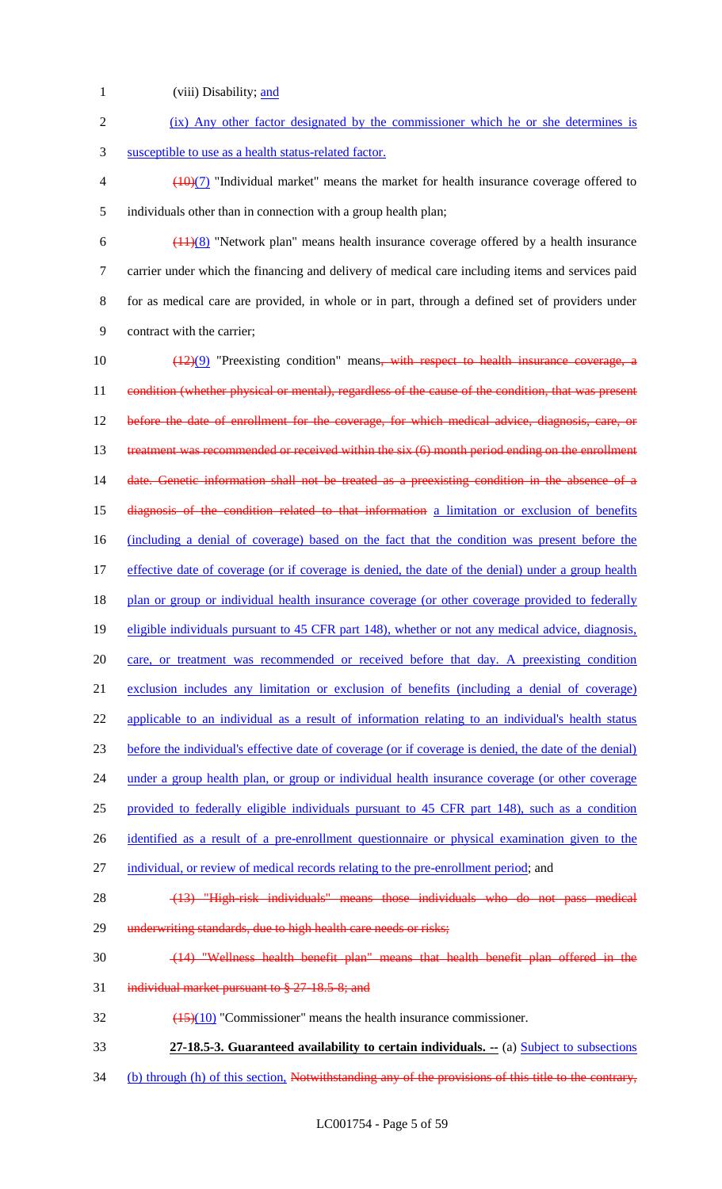(viii) Disability; and

(ix) Any other factor designated by the commissioner which he or she determines is susceptible to use as a health status-related factor.

~~(10)~~(7) "Individual market" means the market for health insurance coverage offered to individuals other than in connection with a group health plan;

~~(11)~~(8) "Network plan" means health insurance coverage offered by a health insurance carrier under which the financing and delivery of medical care including items and services paid for as medical care are provided, in whole or in part, through a defined set of providers under contract with the carrier;

~~(12)~~(9) "Preexisting condition" means~~, with respect to health insurance coverage, a condition (whether physical or mental), regardless of the cause of the condition, that was present before the date of enrollment for the coverage, for which medical advice, diagnosis, care, or treatment was recommended or received within the six (6) month period ending on the enrollment date. Genetic information shall not be treated as a preexisting condition in the absence of a diagnosis of the condition related to that information~~ a limitation or exclusion of benefits (including a denial of coverage) based on the fact that the condition was present before the effective date of coverage (or if coverage is denied, the date of the denial) under a group health plan or group or individual health insurance coverage (or other coverage provided to federally eligible individuals pursuant to 45 CFR part 148), whether or not any medical advice, diagnosis, care, or treatment was recommended or received before that day. A preexisting condition exclusion includes any limitation or exclusion of benefits (including a denial of coverage) applicable to an individual as a result of information relating to an individual's health status before the individual's effective date of coverage (or if coverage is denied, the date of the denial) under a group health plan, or group or individual health insurance coverage (or other coverage provided to federally eligible individuals pursuant to 45 CFR part 148), such as a condition identified as a result of a pre-enrollment questionnaire or physical examination given to the individual, or review of medical records relating to the pre-enrollment period; and

~~(13) "High-risk individuals" means those individuals who do not pass medical underwriting standards, due to high health care needs or risks;~~

~~(14) "Wellness health benefit plan" means that health benefit plan offered in the individual market pursuant to § 27-18.5-8; and~~

~~(15)~~(10) "Commissioner" means the health insurance commissioner.

**27-18.5-3. Guaranteed availability of certain individuals. --** (a) Subject to subsections (b) through (h) of this section, ~~Notwithstanding any of the provisions of this title to the contrary,~~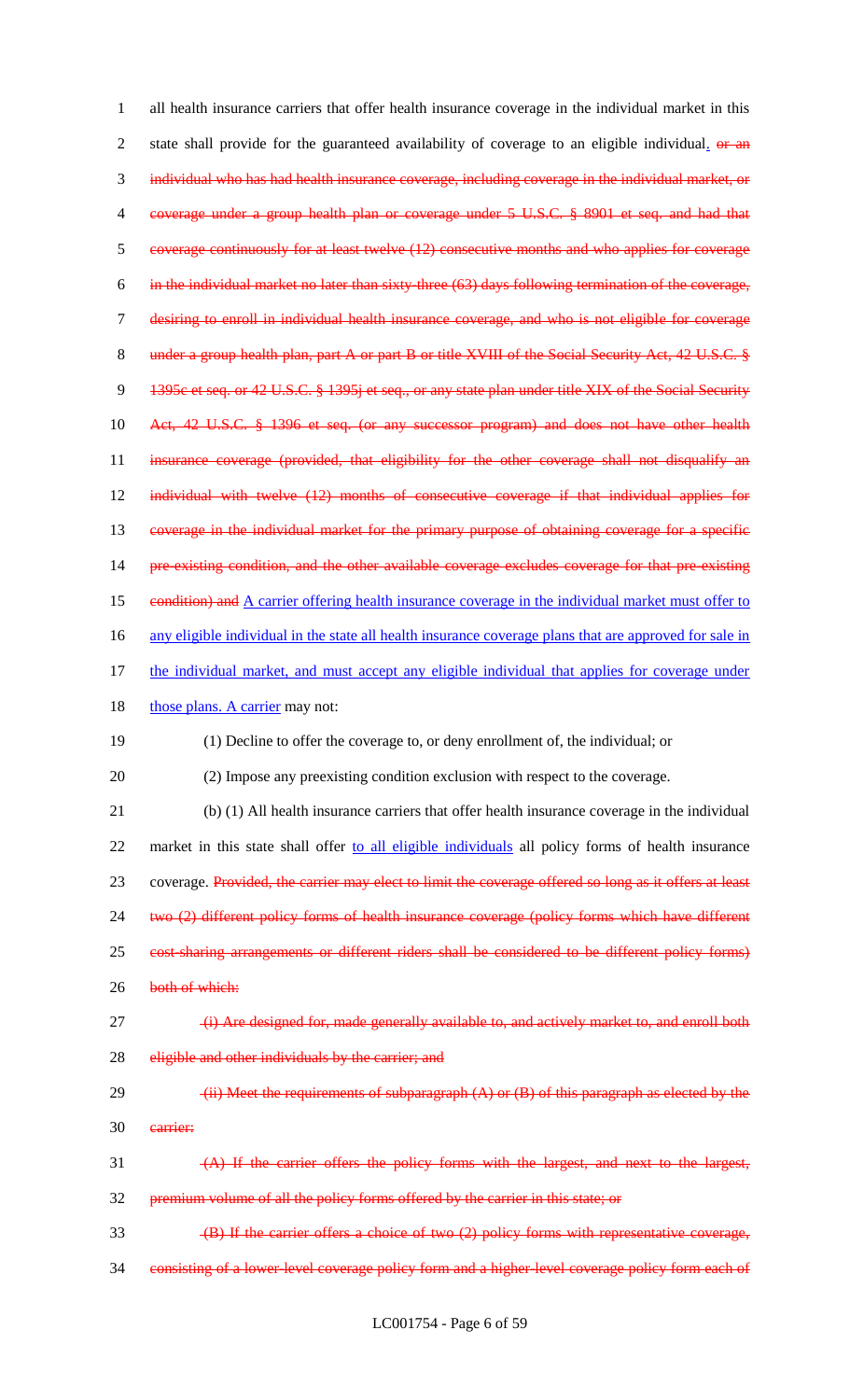all health insurance carriers that offer health insurance coverage in the individual market in this state shall provide for the guaranteed availability of coverage to an eligible individual. ~~or an individual who has had health insurance coverage, including coverage in the individual market, or coverage under a group health plan or coverage under 5 U.S.C. § 8901 et seq. and had that coverage continuously for at least twelve (12) consecutive months and who applies for coverage in the individual market no later than sixty-three (63) days following termination of the coverage, desiring to enroll in individual health insurance coverage, and who is not eligible for coverage under a group health plan, part A or part B or title XVIII of the Social Security Act, 42 U.S.C. § 1395c et seq. or 42 U.S.C. § 1395j et seq., or any state plan under title XIX of the Social Security Act, 42 U.S.C. § 1396 et seq. (or any successor program) and does not have other health insurance coverage (provided, that eligibility for the other coverage shall not disqualify an individual with twelve (12) months of consecutive coverage if that individual applies for coverage in the individual market for the primary purpose of obtaining coverage for a specific pre-existing condition, and the other available coverage excludes coverage for that pre-existing condition) and~~ <u>A carrier offering health insurance coverage in the individual market must offer to any eligible individual in the state all health insurance coverage plans that are approved for sale in the individual market, and must accept any eligible individual that applies for coverage under those plans. A carrier</u> may not:

(1) Decline to offer the coverage to, or deny enrollment of, the individual; or

(2) Impose any preexisting condition exclusion with respect to the coverage.

(b) (1) All health insurance carriers that offer health insurance coverage in the individual market in this state shall offer <u>to all eligible individuals</u> all policy forms of health insurance coverage. ~~Provided, the carrier may elect to limit the coverage offered so long as it offers at least two (2) different policy forms of health insurance coverage (policy forms which have different cost-sharing arrangements or different riders shall be considered to be different policy forms) both of which:~~

~~(i) Are designed for, made generally available to, and actively market to, and enroll both eligible and other individuals by the carrier; and~~

~~(ii) Meet the requirements of subparagraph (A) or (B) of this paragraph as elected by the carrier:~~

~~(A) If the carrier offers the policy forms with the largest, and next to the largest, premium volume of all the policy forms offered by the carrier in this state; or~~

~~(B) If the carrier offers a choice of two (2) policy forms with representative coverage, consisting of a lower-level coverage policy form and a higher-level coverage policy form each of~~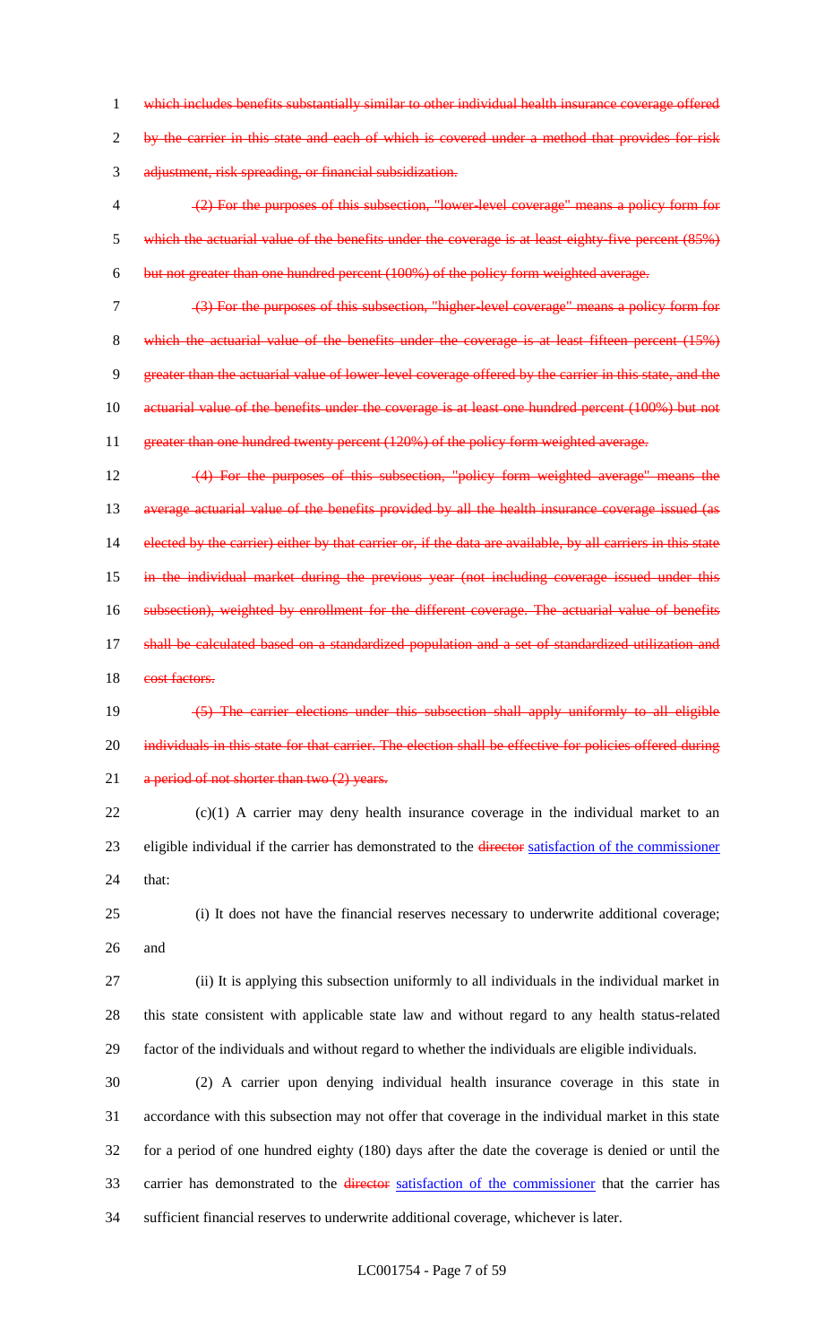~~which includes benefits substantially similar to other individual health insurance coverage offered by the carrier in this state and each of which is covered under a method that provides for risk adjustment, risk spreading, or financial subsidization.~~

~~(2) For the purposes of this subsection, "lower-level coverage" means a policy form for which the actuarial value of the benefits under the coverage is at least eighty-five percent (85%) but not greater than one hundred percent (100%) of the policy form weighted average.~~

~~(3) For the purposes of this subsection, "higher-level coverage" means a policy form for which the actuarial value of the benefits under the coverage is at least fifteen percent (15%) greater than the actuarial value of lower-level coverage offered by the carrier in this state, and the actuarial value of the benefits under the coverage is at least one hundred percent (100%) but not greater than one hundred twenty percent (120%) of the policy form weighted average.~~

~~(4) For the purposes of this subsection, "policy form weighted average" means the average actuarial value of the benefits provided by all the health insurance coverage issued (as elected by the carrier) either by that carrier or, if the data are available, by all carriers in this state in the individual market during the previous year (not including coverage issued under this subsection), weighted by enrollment for the different coverage. The actuarial value of benefits shall be calculated based on a standardized population and a set of standardized utilization and cost factors.~~

~~(5) The carrier elections under this subsection shall apply uniformly to all eligible individuals in this state for that carrier. The election shall be effective for policies offered during a period of not shorter than two (2) years.~~

(c)(1) A carrier may deny health insurance coverage in the individual market to an eligible individual if the carrier has demonstrated to the ~~director~~ <u>satisfaction of the commissioner</u> that:

(i) It does not have the financial reserves necessary to underwrite additional coverage; and

(ii) It is applying this subsection uniformly to all individuals in the individual market in this state consistent with applicable state law and without regard to any health status-related factor of the individuals and without regard to whether the individuals are eligible individuals.

(2) A carrier upon denying individual health insurance coverage in this state in accordance with this subsection may not offer that coverage in the individual market in this state for a period of one hundred eighty (180) days after the date the coverage is denied or until the carrier has demonstrated to the ~~director~~ <u>satisfaction of the commissioner</u> that the carrier has sufficient financial reserves to underwrite additional coverage, whichever is later.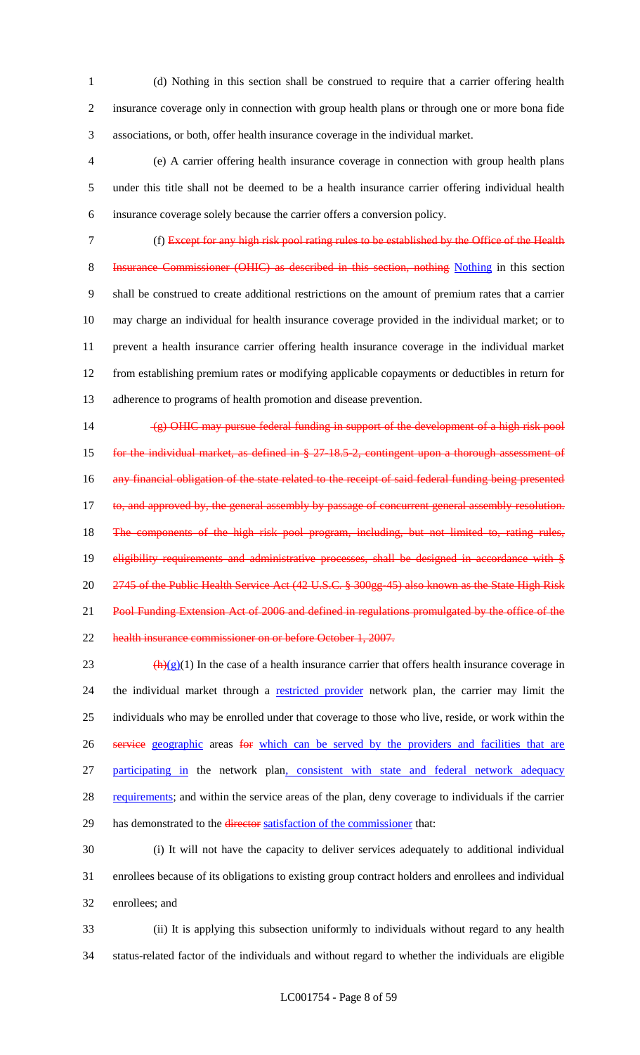(d) Nothing in this section shall be construed to require that a carrier offering health insurance coverage only in connection with group health plans or through one or more bona fide associations, or both, offer health insurance coverage in the individual market.

(e) A carrier offering health insurance coverage in connection with group health plans under this title shall not be deemed to be a health insurance carrier offering individual health insurance coverage solely because the carrier offers a conversion policy.

(f) ~~Except for any high risk pool rating rules to be established by the Office of the Health Insurance Commissioner (OHIC) as described in this section, nothing~~ Nothing in this section shall be construed to create additional restrictions on the amount of premium rates that a carrier may charge an individual for health insurance coverage provided in the individual market; or to prevent a health insurance carrier offering health insurance coverage in the individual market from establishing premium rates or modifying applicable copayments or deductibles in return for adherence to programs of health promotion and disease prevention.

~~(g) OHIC may pursue federal funding in support of the development of a high risk pool for the individual market, as defined in § 27-18.5-2, contingent upon a thorough assessment of any financial obligation of the state related to the receipt of said federal funding being presented to, and approved by, the general assembly by passage of concurrent general assembly resolution. The components of the high risk pool program, including, but not limited to, rating rules, eligibility requirements and administrative processes, shall be designed in accordance with § 2745 of the Public Health Service Act (42 U.S.C. § 300gg-45) also known as the State High Risk Pool Funding Extension Act of 2006 and defined in regulations promulgated by the office of the health insurance commissioner on or before October 1, 2007.~~

~~(h)~~(g)(1) In the case of a health insurance carrier that offers health insurance coverage in the individual market through a restricted provider network plan, the carrier may limit the individuals who may be enrolled under that coverage to those who live, reside, or work within the ~~service~~ geographic areas ~~for~~ which can be served by the providers and facilities that are participating in the network plan, consistent with state and federal network adequacy requirements; and within the service areas of the plan, deny coverage to individuals if the carrier has demonstrated to the ~~director~~ satisfaction of the commissioner that:

(i) It will not have the capacity to deliver services adequately to additional individual enrollees because of its obligations to existing group contract holders and enrollees and individual enrollees; and

(ii) It is applying this subsection uniformly to individuals without regard to any health status-related factor of the individuals and without regard to whether the individuals are eligible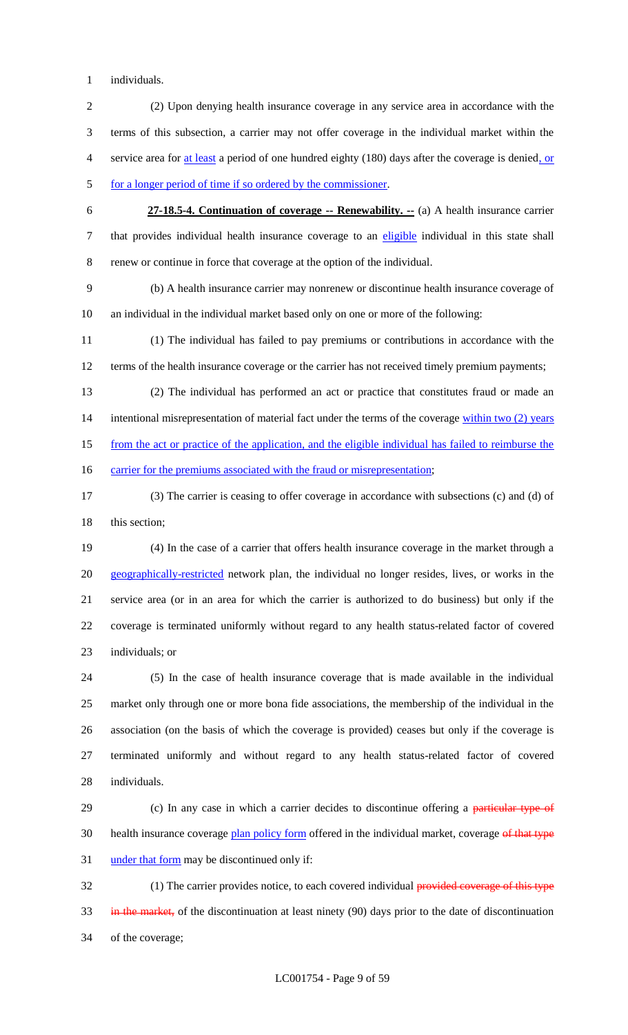individuals.

(2) Upon denying health insurance coverage in any service area in accordance with the terms of this subsection, a carrier may not offer coverage in the individual market within the service area for at least a period of one hundred eighty (180) days after the coverage is denied, or for a longer period of time if so ordered by the commissioner.

**27-18.5-4. Continuation of coverage -- Renewability. --** (a) A health insurance carrier that provides individual health insurance coverage to an eligible individual in this state shall renew or continue in force that coverage at the option of the individual.

(b) A health insurance carrier may nonrenew or discontinue health insurance coverage of an individual in the individual market based only on one or more of the following:

(1) The individual has failed to pay premiums or contributions in accordance with the terms of the health insurance coverage or the carrier has not received timely premium payments;

(2) The individual has performed an act or practice that constitutes fraud or made an intentional misrepresentation of material fact under the terms of the coverage within two (2) years from the act or practice of the application, and the eligible individual has failed to reimburse the carrier for the premiums associated with the fraud or misrepresentation;

(3) The carrier is ceasing to offer coverage in accordance with subsections (c) and (d) of this section;

(4) In the case of a carrier that offers health insurance coverage in the market through a geographically-restricted network plan, the individual no longer resides, lives, or works in the service area (or in an area for which the carrier is authorized to do business) but only if the coverage is terminated uniformly without regard to any health status-related factor of covered individuals; or

(5) In the case of health insurance coverage that is made available in the individual market only through one or more bona fide associations, the membership of the individual in the association (on the basis of which the coverage is provided) ceases but only if the coverage is terminated uniformly and without regard to any health status-related factor of covered individuals.

(c) In any case in which a carrier decides to discontinue offering a ~~particular type of~~ health insurance coverage plan policy form offered in the individual market, coverage ~~of that type~~ under that form may be discontinued only if:

(1) The carrier provides notice, to each covered individual ~~provided coverage of this type in the market,~~ of the discontinuation at least ninety (90) days prior to the date of discontinuation of the coverage;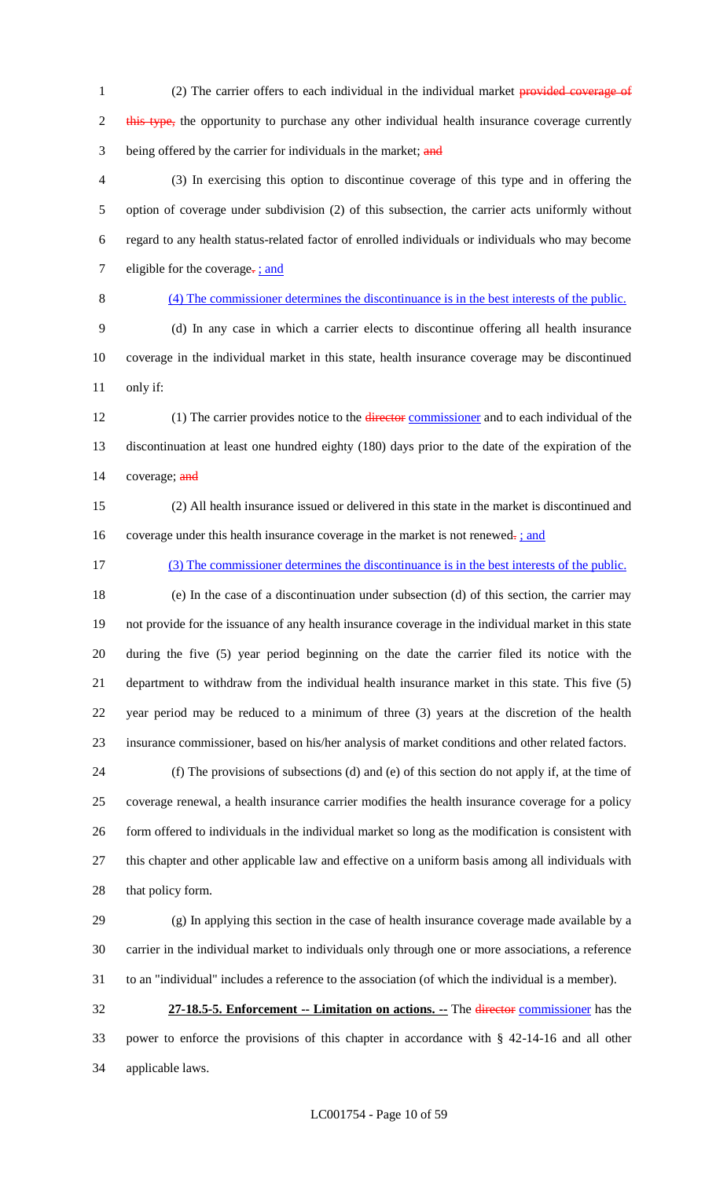(2) The carrier offers to each individual in the individual market ~~provided coverage of this type,~~ the opportunity to purchase any other individual health insurance coverage currently being offered by the carrier for individuals in the market; ~~and~~

(3) In exercising this option to discontinue coverage of this type and in offering the option of coverage under subdivision (2) of this subsection, the carrier acts uniformly without regard to any health status-related factor of enrolled individuals or individuals who may become eligible for the coverage~~.~~; and

(4) The commissioner determines the discontinuance is in the best interests of the public.

(d) In any case in which a carrier elects to discontinue offering all health insurance coverage in the individual market in this state, health insurance coverage may be discontinued only if:

(1) The carrier provides notice to the ~~director~~ commissioner and to each individual of the discontinuation at least one hundred eighty (180) days prior to the date of the expiration of the coverage; ~~and~~

(2) All health insurance issued or delivered in this state in the market is discontinued and coverage under this health insurance coverage in the market is not renewed~~.~~; and

(3) The commissioner determines the discontinuance is in the best interests of the public.

(e) In the case of a discontinuation under subsection (d) of this section, the carrier may not provide for the issuance of any health insurance coverage in the individual market in this state during the five (5) year period beginning on the date the carrier filed its notice with the department to withdraw from the individual health insurance market in this state. This five (5) year period may be reduced to a minimum of three (3) years at the discretion of the health insurance commissioner, based on his/her analysis of market conditions and other related factors.

(f) The provisions of subsections (d) and (e) of this section do not apply if, at the time of coverage renewal, a health insurance carrier modifies the health insurance coverage for a policy form offered to individuals in the individual market so long as the modification is consistent with this chapter and other applicable law and effective on a uniform basis among all individuals with that policy form.

(g) In applying this section in the case of health insurance coverage made available by a carrier in the individual market to individuals only through one or more associations, a reference to an "individual" includes a reference to the association (of which the individual is a member).

**27-18.5-5. Enforcement -- Limitation on actions. --** The ~~director~~ commissioner has the power to enforce the provisions of this chapter in accordance with § 42-14-16 and all other applicable laws.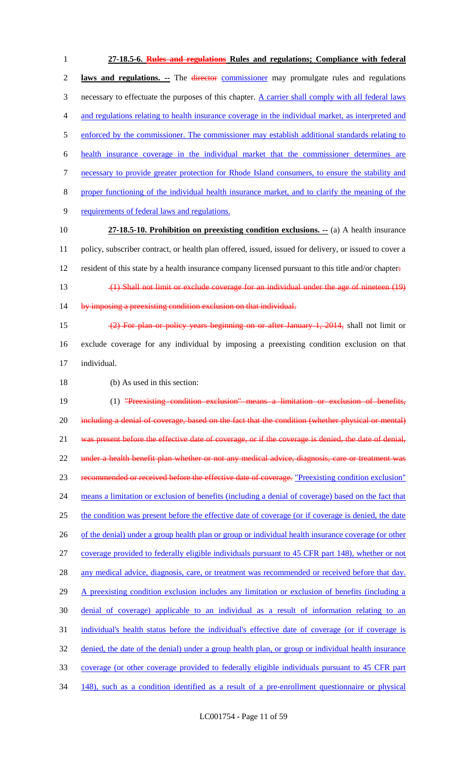**27-18.5-6. ~~Rules and regulations~~ Rules and regulations; Compliance with federal laws and regulations. --** The ~~director~~ commissioner may promulgate rules and regulations necessary to effectuate the purposes of this chapter. A carrier shall comply with all federal laws and regulations relating to health insurance coverage in the individual market, as interpreted and enforced by the commissioner. The commissioner may establish additional standards relating to health insurance coverage in the individual market that the commissioner determines are necessary to provide greater protection for Rhode Island consumers, to ensure the stability and proper functioning of the individual health insurance market, and to clarify the meaning of the requirements of federal laws and regulations.

**27-18.5-10. Prohibition on preexisting condition exclusions. --** (a) A health insurance policy, subscriber contract, or health plan offered, issued, issued for delivery, or issued to cover a resident of this state by a health insurance company licensed pursuant to this title and/or chapter~~:~~

~~(1) Shall not limit or exclude coverage for an individual under the age of nineteen (19) by imposing a preexisting condition exclusion on that individual.~~

~~(2) For plan or policy years beginning on or after January 1, 2014,~~ shall not limit or exclude coverage for any individual by imposing a preexisting condition exclusion on that individual.

(b) As used in this section:

(1) ~~"Preexisting condition exclusion" means a limitation or exclusion of benefits, including a denial of coverage, based on the fact that the condition (whether physical or mental) was present before the effective date of coverage, or if the coverage is denied, the date of denial, under a health benefit plan whether or not any medical advice, diagnosis, care or treatment was recommended or received before the effective date of coverage.~~ "Preexisting condition exclusion" means a limitation or exclusion of benefits (including a denial of coverage) based on the fact that the condition was present before the effective date of coverage (or if coverage is denied, the date of the denial) under a group health plan or group or individual health insurance coverage (or other coverage provided to federally eligible individuals pursuant to 45 CFR part 148), whether or not any medical advice, diagnosis, care, or treatment was recommended or received before that day. A preexisting condition exclusion includes any limitation or exclusion of benefits (including a denial of coverage) applicable to an individual as a result of information relating to an individual's health status before the individual's effective date of coverage (or if coverage is denied, the date of the denial) under a group health plan, or group or individual health insurance coverage (or other coverage provided to federally eligible individuals pursuant to 45 CFR part 148), such as a condition identified as a result of a pre-enrollment questionnaire or physical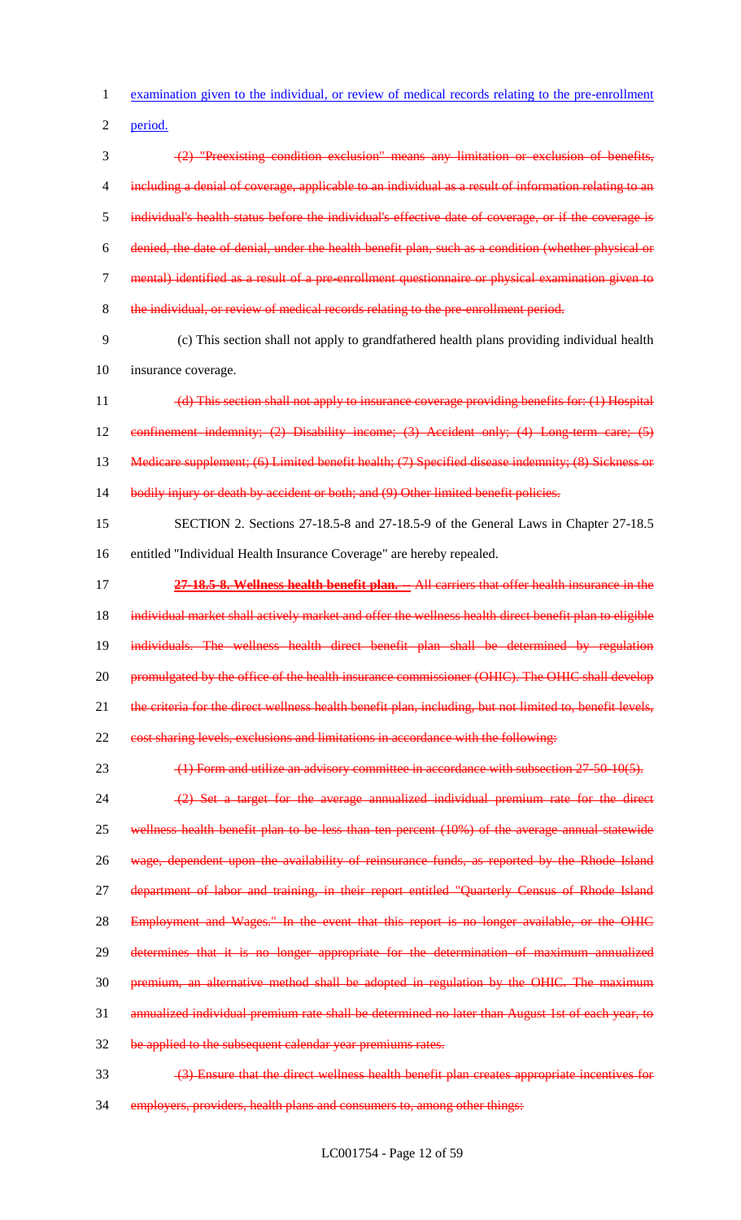examination given to the individual, or review of medical records relating to the pre-enrollment period.

~~(2) "Preexisting condition exclusion" means any limitation or exclusion of benefits, including a denial of coverage, applicable to an individual as a result of information relating to an individual's health status before the individual's effective date of coverage, or if the coverage is denied, the date of denial, under the health benefit plan, such as a condition (whether physical or mental) identified as a result of a pre-enrollment questionnaire or physical examination given to the individual, or review of medical records relating to the pre-enrollment period.~~

(c) This section shall not apply to grandfathered health plans providing individual health insurance coverage.

~~(d) This section shall not apply to insurance coverage providing benefits for: (1) Hospital confinement indemnity; (2) Disability income; (3) Accident only; (4) Long-term care; (5) Medicare supplement; (6) Limited benefit health; (7) Specified disease indemnity; (8) Sickness or bodily injury or death by accident or both; and (9) Other limited benefit policies.~~

SECTION 2. Sections 27-18.5-8 and 27-18.5-9 of the General Laws in Chapter 27-18.5 entitled "Individual Health Insurance Coverage" are hereby repealed.

~~**27-18.5-8. Wellness health benefit plan.** -- All carriers that offer health insurance in the individual market shall actively market and offer the wellness health direct benefit plan to eligible individuals. The wellness health direct benefit plan shall be determined by regulation promulgated by the office of the health insurance commissioner (OHIC). The OHIC shall develop the criteria for the direct wellness health benefit plan, including, but not limited to, benefit levels, cost sharing levels, exclusions and limitations in accordance with the following:~~

~~(1) Form and utilize an advisory committee in accordance with subsection 27-50-10(5).~~

~~(2) Set a target for the average annualized individual premium rate for the direct wellness health benefit plan to be less than ten percent (10%) of the average annual statewide wage, dependent upon the availability of reinsurance funds, as reported by the Rhode Island department of labor and training, in their report entitled "Quarterly Census of Rhode Island Employment and Wages." In the event that this report is no longer available, or the OHIC determines that it is no longer appropriate for the determination of maximum annualized premium, an alternative method shall be adopted in regulation by the OHIC. The maximum annualized individual premium rate shall be determined no later than August 1st of each year, to be applied to the subsequent calendar year premiums rates.~~

~~(3) Ensure that the direct wellness health benefit plan creates appropriate incentives for employers, providers, health plans and consumers to, among other things:~~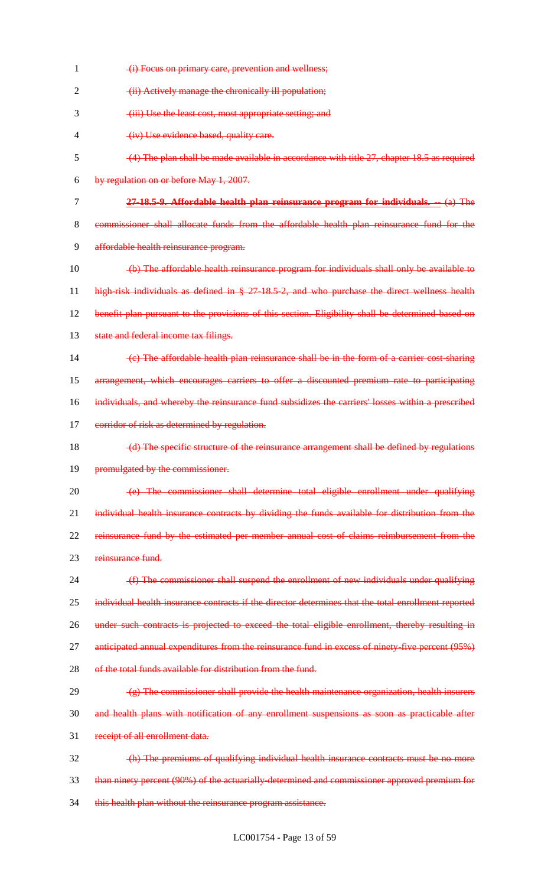(i) Focus on primary care, prevention and wellness;

(ii) Actively manage the chronically ill population;

(iii) Use the least cost, most appropriate setting; and

(iv) Use evidence based, quality care.

(4) The plan shall be made available in accordance with title 27, chapter 18.5 as required by regulation on or before May 1, 2007.

**27-18.5-9. Affordable health plan reinsurance program for individuals. --** (a) The commissioner shall allocate funds from the affordable health plan reinsurance fund for the affordable health reinsurance program.

(b) The affordable health reinsurance program for individuals shall only be available to high-risk individuals as defined in § 27-18.5-2, and who purchase the direct wellness health benefit plan pursuant to the provisions of this section. Eligibility shall be determined based on state and federal income tax filings.

(c) The affordable health plan reinsurance shall be in the form of a carrier cost-sharing arrangement, which encourages carriers to offer a discounted premium rate to participating individuals, and whereby the reinsurance fund subsidizes the carriers' losses within a prescribed corridor of risk as determined by regulation.

(d) The specific structure of the reinsurance arrangement shall be defined by regulations promulgated by the commissioner.

(e) The commissioner shall determine total eligible enrollment under qualifying individual health insurance contracts by dividing the funds available for distribution from the reinsurance fund by the estimated per member annual cost of claims reimbursement from the reinsurance fund.

(f) The commissioner shall suspend the enrollment of new individuals under qualifying individual health insurance contracts if the director determines that the total enrollment reported under such contracts is projected to exceed the total eligible enrollment, thereby resulting in anticipated annual expenditures from the reinsurance fund in excess of ninety-five percent (95%) of the total funds available for distribution from the fund.

(g) The commissioner shall provide the health maintenance organization, health insurers and health plans with notification of any enrollment suspensions as soon as practicable after receipt of all enrollment data.

(h) The premiums of qualifying individual health insurance contracts must be no more than ninety percent (90%) of the actuarially-determined and commissioner approved premium for this health plan without the reinsurance program assistance.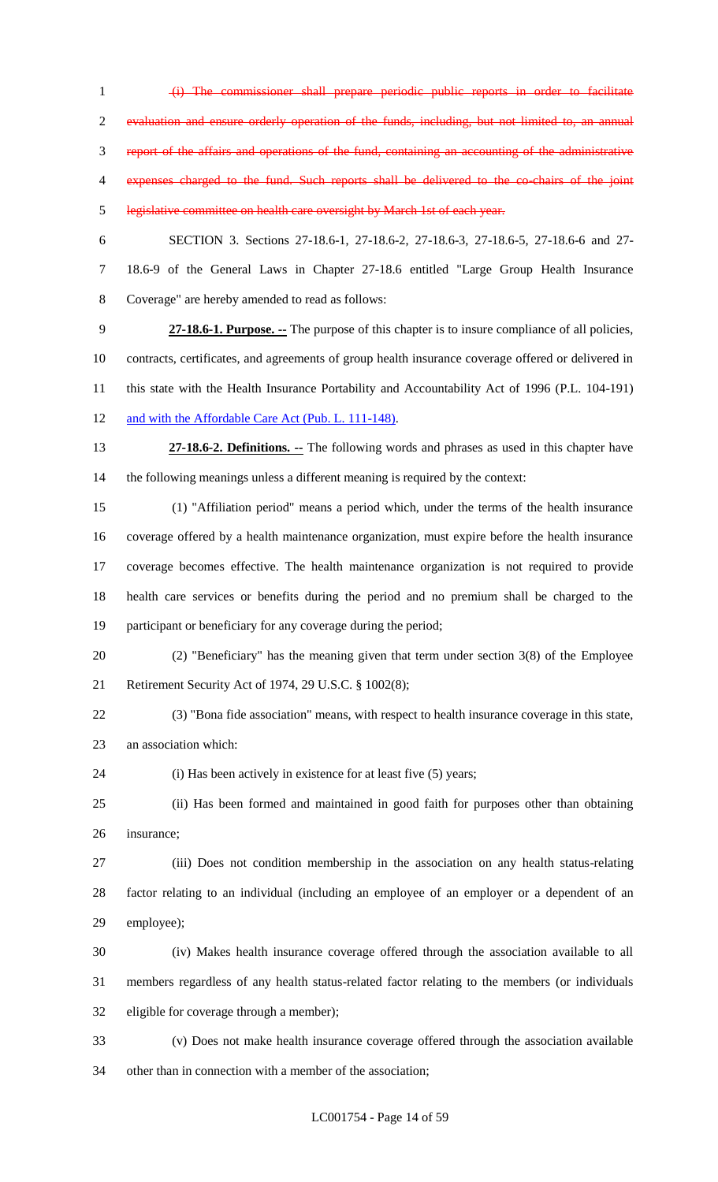~~(i) The commissioner shall prepare periodic public reports in order to facilitate evaluation and ensure orderly operation of the funds, including, but not limited to, an annual report of the affairs and operations of the fund, containing an accounting of the administrative expenses charged to the fund. Such reports shall be delivered to the co-chairs of the joint legislative committee on health care oversight by March 1st of each year.~~

SECTION 3. Sections 27-18.6-1, 27-18.6-2, 27-18.6-3, 27-18.6-5, 27-18.6-6 and 27-18.6-9 of the General Laws in Chapter 27-18.6 entitled "Large Group Health Insurance Coverage" are hereby amended to read as follows:

**27-18.6-1. Purpose. --** The purpose of this chapter is to insure compliance of all policies, contracts, certificates, and agreements of group health insurance coverage offered or delivered in this state with the Health Insurance Portability and Accountability Act of 1996 (P.L. 104-191) <u>and with the Affordable Care Act (Pub. L. 111-148)</u>.

**27-18.6-2. Definitions. --** The following words and phrases as used in this chapter have the following meanings unless a different meaning is required by the context:

(1) "Affiliation period" means a period which, under the terms of the health insurance coverage offered by a health maintenance organization, must expire before the health insurance coverage becomes effective. The health maintenance organization is not required to provide health care services or benefits during the period and no premium shall be charged to the participant or beneficiary for any coverage during the period;

(2) "Beneficiary" has the meaning given that term under section 3(8) of the Employee Retirement Security Act of 1974, 29 U.S.C. § 1002(8);

(3) "Bona fide association" means, with respect to health insurance coverage in this state, an association which:

(i) Has been actively in existence for at least five (5) years;

(ii) Has been formed and maintained in good faith for purposes other than obtaining insurance;

(iii) Does not condition membership in the association on any health status-relating factor relating to an individual (including an employee of an employer or a dependent of an employee);

(iv) Makes health insurance coverage offered through the association available to all members regardless of any health status-related factor relating to the members (or individuals eligible for coverage through a member);

(v) Does not make health insurance coverage offered through the association available other than in connection with a member of the association;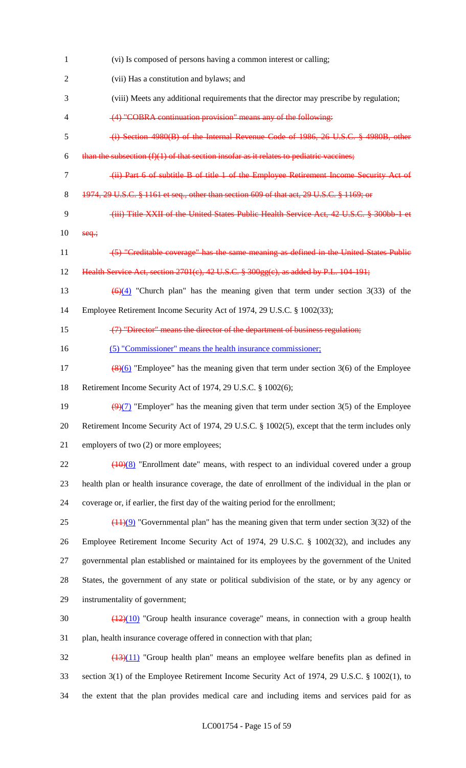1 (vi) Is composed of persons having a common interest or calling;

2 (vii) Has a constitution and bylaws; and

3 (viii) Meets any additional requirements that the director may prescribe by regulation;

4 ~~(4) "COBRA continuation provision" means any of the following:~~

5 ~~(i) Section 4980(B) of the Internal Revenue Code of 1986, 26 U.S.C. § 4980B, other~~

6 ~~than the subsection (f)(1) of that section insofar as it relates to pediatric vaccines;~~

7 ~~(ii) Part 6 of subtitle B of title 1 of the Employee Retirement Income Security Act of~~

8 ~~1974, 29 U.S.C. § 1161 et seq., other than section 609 of that act, 29 U.S.C. § 1169; or~~

9 ~~(iii) Title XXII of the United States Public Health Service Act, 42 U.S.C. § 300bb-1 et~~

10 ~~seq.;~~

11 ~~(5) "Creditable coverage" has the same meaning as defined in the United States Public~~

12 ~~Health Service Act, section 2701(c), 42 U.S.C. § 300gg(c), as added by P.L. 104-191;~~

13 ~~(6)~~(4) "Church plan" has the meaning given that term under section 3(33) of the

14 Employee Retirement Income Security Act of 1974, 29 U.S.C. § 1002(33);

15 ~~(7) "Director" means the director of the department of business regulation;~~

16 <u>(5) "Commissioner" means the health insurance commissioner;</u>

17 ~~(8)~~(6) "Employee" has the meaning given that term under section 3(6) of the Employee

18 Retirement Income Security Act of 1974, 29 U.S.C. § 1002(6);

19 ~~(9)~~(7) "Employer" has the meaning given that term under section 3(5) of the Employee

20 Retirement Income Security Act of 1974, 29 U.S.C. § 1002(5), except that the term includes only

21 employers of two (2) or more employees;

22 ~~(10)~~(8) "Enrollment date" means, with respect to an individual covered under a group

23 health plan or health insurance coverage, the date of enrollment of the individual in the plan or

24 coverage or, if earlier, the first day of the waiting period for the enrollment;

25 ~~(11)~~(9) "Governmental plan" has the meaning given that term under section 3(32) of the

26 Employee Retirement Income Security Act of 1974, 29 U.S.C. § 1002(32), and includes any

27 governmental plan established or maintained for its employees by the government of the United

28 States, the government of any state or political subdivision of the state, or by any agency or

29 instrumentality of government;

30 ~~(12)~~(10) "Group health insurance coverage" means, in connection with a group health

31 plan, health insurance coverage offered in connection with that plan;

32 ~~(13)~~(11) "Group health plan" means an employee welfare benefits plan as defined in

33 section 3(1) of the Employee Retirement Income Security Act of 1974, 29 U.S.C. § 1002(1), to

34 the extent that the plan provides medical care and including items and services paid for as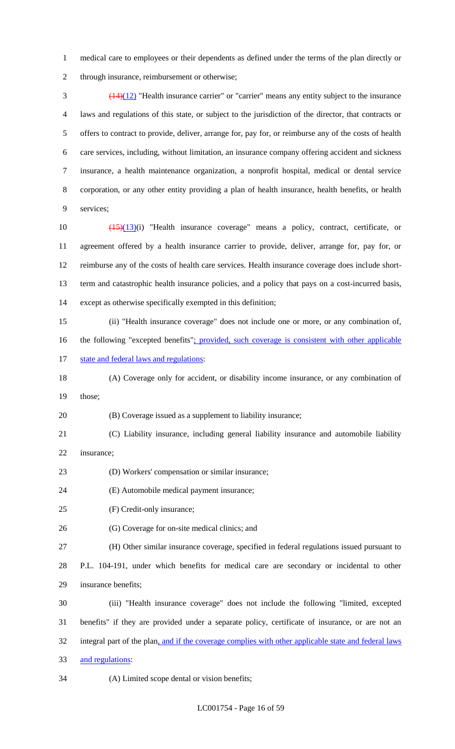medical care to employees or their dependents as defined under the terms of the plan directly or through insurance, reimbursement or otherwise;

~~(14)~~(12) "Health insurance carrier" or "carrier" means any entity subject to the insurance laws and regulations of this state, or subject to the jurisdiction of the director, that contracts or offers to contract to provide, deliver, arrange for, pay for, or reimburse any of the costs of health care services, including, without limitation, an insurance company offering accident and sickness insurance, a health maintenance organization, a nonprofit hospital, medical or dental service corporation, or any other entity providing a plan of health insurance, health benefits, or health services;

~~(15)~~(13)(i) "Health insurance coverage" means a policy, contract, certificate, or agreement offered by a health insurance carrier to provide, deliver, arrange for, pay for, or reimburse any of the costs of health care services. Health insurance coverage does include short-term and catastrophic health insurance policies, and a policy that pays on a cost-incurred basis, except as otherwise specifically exempted in this definition;

(ii) "Health insurance coverage" does not include one or more, or any combination of, the following "excepted benefits"; provided, such coverage is consistent with other applicable state and federal laws and regulations:

(A) Coverage only for accident, or disability income insurance, or any combination of those;

(B) Coverage issued as a supplement to liability insurance;

(C) Liability insurance, including general liability insurance and automobile liability insurance;

(D) Workers' compensation or similar insurance;

(E) Automobile medical payment insurance;

(F) Credit-only insurance;

(G) Coverage for on-site medical clinics; and

(H) Other similar insurance coverage, specified in federal regulations issued pursuant to P.L. 104-191, under which benefits for medical care are secondary or incidental to other insurance benefits;

(iii) "Health insurance coverage" does not include the following "limited, excepted benefits" if they are provided under a separate policy, certificate of insurance, or are not an integral part of the plan, and if the coverage complies with other applicable state and federal laws and regulations:

(A) Limited scope dental or vision benefits;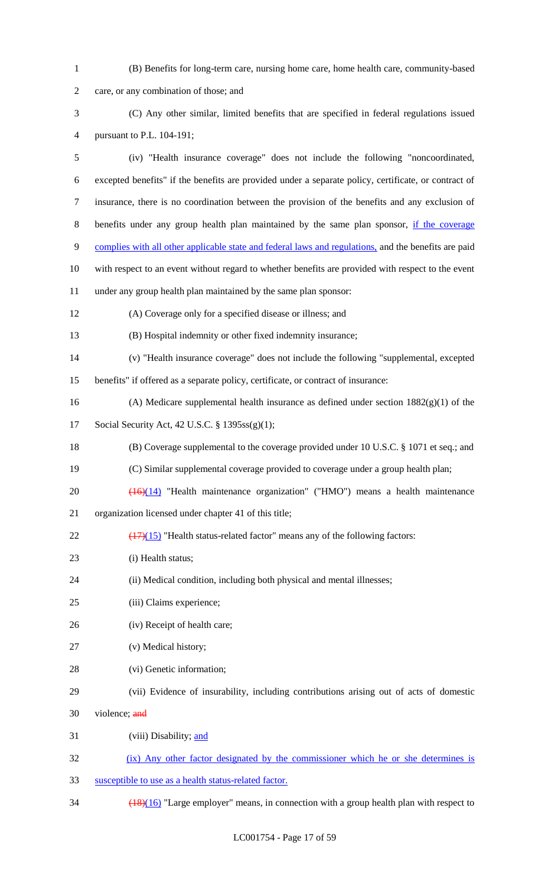(B) Benefits for long-term care, nursing home care, home health care, community-based care, or any combination of those; and

(C) Any other similar, limited benefits that are specified in federal regulations issued pursuant to P.L. 104-191;

(iv) "Health insurance coverage" does not include the following "noncoordinated, excepted benefits" if the benefits are provided under a separate policy, certificate, or contract of insurance, there is no coordination between the provision of the benefits and any exclusion of benefits under any group health plan maintained by the same plan sponsor, if the coverage complies with all other applicable state and federal laws and regulations, and the benefits are paid with respect to an event without regard to whether benefits are provided with respect to the event under any group health plan maintained by the same plan sponsor:

(A) Coverage only for a specified disease or illness; and

(B) Hospital indemnity or other fixed indemnity insurance;

(v) "Health insurance coverage" does not include the following "supplemental, excepted benefits" if offered as a separate policy, certificate, or contract of insurance:

(A) Medicare supplemental health insurance as defined under section 1882(g)(1) of the Social Security Act, 42 U.S.C. § 1395ss(g)(1);

(B) Coverage supplemental to the coverage provided under 10 U.S.C. § 1071 et seq.; and

(C) Similar supplemental coverage provided to coverage under a group health plan;

~~(16)~~(14) "Health maintenance organization" ("HMO") means a health maintenance organization licensed under chapter 41 of this title;

~~(17)~~(15) "Health status-related factor" means any of the following factors:

(i) Health status;

(ii) Medical condition, including both physical and mental illnesses;

(iii) Claims experience;

(iv) Receipt of health care;

(v) Medical history;

(vi) Genetic information;

(vii) Evidence of insurability, including contributions arising out of acts of domestic violence; ~~and~~

(viii) Disability; and

(ix) Any other factor designated by the commissioner which he or she determines is susceptible to use as a health status-related factor.

~~(18)~~(16) "Large employer" means, in connection with a group health plan with respect to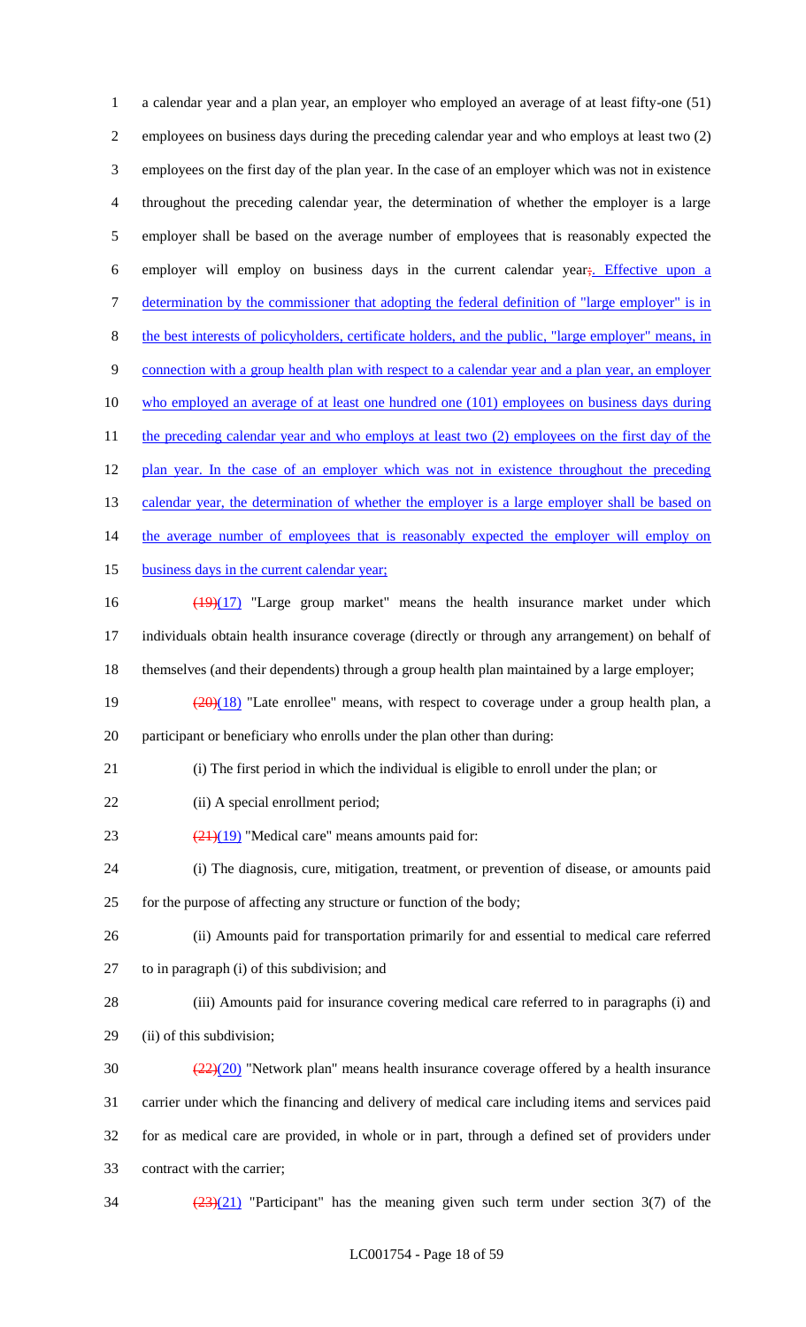a calendar year and a plan year, an employer who employed an average of at least fifty-one (51) employees on business days during the preceding calendar year and who employs at least two (2) employees on the first day of the plan year. In the case of an employer which was not in existence throughout the preceding calendar year, the determination of whether the employer is a large employer shall be based on the average number of employees that is reasonably expected the employer will employ on business days in the current calendar year;. Effective upon a determination by the commissioner that adopting the federal definition of "large employer" is in the best interests of policyholders, certificate holders, and the public, "large employer" means, in connection with a group health plan with respect to a calendar year and a plan year, an employer who employed an average of at least one hundred one (101) employees on business days during the preceding calendar year and who employs at least two (2) employees on the first day of the plan year. In the case of an employer which was not in existence throughout the preceding calendar year, the determination of whether the employer is a large employer shall be based on the average number of employees that is reasonably expected the employer will employ on business days in the current calendar year;

(19)(17) "Large group market" means the health insurance market under which individuals obtain health insurance coverage (directly or through any arrangement) on behalf of themselves (and their dependents) through a group health plan maintained by a large employer;

(20)(18) "Late enrollee" means, with respect to coverage under a group health plan, a participant or beneficiary who enrolls under the plan other than during:

(i) The first period in which the individual is eligible to enroll under the plan; or

(ii) A special enrollment period;

(21)(19) "Medical care" means amounts paid for:

(i) The diagnosis, cure, mitigation, treatment, or prevention of disease, or amounts paid for the purpose of affecting any structure or function of the body;

(ii) Amounts paid for transportation primarily for and essential to medical care referred to in paragraph (i) of this subdivision; and

(iii) Amounts paid for insurance covering medical care referred to in paragraphs (i) and (ii) of this subdivision;

(22)(20) "Network plan" means health insurance coverage offered by a health insurance carrier under which the financing and delivery of medical care including items and services paid for as medical care are provided, in whole or in part, through a defined set of providers under contract with the carrier;

(23)(21) "Participant" has the meaning given such term under section 3(7) of the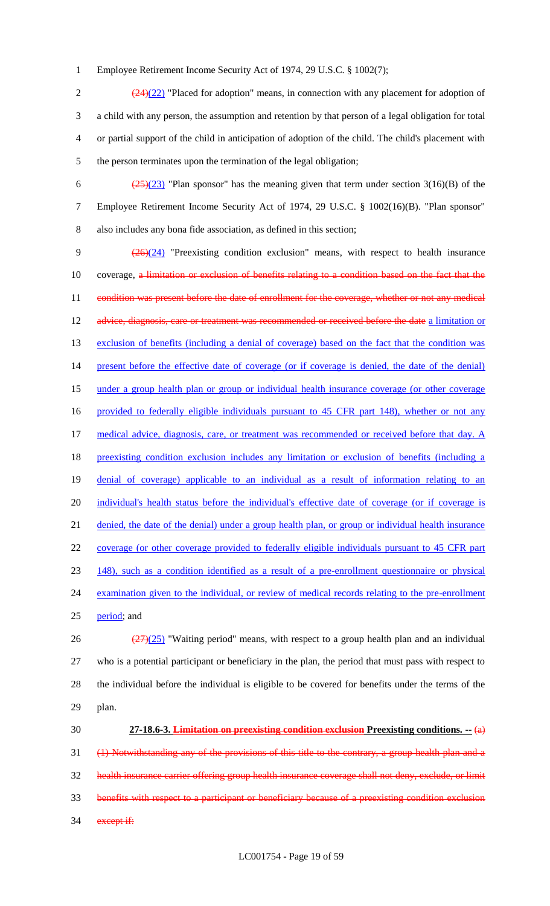Employee Retirement Income Security Act of 1974, 29 U.S.C. § 1002(7);

~~(24)~~(22) "Placed for adoption" means, in connection with any placement for adoption of a child with any person, the assumption and retention by that person of a legal obligation for total or partial support of the child in anticipation of adoption of the child. The child's placement with the person terminates upon the termination of the legal obligation;

~~(25)~~(23) "Plan sponsor" has the meaning given that term under section 3(16)(B) of the Employee Retirement Income Security Act of 1974, 29 U.S.C. § 1002(16)(B). "Plan sponsor" also includes any bona fide association, as defined in this section;

~~(26)~~(24) "Preexisting condition exclusion" means, with respect to health insurance coverage, ~~a limitation or exclusion of benefits relating to a condition based on the fact that the condition was present before the date of enrollment for the coverage, whether or not any medical advice, diagnosis, care or treatment was recommended or received before the date~~ a limitation or exclusion of benefits (including a denial of coverage) based on the fact that the condition was present before the effective date of coverage (or if coverage is denied, the date of the denial) under a group health plan or group or individual health insurance coverage (or other coverage provided to federally eligible individuals pursuant to 45 CFR part 148), whether or not any medical advice, diagnosis, care, or treatment was recommended or received before that day. A preexisting condition exclusion includes any limitation or exclusion of benefits (including a denial of coverage) applicable to an individual as a result of information relating to an individual's health status before the individual's effective date of coverage (or if coverage is denied, the date of the denial) under a group health plan, or group or individual health insurance coverage (or other coverage provided to federally eligible individuals pursuant to 45 CFR part 148), such as a condition identified as a result of a pre-enrollment questionnaire or physical examination given to the individual, or review of medical records relating to the pre-enrollment period; and

~~(27)~~(25) "Waiting period" means, with respect to a group health plan and an individual who is a potential participant or beneficiary in the plan, the period that must pass with respect to the individual before the individual is eligible to be covered for benefits under the terms of the plan.

**27-18.6-3. ~~Limitation on preexisting condition exclusion~~ Preexisting conditions. --** ~~(a) (1) Notwithstanding any of the provisions of this title to the contrary, a group health plan and a health insurance carrier offering group health insurance coverage shall not deny, exclude, or limit benefits with respect to a participant or beneficiary because of a preexisting condition exclusion except if:~~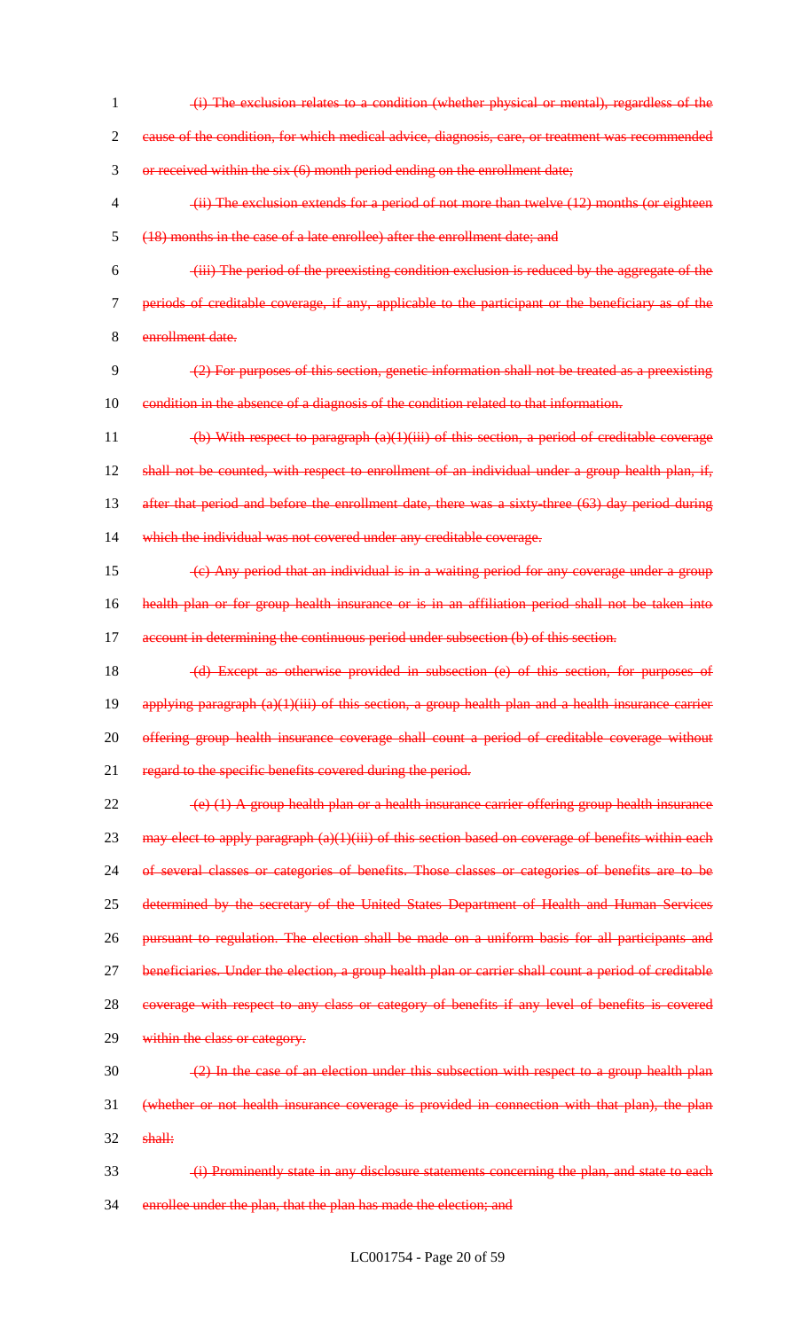~~(i) The exclusion relates to a condition (whether physical or mental), regardless of the cause of the condition, for which medical advice, diagnosis, care, or treatment was recommended or received within the six (6) month period ending on the enrollment date;~~

~~(ii) The exclusion extends for a period of not more than twelve (12) months (or eighteen (18) months in the case of a late enrollee) after the enrollment date; and~~

~~(iii) The period of the preexisting condition exclusion is reduced by the aggregate of the periods of creditable coverage, if any, applicable to the participant or the beneficiary as of the enrollment date.~~

~~(2) For purposes of this section, genetic information shall not be treated as a preexisting condition in the absence of a diagnosis of the condition related to that information.~~

~~(b) With respect to paragraph (a)(1)(iii) of this section, a period of creditable coverage shall not be counted, with respect to enrollment of an individual under a group health plan, if, after that period and before the enrollment date, there was a sixty-three (63) day period during which the individual was not covered under any creditable coverage.~~

~~(c) Any period that an individual is in a waiting period for any coverage under a group health plan or for group health insurance or is in an affiliation period shall not be taken into account in determining the continuous period under subsection (b) of this section.~~

~~(d) Except as otherwise provided in subsection (e) of this section, for purposes of applying paragraph (a)(1)(iii) of this section, a group health plan and a health insurance carrier offering group health insurance coverage shall count a period of creditable coverage without regard to the specific benefits covered during the period.~~

~~(e) (1) A group health plan or a health insurance carrier offering group health insurance may elect to apply paragraph (a)(1)(iii) of this section based on coverage of benefits within each of several classes or categories of benefits. Those classes or categories of benefits are to be determined by the secretary of the United States Department of Health and Human Services pursuant to regulation. The election shall be made on a uniform basis for all participants and beneficiaries. Under the election, a group health plan or carrier shall count a period of creditable coverage with respect to any class or category of benefits if any level of benefits is covered within the class or category.~~

~~(2) In the case of an election under this subsection with respect to a group health plan (whether or not health insurance coverage is provided in connection with that plan), the plan shall:~~

~~(i) Prominently state in any disclosure statements concerning the plan, and state to each enrollee under the plan, that the plan has made the election; and~~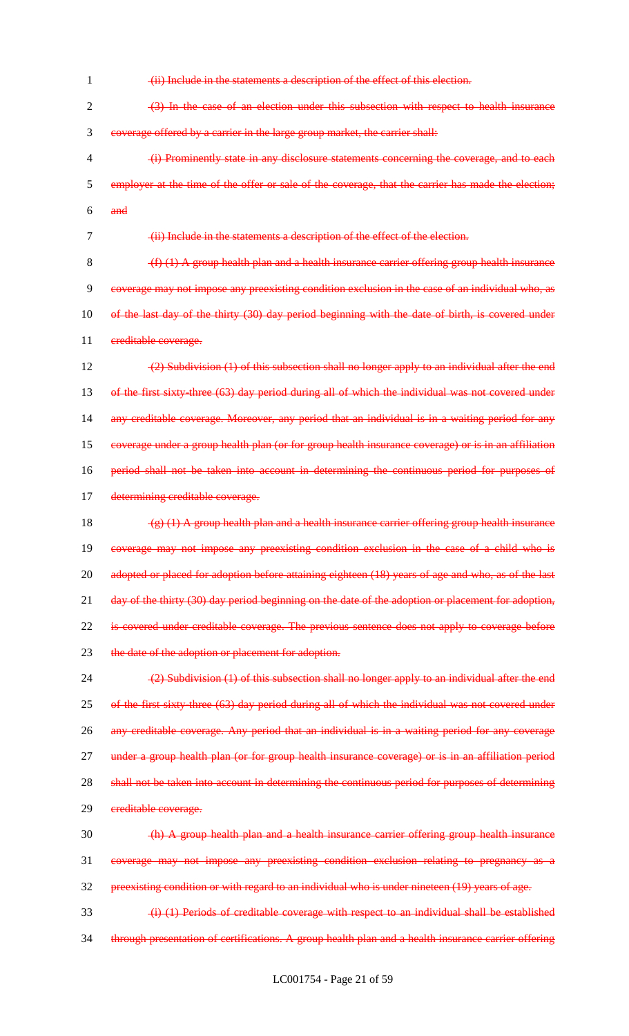~~(ii) Include in the statements a description of the effect of this election.~~

~~(3) In the case of an election under this subsection with respect to health insurance coverage offered by a carrier in the large group market, the carrier shall:~~

~~(i) Prominently state in any disclosure statements concerning the coverage, and to each employer at the time of the offer or sale of the coverage, that the carrier has made the election; and~~

~~(ii) Include in the statements a description of the effect of the election.~~

~~(f) (1) A group health plan and a health insurance carrier offering group health insurance coverage may not impose any preexisting condition exclusion in the case of an individual who, as of the last day of the thirty (30) day period beginning with the date of birth, is covered under creditable coverage.~~

~~(2) Subdivision (1) of this subsection shall no longer apply to an individual after the end of the first sixty-three (63) day period during all of which the individual was not covered under any creditable coverage. Moreover, any period that an individual is in a waiting period for any coverage under a group health plan (or for group health insurance coverage) or is in an affiliation period shall not be taken into account in determining the continuous period for purposes of determining creditable coverage.~~

~~(g) (1) A group health plan and a health insurance carrier offering group health insurance coverage may not impose any preexisting condition exclusion in the case of a child who is adopted or placed for adoption before attaining eighteen (18) years of age and who, as of the last day of the thirty (30) day period beginning on the date of the adoption or placement for adoption, is covered under creditable coverage. The previous sentence does not apply to coverage before the date of the adoption or placement for adoption.~~

~~(2) Subdivision (1) of this subsection shall no longer apply to an individual after the end of the first sixty-three (63) day period during all of which the individual was not covered under any creditable coverage. Any period that an individual is in a waiting period for any coverage under a group health plan (or for group health insurance coverage) or is in an affiliation period shall not be taken into account in determining the continuous period for purposes of determining creditable coverage.~~

~~(h) A group health plan and a health insurance carrier offering group health insurance coverage may not impose any preexisting condition exclusion relating to pregnancy as a preexisting condition or with regard to an individual who is under nineteen (19) years of age.~~

~~(i) (1) Periods of creditable coverage with respect to an individual shall be established through presentation of certifications. A group health plan and a health insurance carrier offering~~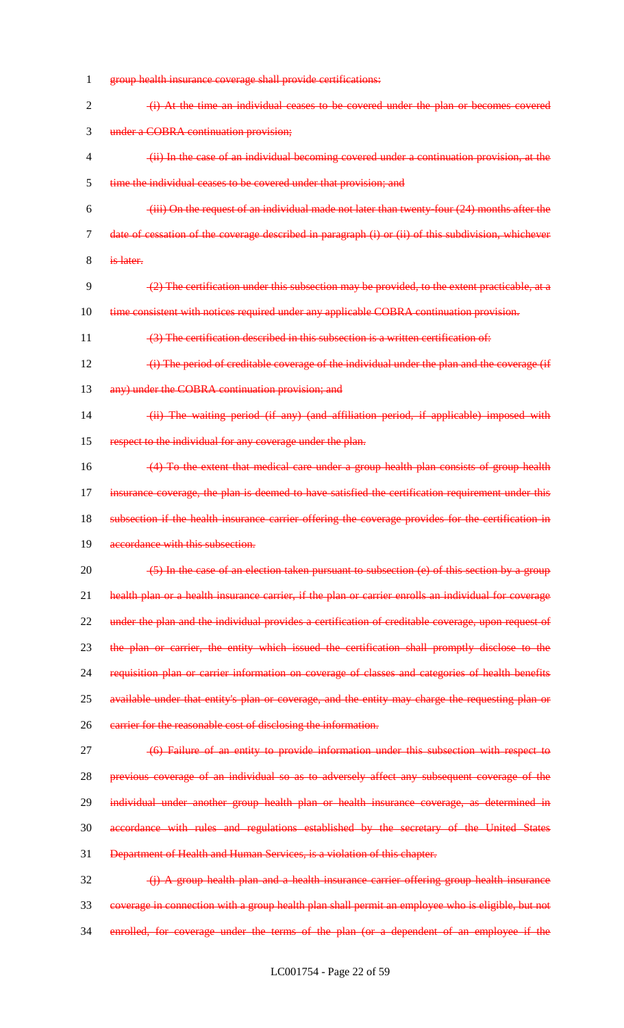~~group health insurance coverage shall provide certifications:~~

~~(i) At the time an individual ceases to be covered under the plan or becomes covered under a COBRA continuation provision;~~

~~(ii) In the case of an individual becoming covered under a continuation provision, at the time the individual ceases to be covered under that provision; and~~

~~(iii) On the request of an individual made not later than twenty-four (24) months after the date of cessation of the coverage described in paragraph (i) or (ii) of this subdivision, whichever is later.~~

~~(2) The certification under this subsection may be provided, to the extent practicable, at a time consistent with notices required under any applicable COBRA continuation provision.~~

~~(3) The certification described in this subsection is a written certification of:~~

~~(i) The period of creditable coverage of the individual under the plan and the coverage (if any) under the COBRA continuation provision; and~~

~~(ii) The waiting period (if any) (and affiliation period, if applicable) imposed with respect to the individual for any coverage under the plan.~~

~~(4) To the extent that medical care under a group health plan consists of group health insurance coverage, the plan is deemed to have satisfied the certification requirement under this subsection if the health insurance carrier offering the coverage provides for the certification in accordance with this subsection.~~

~~(5) In the case of an election taken pursuant to subsection (e) of this section by a group health plan or a health insurance carrier, if the plan or carrier enrolls an individual for coverage under the plan and the individual provides a certification of creditable coverage, upon request of the plan or carrier, the entity which issued the certification shall promptly disclose to the requisition plan or carrier information on coverage of classes and categories of health benefits available under that entity's plan or coverage, and the entity may charge the requesting plan or carrier for the reasonable cost of disclosing the information.~~

~~(6) Failure of an entity to provide information under this subsection with respect to previous coverage of an individual so as to adversely affect any subsequent coverage of the individual under another group health plan or health insurance coverage, as determined in accordance with rules and regulations established by the secretary of the United States Department of Health and Human Services, is a violation of this chapter.~~

~~(j) A group health plan and a health insurance carrier offering group health insurance coverage in connection with a group health plan shall permit an employee who is eligible, but not enrolled, for coverage under the terms of the plan (or a dependent of an employee if the~~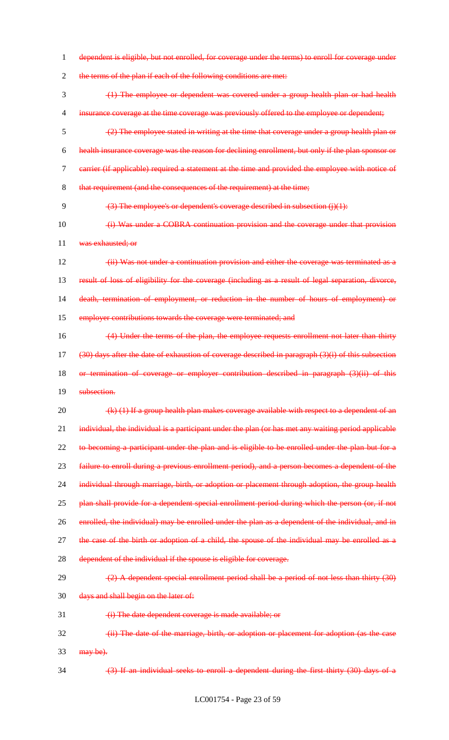dependent is eligible, but not enrolled, for coverage under the terms) to enroll for coverage under the terms of the plan if each of the following conditions are met:

(1) The employee or dependent was covered under a group health plan or had health insurance coverage at the time coverage was previously offered to the employee or dependent;

(2) The employee stated in writing at the time that coverage under a group health plan or health insurance coverage was the reason for declining enrollment, but only if the plan sponsor or carrier (if applicable) required a statement at the time and provided the employee with notice of that requirement (and the consequences of the requirement) at the time;

(3) The employee's or dependent's coverage described in subsection (j)(1):

(i) Was under a COBRA continuation provision and the coverage under that provision was exhausted; or

(ii) Was not under a continuation provision and either the coverage was terminated as a result of loss of eligibility for the coverage (including as a result of legal separation, divorce, death, termination of employment, or reduction in the number of hours of employment) or employer contributions towards the coverage were terminated; and

(4) Under the terms of the plan, the employee requests enrollment not later than thirty (30) days after the date of exhaustion of coverage described in paragraph (3)(i) of this subsection or termination of coverage or employer contribution described in paragraph (3)(ii) of this subsection.

(k) (1) If a group health plan makes coverage available with respect to a dependent of an individual, the individual is a participant under the plan (or has met any waiting period applicable to becoming a participant under the plan and is eligible to be enrolled under the plan but for a failure to enroll during a previous enrollment period), and a person becomes a dependent of the individual through marriage, birth, or adoption or placement through adoption, the group health plan shall provide for a dependent special enrollment period during which the person (or, if not enrolled, the individual) may be enrolled under the plan as a dependent of the individual, and in the case of the birth or adoption of a child, the spouse of the individual may be enrolled as a dependent of the individual if the spouse is eligible for coverage.

(2) A dependent special enrollment period shall be a period of not less than thirty (30) days and shall begin on the later of:

(i) The date dependent coverage is made available; or

(ii) The date of the marriage, birth, or adoption or placement for adoption (as the case may be).

(3) If an individual seeks to enroll a dependent during the first thirty (30) days of a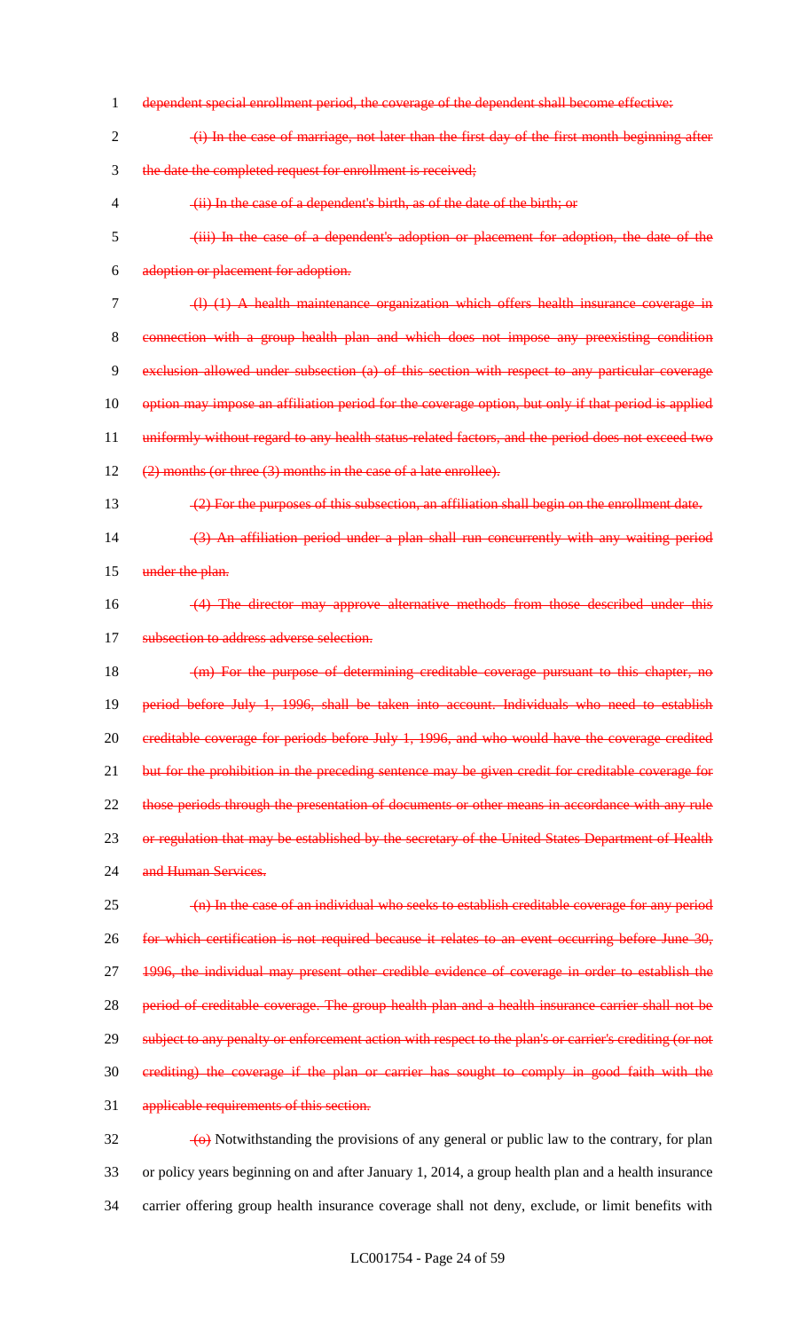dependent special enrollment period, the coverage of the dependent shall become effective:

(i) In the case of marriage, not later than the first day of the first month beginning after the date the completed request for enrollment is received;

(ii) In the case of a dependent's birth, as of the date of the birth; or

(iii) In the case of a dependent's adoption or placement for adoption, the date of the adoption or placement for adoption.

(l) (1) A health maintenance organization which offers health insurance coverage in connection with a group health plan and which does not impose any preexisting condition exclusion allowed under subsection (a) of this section with respect to any particular coverage option may impose an affiliation period for the coverage option, but only if that period is applied uniformly without regard to any health status-related factors, and the period does not exceed two (2) months (or three (3) months in the case of a late enrollee).

(2) For the purposes of this subsection, an affiliation shall begin on the enrollment date.

(3) An affiliation period under a plan shall run concurrently with any waiting period under the plan.

(4) The director may approve alternative methods from those described under this subsection to address adverse selection.

(m) For the purpose of determining creditable coverage pursuant to this chapter, no period before July 1, 1996, shall be taken into account. Individuals who need to establish creditable coverage for periods before July 1, 1996, and who would have the coverage credited but for the prohibition in the preceding sentence may be given credit for creditable coverage for those periods through the presentation of documents or other means in accordance with any rule or regulation that may be established by the secretary of the United States Department of Health and Human Services.

(n) In the case of an individual who seeks to establish creditable coverage for any period for which certification is not required because it relates to an event occurring before June 30, 1996, the individual may present other credible evidence of coverage in order to establish the period of creditable coverage. The group health plan and a health insurance carrier shall not be subject to any penalty or enforcement action with respect to the plan's or carrier's crediting (or not crediting) the coverage if the plan or carrier has sought to comply in good faith with the applicable requirements of this section.

(o) Notwithstanding the provisions of any general or public law to the contrary, for plan or policy years beginning on and after January 1, 2014, a group health plan and a health insurance carrier offering group health insurance coverage shall not deny, exclude, or limit benefits with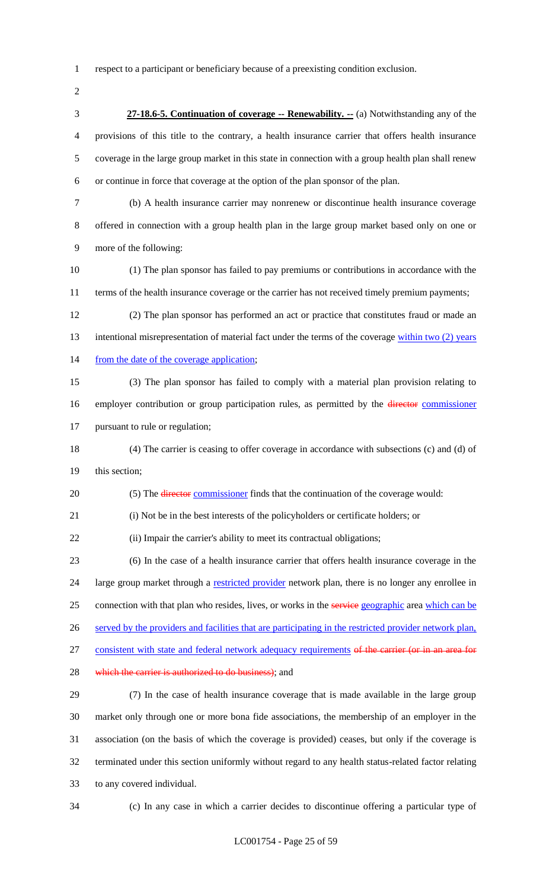respect to a participant or beneficiary because of a preexisting condition exclusion.

**27-18.6-5. Continuation of coverage -- Renewability. --** (a) Notwithstanding any of the provisions of this title to the contrary, a health insurance carrier that offers health insurance coverage in the large group market in this state in connection with a group health plan shall renew or continue in force that coverage at the option of the plan sponsor of the plan.

(b) A health insurance carrier may nonrenew or discontinue health insurance coverage offered in connection with a group health plan in the large group market based only on one or more of the following:

(1) The plan sponsor has failed to pay premiums or contributions in accordance with the terms of the health insurance coverage or the carrier has not received timely premium payments;

(2) The plan sponsor has performed an act or practice that constitutes fraud or made an intentional misrepresentation of material fact under the terms of the coverage within two (2) years from the date of the coverage application;

(3) The plan sponsor has failed to comply with a material plan provision relating to employer contribution or group participation rules, as permitted by the ~~director~~ commissioner pursuant to rule or regulation;

(4) The carrier is ceasing to offer coverage in accordance with subsections (c) and (d) of this section;

(5) The ~~director~~ commissioner finds that the continuation of the coverage would:

(i) Not be in the best interests of the policyholders or certificate holders; or

(ii) Impair the carrier's ability to meet its contractual obligations;

(6) In the case of a health insurance carrier that offers health insurance coverage in the large group market through a restricted provider network plan, there is no longer any enrollee in connection with that plan who resides, lives, or works in the ~~service~~ geographic area which can be served by the providers and facilities that are participating in the restricted provider network plan, consistent with state and federal network adequacy requirements ~~of the carrier (or in an area for which the carrier is authorized to do business)~~; and

(7) In the case of health insurance coverage that is made available in the large group market only through one or more bona fide associations, the membership of an employer in the association (on the basis of which the coverage is provided) ceases, but only if the coverage is terminated under this section uniformly without regard to any health status-related factor relating to any covered individual.

(c) In any case in which a carrier decides to discontinue offering a particular type of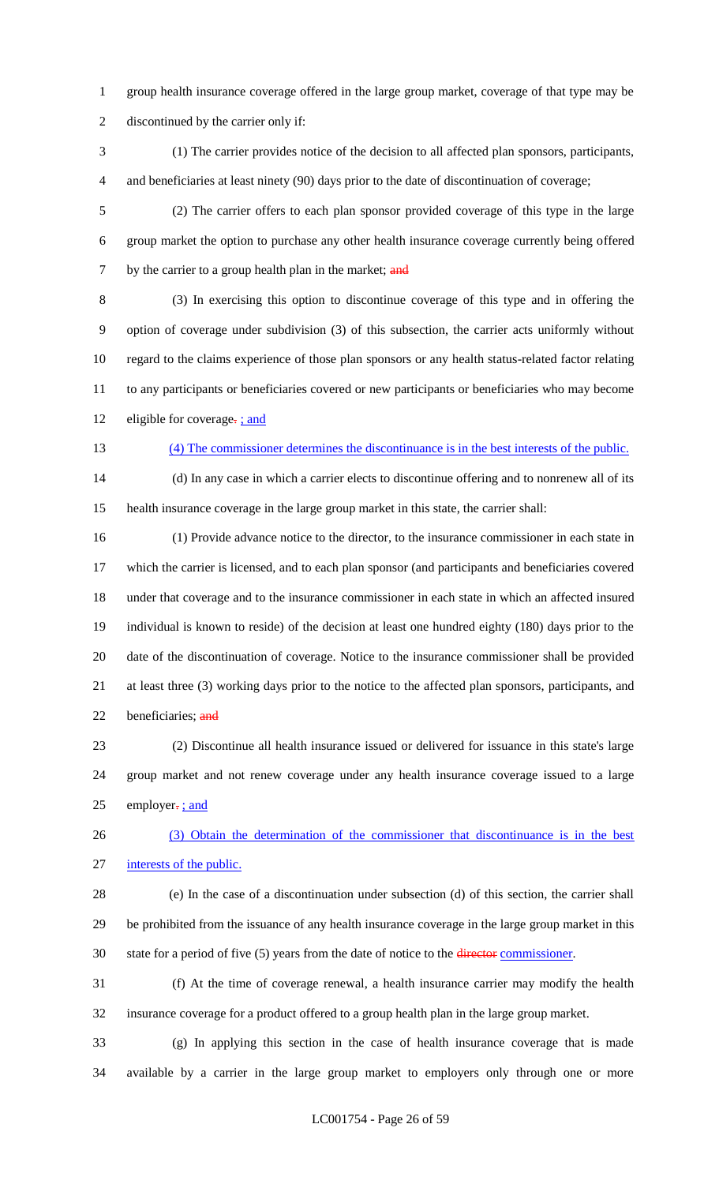group health insurance coverage offered in the large group market, coverage of that type may be discontinued by the carrier only if:

(1) The carrier provides notice of the decision to all affected plan sponsors, participants, and beneficiaries at least ninety (90) days prior to the date of discontinuation of coverage;

(2) The carrier offers to each plan sponsor provided coverage of this type in the large group market the option to purchase any other health insurance coverage currently being offered by the carrier to a group health plan in the market; ~~and~~

(3) In exercising this option to discontinue coverage of this type and in offering the option of coverage under subdivision (3) of this subsection, the carrier acts uniformly without regard to the claims experience of those plan sponsors or any health status-related factor relating to any participants or beneficiaries covered or new participants or beneficiaries who may become eligible for coverage~~.~~ ; and

(4) The commissioner determines the discontinuance is in the best interests of the public.

(d) In any case in which a carrier elects to discontinue offering and to nonrenew all of its health insurance coverage in the large group market in this state, the carrier shall:

(1) Provide advance notice to the director, to the insurance commissioner in each state in which the carrier is licensed, and to each plan sponsor (and participants and beneficiaries covered under that coverage and to the insurance commissioner in each state in which an affected insured individual is known to reside) of the decision at least one hundred eighty (180) days prior to the date of the discontinuation of coverage. Notice to the insurance commissioner shall be provided at least three (3) working days prior to the notice to the affected plan sponsors, participants, and beneficiaries; ~~and~~

(2) Discontinue all health insurance issued or delivered for issuance in this state's large group market and not renew coverage under any health insurance coverage issued to a large employer~~.~~ ; and

(3) Obtain the determination of the commissioner that discontinuance is in the best interests of the public.

(e) In the case of a discontinuation under subsection (d) of this section, the carrier shall be prohibited from the issuance of any health insurance coverage in the large group market in this state for a period of five (5) years from the date of notice to the ~~director~~ commissioner.

(f) At the time of coverage renewal, a health insurance carrier may modify the health insurance coverage for a product offered to a group health plan in the large group market.

(g) In applying this section in the case of health insurance coverage that is made available by a carrier in the large group market to employers only through one or more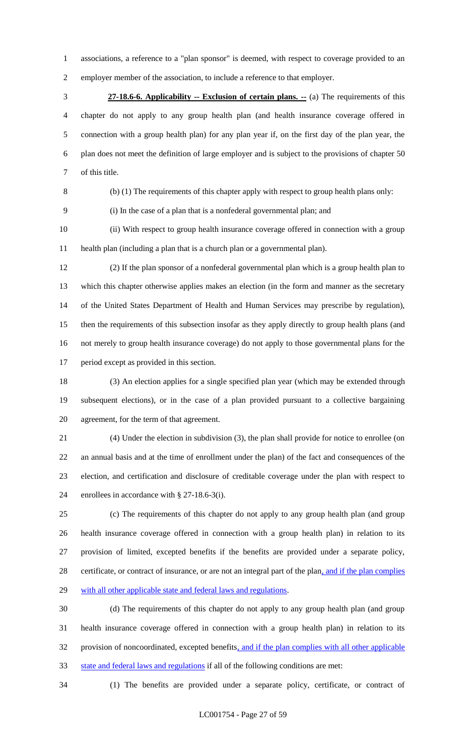associations, a reference to a "plan sponsor" is deemed, with respect to coverage provided to an employer member of the association, to include a reference to that employer.

**27-18.6-6. Applicability -- Exclusion of certain plans. --** (a) The requirements of this chapter do not apply to any group health plan (and health insurance coverage offered in connection with a group health plan) for any plan year if, on the first day of the plan year, the plan does not meet the definition of large employer and is subject to the provisions of chapter 50 of this title.

(b) (1) The requirements of this chapter apply with respect to group health plans only:

(i) In the case of a plan that is a nonfederal governmental plan; and

(ii) With respect to group health insurance coverage offered in connection with a group health plan (including a plan that is a church plan or a governmental plan).

(2) If the plan sponsor of a nonfederal governmental plan which is a group health plan to which this chapter otherwise applies makes an election (in the form and manner as the secretary of the United States Department of Health and Human Services may prescribe by regulation), then the requirements of this subsection insofar as they apply directly to group health plans (and not merely to group health insurance coverage) do not apply to those governmental plans for the period except as provided in this section.

(3) An election applies for a single specified plan year (which may be extended through subsequent elections), or in the case of a plan provided pursuant to a collective bargaining agreement, for the term of that agreement.

(4) Under the election in subdivision (3), the plan shall provide for notice to enrollee (on an annual basis and at the time of enrollment under the plan) of the fact and consequences of the election, and certification and disclosure of creditable coverage under the plan with respect to enrollees in accordance with § 27-18.6-3(i).

(c) The requirements of this chapter do not apply to any group health plan (and group health insurance coverage offered in connection with a group health plan) in relation to its provision of limited, excepted benefits if the benefits are provided under a separate policy, certificate, or contract of insurance, or are not an integral part of the plan, and if the plan complies with all other applicable state and federal laws and regulations.

(d) The requirements of this chapter do not apply to any group health plan (and group health insurance coverage offered in connection with a group health plan) in relation to its provision of noncoordinated, excepted benefits, and if the plan complies with all other applicable state and federal laws and regulations if all of the following conditions are met:

(1) The benefits are provided under a separate policy, certificate, or contract of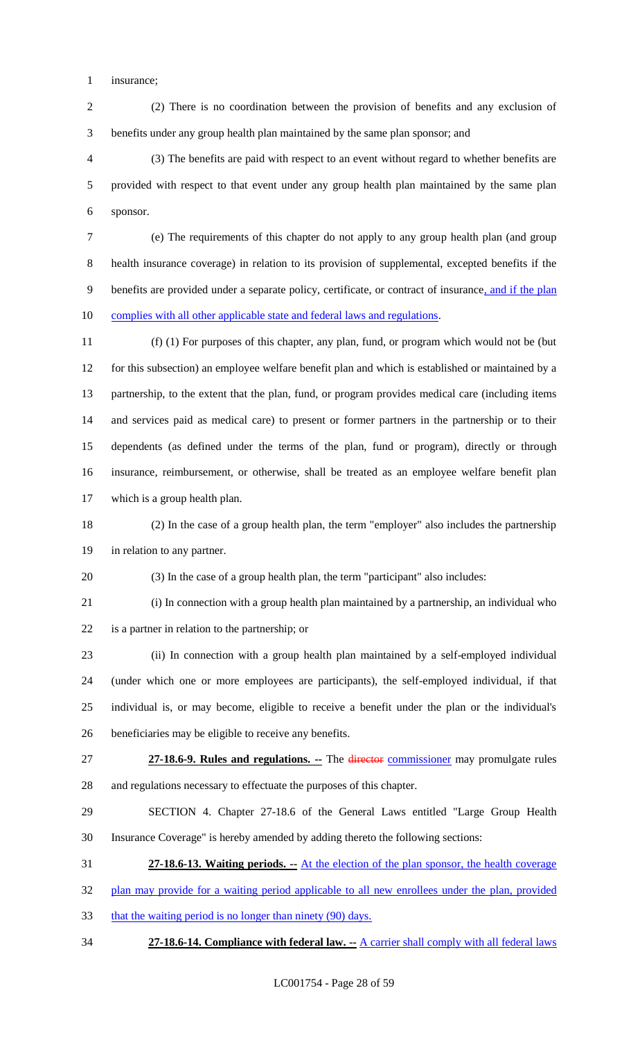insurance;

(2) There is no coordination between the provision of benefits and any exclusion of benefits under any group health plan maintained by the same plan sponsor; and

(3) The benefits are paid with respect to an event without regard to whether benefits are provided with respect to that event under any group health plan maintained by the same plan sponsor.

(e) The requirements of this chapter do not apply to any group health plan (and group health insurance coverage) in relation to its provision of supplemental, excepted benefits if the benefits are provided under a separate policy, certificate, or contract of insurance, and if the plan complies with all other applicable state and federal laws and regulations.

(f) (1) For purposes of this chapter, any plan, fund, or program which would not be (but for this subsection) an employee welfare benefit plan and which is established or maintained by a partnership, to the extent that the plan, fund, or program provides medical care (including items and services paid as medical care) to present or former partners in the partnership or to their dependents (as defined under the terms of the plan, fund or program), directly or through insurance, reimbursement, or otherwise, shall be treated as an employee welfare benefit plan which is a group health plan.

(2) In the case of a group health plan, the term "employer" also includes the partnership in relation to any partner.

(3) In the case of a group health plan, the term "participant" also includes:

(i) In connection with a group health plan maintained by a partnership, an individual who is a partner in relation to the partnership; or

(ii) In connection with a group health plan maintained by a self-employed individual (under which one or more employees are participants), the self-employed individual, if that individual is, or may become, eligible to receive a benefit under the plan or the individual's beneficiaries may be eligible to receive any benefits.

**27-18.6-9. Rules and regulations. --** The ~~director~~ commissioner may promulgate rules and regulations necessary to effectuate the purposes of this chapter.

SECTION 4. Chapter 27-18.6 of the General Laws entitled "Large Group Health Insurance Coverage" is hereby amended by adding thereto the following sections:

**27-18.6-13. Waiting periods. --** At the election of the plan sponsor, the health coverage plan may provide for a waiting period applicable to all new enrollees under the plan, provided that the waiting period is no longer than ninety (90) days.

**27-18.6-14. Compliance with federal law. --** A carrier shall comply with all federal laws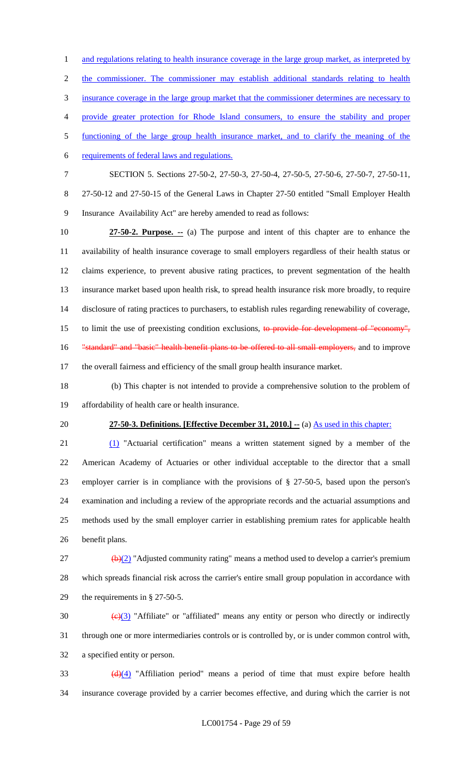and regulations relating to health insurance coverage in the large group market, as interpreted by the commissioner. The commissioner may establish additional standards relating to health insurance coverage in the large group market that the commissioner determines are necessary to provide greater protection for Rhode Island consumers, to ensure the stability and proper functioning of the large group health insurance market, and to clarify the meaning of the requirements of federal laws and regulations.

SECTION 5. Sections 27-50-2, 27-50-3, 27-50-4, 27-50-5, 27-50-6, 27-50-7, 27-50-11, 27-50-12 and 27-50-15 of the General Laws in Chapter 27-50 entitled "Small Employer Health Insurance Availability Act" are hereby amended to read as follows:

**27-50-2. Purpose. --** (a) The purpose and intent of this chapter are to enhance the availability of health insurance coverage to small employers regardless of their health status or claims experience, to prevent abusive rating practices, to prevent segmentation of the health insurance market based upon health risk, to spread health insurance risk more broadly, to require disclosure of rating practices to purchasers, to establish rules regarding renewability of coverage, to limit the use of preexisting condition exclusions, ~~to provide for development of "economy", "standard" and "basic" health benefit plans to be offered to all small employers,~~ and to improve the overall fairness and efficiency of the small group health insurance market.

(b) This chapter is not intended to provide a comprehensive solution to the problem of affordability of health care or health insurance.

**27-50-3. Definitions. [Effective December 31, 2010.] --** (a) As used in this chapter:

(1) "Actuarial certification" means a written statement signed by a member of the American Academy of Actuaries or other individual acceptable to the director that a small employer carrier is in compliance with the provisions of § 27-50-5, based upon the person's examination and including a review of the appropriate records and the actuarial assumptions and methods used by the small employer carrier in establishing premium rates for applicable health benefit plans.

~~(b)~~(2) "Adjusted community rating" means a method used to develop a carrier's premium which spreads financial risk across the carrier's entire small group population in accordance with the requirements in § 27-50-5.

~~(c)~~(3) "Affiliate" or "affiliated" means any entity or person who directly or indirectly through one or more intermediaries controls or is controlled by, or is under common control with, a specified entity or person.

~~(d)~~(4) "Affiliation period" means a period of time that must expire before health insurance coverage provided by a carrier becomes effective, and during which the carrier is not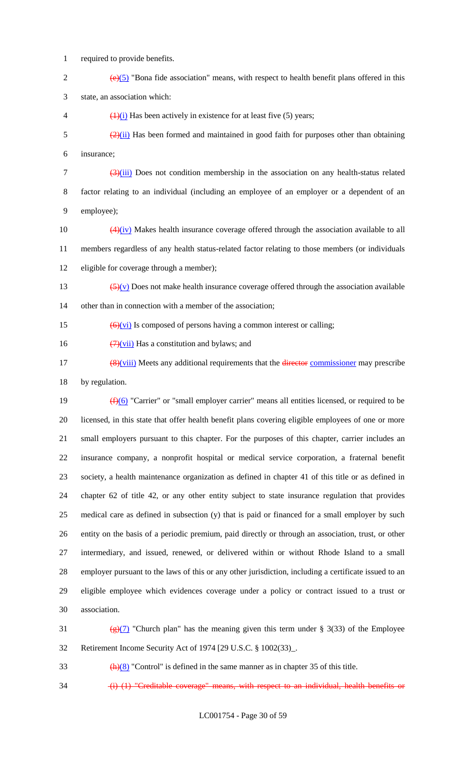required to provide benefits.

~~(e)~~(5) "Bona fide association" means, with respect to health benefit plans offered in this state, an association which:

~~(1)~~(i) Has been actively in existence for at least five (5) years;

~~(2)~~(ii) Has been formed and maintained in good faith for purposes other than obtaining insurance;

~~(3)~~(iii) Does not condition membership in the association on any health-status related factor relating to an individual (including an employee of an employer or a dependent of an employee);

~~(4)~~(iv) Makes health insurance coverage offered through the association available to all members regardless of any health status-related factor relating to those members (or individuals eligible for coverage through a member);

~~(5)~~(v) Does not make health insurance coverage offered through the association available other than in connection with a member of the association;

~~(6)~~(vi) Is composed of persons having a common interest or calling;

~~(7)~~(vii) Has a constitution and bylaws; and

~~(8)~~(viii) Meets any additional requirements that the ~~director~~ commissioner may prescribe by regulation.

~~(f)~~(6) "Carrier" or "small employer carrier" means all entities licensed, or required to be licensed, in this state that offer health benefit plans covering eligible employees of one or more small employers pursuant to this chapter. For the purposes of this chapter, carrier includes an insurance company, a nonprofit hospital or medical service corporation, a fraternal benefit society, a health maintenance organization as defined in chapter 41 of this title or as defined in chapter 62 of title 42, or any other entity subject to state insurance regulation that provides medical care as defined in subsection (y) that is paid or financed for a small employer by such entity on the basis of a periodic premium, paid directly or through an association, trust, or other intermediary, and issued, renewed, or delivered within or without Rhode Island to a small employer pursuant to the laws of this or any other jurisdiction, including a certificate issued to an eligible employee which evidences coverage under a policy or contract issued to a trust or association.

~~(g)~~(7) "Church plan" has the meaning given this term under § 3(33) of the Employee Retirement Income Security Act of 1974 [29 U.S.C. § 1002(33)_.

~~(h)~~(8) "Control" is defined in the same manner as in chapter 35 of this title.

~~(i) (1) "Creditable coverage" means, with respect to an individual, health benefits or~~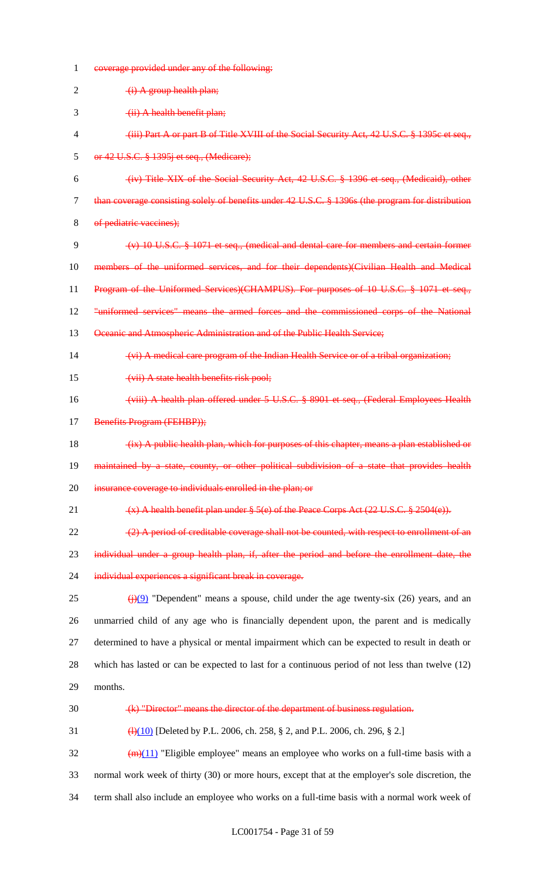~~coverage provided under any of the following:~~

~~(i) A group health plan;~~

~~(ii) A health benefit plan;~~

~~(iii) Part A or part B of Title XVIII of the Social Security Act, 42 U.S.C. § 1395c et seq., or 42 U.S.C. § 1395j et seq., (Medicare);~~

~~(iv) Title XIX of the Social Security Act, 42 U.S.C. § 1396 et seq., (Medicaid), other than coverage consisting solely of benefits under 42 U.S.C. § 1396s (the program for distribution of pediatric vaccines);~~

~~(v) 10 U.S.C. § 1071 et seq., (medical and dental care for members and certain former members of the uniformed services, and for their dependents)(Civilian Health and Medical Program of the Uniformed Services)(CHAMPUS). For purposes of 10 U.S.C. § 1071 et seq., "uniformed services" means the armed forces and the commissioned corps of the National Oceanic and Atmospheric Administration and of the Public Health Service;~~

~~(vi) A medical care program of the Indian Health Service or of a tribal organization;~~

~~(vii) A state health benefits risk pool;~~

~~(viii) A health plan offered under 5 U.S.C. § 8901 et seq., (Federal Employees Health Benefits Program (FEHBP));~~

~~(ix) A public health plan, which for purposes of this chapter, means a plan established or maintained by a state, county, or other political subdivision of a state that provides health insurance coverage to individuals enrolled in the plan; or~~

~~(x) A health benefit plan under § 5(e) of the Peace Corps Act (22 U.S.C. § 2504(e)).~~

~~(2) A period of creditable coverage shall not be counted, with respect to enrollment of an individual under a group health plan, if, after the period and before the enrollment date, the individual experiences a significant break in coverage.~~

~~(j)~~(9) "Dependent" means a spouse, child under the age twenty-six (26) years, and an unmarried child of any age who is financially dependent upon, the parent and is medically determined to have a physical or mental impairment which can be expected to result in death or which has lasted or can be expected to last for a continuous period of not less than twelve (12) months.

~~(k) "Director" means the director of the department of business regulation.~~

~~(l)~~(10) [Deleted by P.L. 2006, ch. 258, § 2, and P.L. 2006, ch. 296, § 2.]

~~(m)~~(11) "Eligible employee" means an employee who works on a full-time basis with a normal work week of thirty (30) or more hours, except that at the employer's sole discretion, the term shall also include an employee who works on a full-time basis with a normal work week of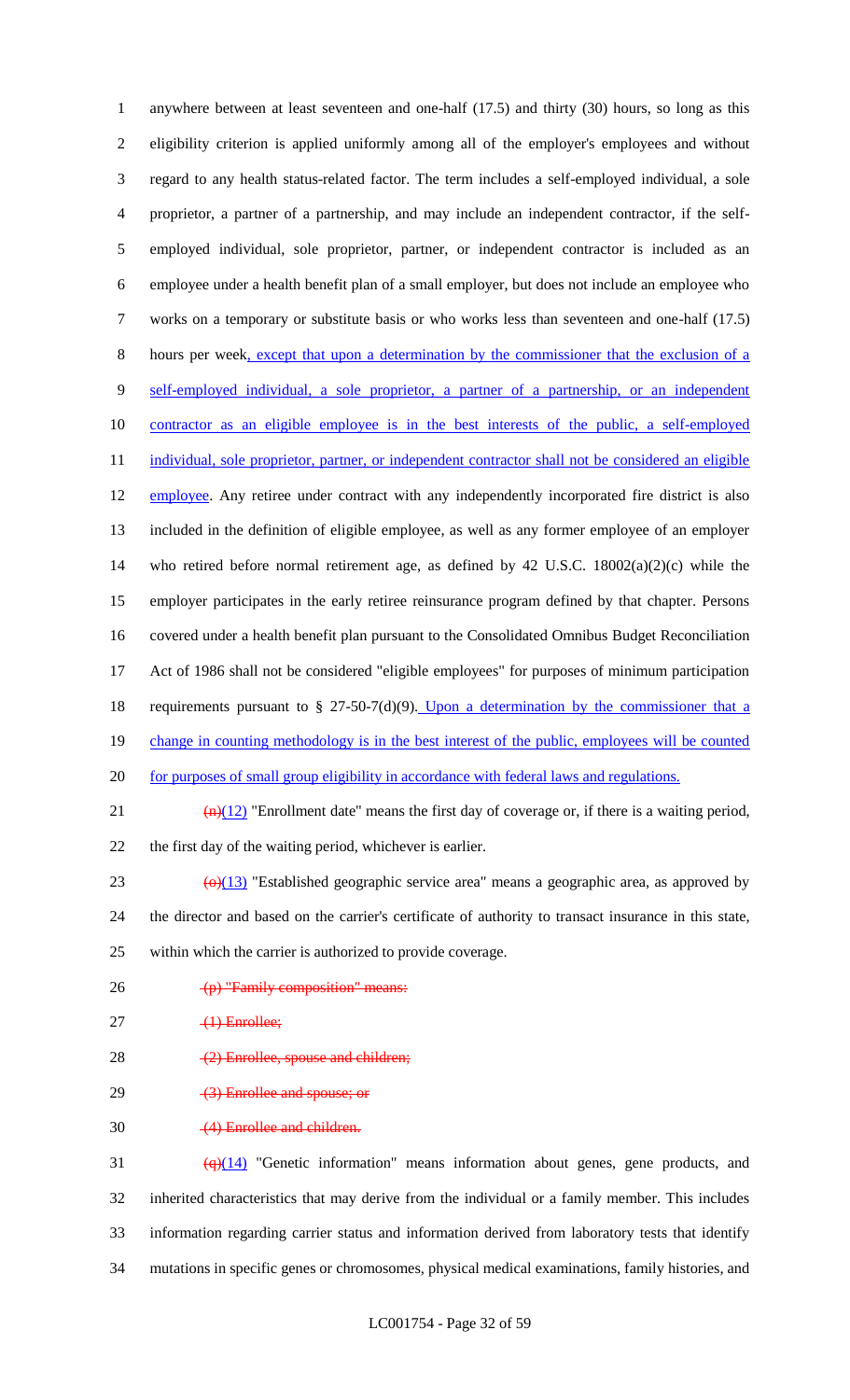anywhere between at least seventeen and one-half (17.5) and thirty (30) hours, so long as this eligibility criterion is applied uniformly among all of the employer's employees and without regard to any health status-related factor. The term includes a self-employed individual, a sole proprietor, a partner of a partnership, and may include an independent contractor, if the self-employed individual, sole proprietor, partner, or independent contractor is included as an employee under a health benefit plan of a small employer, but does not include an employee who works on a temporary or substitute basis or who works less than seventeen and one-half (17.5) hours per week, except that upon a determination by the commissioner that the exclusion of a self-employed individual, a sole proprietor, a partner of a partnership, or an independent contractor as an eligible employee is in the best interests of the public, a self-employed individual, sole proprietor, partner, or independent contractor shall not be considered an eligible employee. Any retiree under contract with any independently incorporated fire district is also included in the definition of eligible employee, as well as any former employee of an employer who retired before normal retirement age, as defined by 42 U.S.C. 18002(a)(2)(c) while the employer participates in the early retiree reinsurance program defined by that chapter. Persons covered under a health benefit plan pursuant to the Consolidated Omnibus Budget Reconciliation Act of 1986 shall not be considered "eligible employees" for purposes of minimum participation requirements pursuant to § 27-50-7(d)(9). Upon a determination by the commissioner that a change in counting methodology is in the best interest of the public, employees will be counted for purposes of small group eligibility in accordance with federal laws and regulations.

~~(n)~~(12) "Enrollment date" means the first day of coverage or, if there is a waiting period, the first day of the waiting period, whichever is earlier.

~~(o)~~(13) "Established geographic service area" means a geographic area, as approved by the director and based on the carrier's certificate of authority to transact insurance in this state, within which the carrier is authorized to provide coverage.

~~(p) "Family composition" means:~~

~~(1) Enrollee;~~

~~(2) Enrollee, spouse and children;~~

~~(3) Enrollee and spouse; or~~

~~(4) Enrollee and children.~~

~~(q)~~(14) "Genetic information" means information about genes, gene products, and inherited characteristics that may derive from the individual or a family member. This includes information regarding carrier status and information derived from laboratory tests that identify mutations in specific genes or chromosomes, physical medical examinations, family histories, and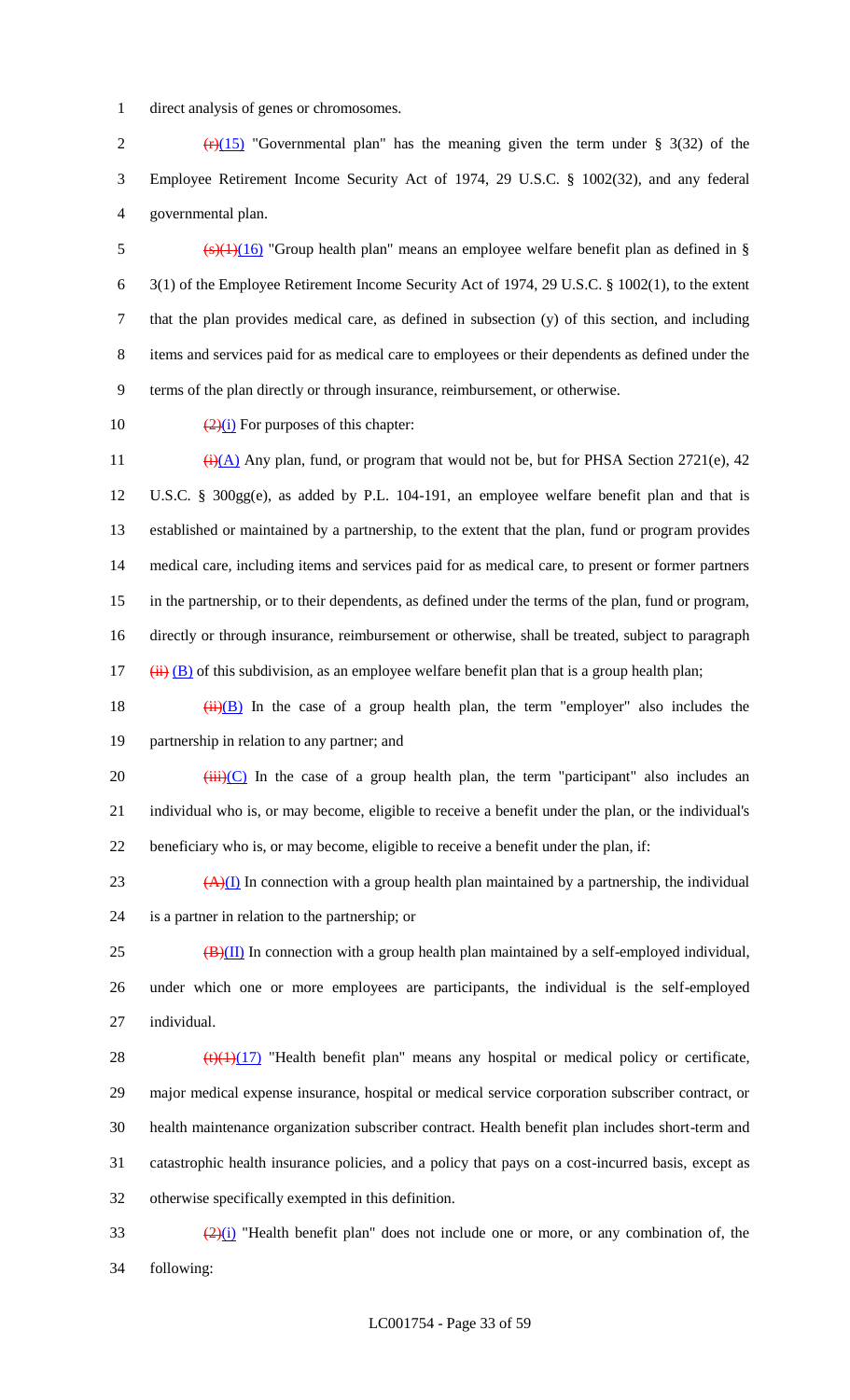direct analysis of genes or chromosomes.

~~(r)~~(15) "Governmental plan" has the meaning given the term under § 3(32) of the Employee Retirement Income Security Act of 1974, 29 U.S.C. § 1002(32), and any federal governmental plan.

~~(s)(1)~~(16) "Group health plan" means an employee welfare benefit plan as defined in § 3(1) of the Employee Retirement Income Security Act of 1974, 29 U.S.C. § 1002(1), to the extent that the plan provides medical care, as defined in subsection (y) of this section, and including items and services paid for as medical care to employees or their dependents as defined under the terms of the plan directly or through insurance, reimbursement, or otherwise.

~~(2)~~(i) For purposes of this chapter:

~~(i)~~(A) Any plan, fund, or program that would not be, but for PHSA Section 2721(e), 42 U.S.C. § 300gg(e), as added by P.L. 104-191, an employee welfare benefit plan and that is established or maintained by a partnership, to the extent that the plan, fund or program provides medical care, including items and services paid for as medical care, to present or former partners in the partnership, or to their dependents, as defined under the terms of the plan, fund or program, directly or through insurance, reimbursement or otherwise, shall be treated, subject to paragraph ~~(ii)~~ (B) of this subdivision, as an employee welfare benefit plan that is a group health plan;

~~(ii)~~(B) In the case of a group health plan, the term "employer" also includes the partnership in relation to any partner; and

~~(iii)~~(C) In the case of a group health plan, the term "participant" also includes an individual who is, or may become, eligible to receive a benefit under the plan, or the individual's beneficiary who is, or may become, eligible to receive a benefit under the plan, if:

~~(A)~~(I) In connection with a group health plan maintained by a partnership, the individual is a partner in relation to the partnership; or

~~(B)~~(II) In connection with a group health plan maintained by a self-employed individual, under which one or more employees are participants, the individual is the self-employed individual.

~~(t)(1)~~(17) "Health benefit plan" means any hospital or medical policy or certificate, major medical expense insurance, hospital or medical service corporation subscriber contract, or health maintenance organization subscriber contract. Health benefit plan includes short-term and catastrophic health insurance policies, and a policy that pays on a cost-incurred basis, except as otherwise specifically exempted in this definition.

~~(2)~~(i) "Health benefit plan" does not include one or more, or any combination of, the following: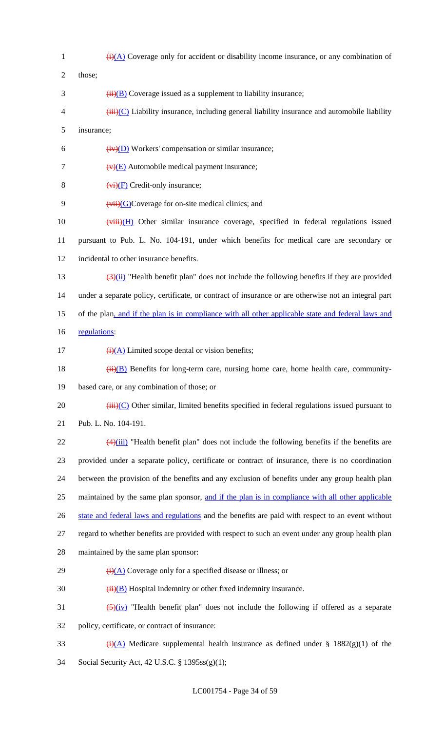~~(i)~~(A) Coverage only for accident or disability income insurance, or any combination of those;

~~(ii)~~(B) Coverage issued as a supplement to liability insurance;

~~(iii)~~(C) Liability insurance, including general liability insurance and automobile liability insurance;

~~(iv)~~(D) Workers' compensation or similar insurance;

~~(v)~~(E) Automobile medical payment insurance;

~~(vi)~~(F) Credit-only insurance;

~~(vii)~~(G)Coverage for on-site medical clinics; and

~~(viii)~~(H) Other similar insurance coverage, specified in federal regulations issued pursuant to Pub. L. No. 104-191, under which benefits for medical care are secondary or incidental to other insurance benefits.

~~(3)~~(ii) "Health benefit plan" does not include the following benefits if they are provided under a separate policy, certificate, or contract of insurance or are otherwise not an integral part of the plan, and if the plan is in compliance with all other applicable state and federal laws and regulations:

~~(i)~~(A) Limited scope dental or vision benefits;

~~(ii)~~(B) Benefits for long-term care, nursing home care, home health care, community-based care, or any combination of those; or

~~(iii)~~(C) Other similar, limited benefits specified in federal regulations issued pursuant to Pub. L. No. 104-191.

~~(4)~~(iii) "Health benefit plan" does not include the following benefits if the benefits are provided under a separate policy, certificate or contract of insurance, there is no coordination between the provision of the benefits and any exclusion of benefits under any group health plan maintained by the same plan sponsor, and if the plan is in compliance with all other applicable state and federal laws and regulations and the benefits are paid with respect to an event without regard to whether benefits are provided with respect to such an event under any group health plan maintained by the same plan sponsor:

~~(i)~~(A) Coverage only for a specified disease or illness; or

~~(ii)~~(B) Hospital indemnity or other fixed indemnity insurance.

~~(5)~~(iv) "Health benefit plan" does not include the following if offered as a separate policy, certificate, or contract of insurance:

~~(i)~~(A) Medicare supplemental health insurance as defined under § 1882(g)(1) of the Social Security Act, 42 U.S.C. § 1395ss(g)(1);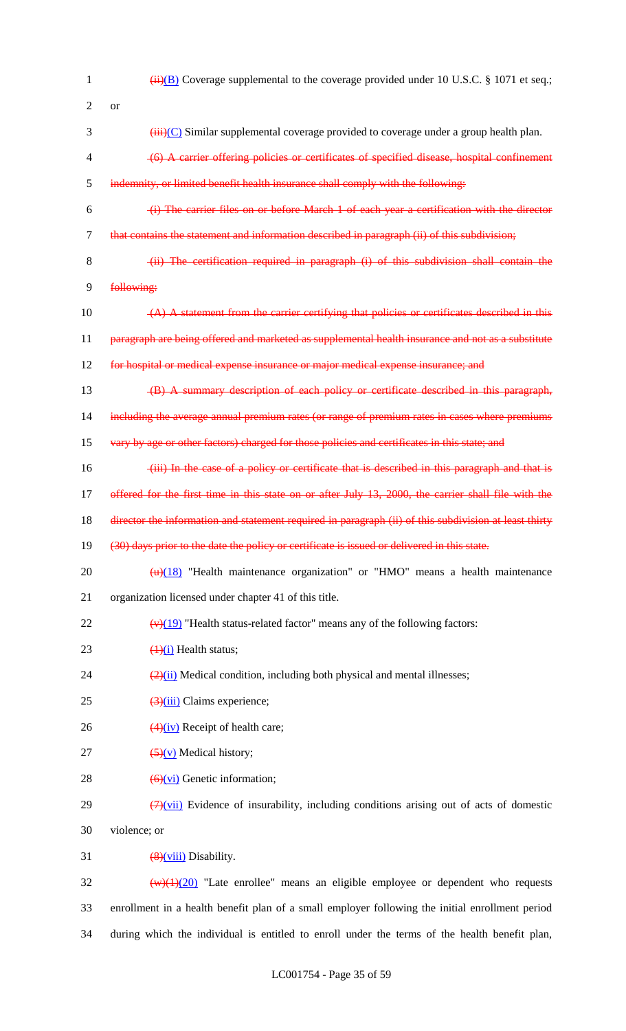1 ~~(ii)~~(B) Coverage supplemental to the coverage provided under 10 U.S.C. § 1071 et seq.;

2 or

3 ~~(iii)~~(C) Similar supplemental coverage provided to coverage under a group health plan.

4 ~~(6) A carrier offering policies or certificates of specified disease, hospital confinement~~

5 ~~indemnity, or limited benefit health insurance shall comply with the following:~~

6 ~~(i) The carrier files on or before March 1 of each year a certification with the director~~

7 ~~that contains the statement and information described in paragraph (ii) of this subdivision;~~

8 ~~(ii) The certification required in paragraph (i) of this subdivision shall contain the~~

9 ~~following:~~

10 ~~(A) A statement from the carrier certifying that policies or certificates described in this~~

11 ~~paragraph are being offered and marketed as supplemental health insurance and not as a substitute~~

12 ~~for hospital or medical expense insurance or major medical expense insurance; and~~

13 ~~(B) A summary description of each policy or certificate described in this paragraph,~~

14 ~~including the average annual premium rates (or range of premium rates in cases where premiums~~

15 ~~vary by age or other factors) charged for those policies and certificates in this state; and~~

16 ~~(iii) In the case of a policy or certificate that is described in this paragraph and that is~~

17 ~~offered for the first time in this state on or after July 13, 2000, the carrier shall file with the~~

18 ~~director the information and statement required in paragraph (ii) of this subdivision at least thirty~~

19 ~~(30) days prior to the date the policy or certificate is issued or delivered in this state.~~

20 ~~(u)~~(18) "Health maintenance organization" or "HMO" means a health maintenance

21 organization licensed under chapter 41 of this title.

22 ~~(v)~~(19) "Health status-related factor" means any of the following factors:

23 ~~(1)~~(i) Health status;

24 ~~(2)~~(ii) Medical condition, including both physical and mental illnesses;

25 ~~(3)~~(iii) Claims experience;

26 ~~(4)~~(iv) Receipt of health care;

27 ~~(5)~~(v) Medical history;

28 ~~(6)~~(vi) Genetic information;

29 ~~(7)~~(vii) Evidence of insurability, including conditions arising out of acts of domestic

30 violence; or

31 ~~(8)~~(viii) Disability.

32 ~~(w)(1)~~(20) "Late enrollee" means an eligible employee or dependent who requests

33 enrollment in a health benefit plan of a small employer following the initial enrollment period

34 during which the individual is entitled to enroll under the terms of the health benefit plan,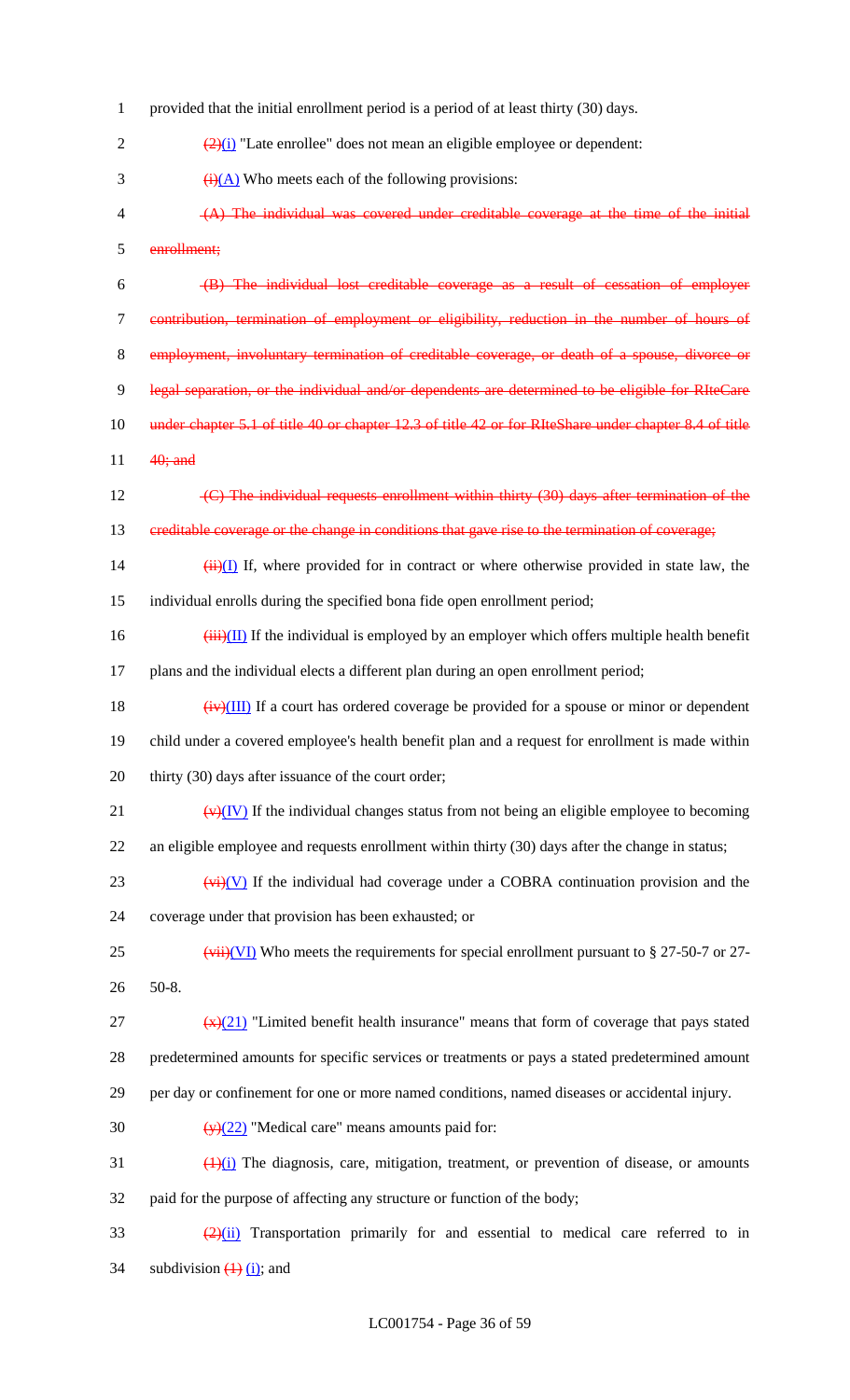provided that the initial enrollment period is a period of at least thirty (30) days.

~~(2)~~(i) "Late enrollee" does not mean an eligible employee or dependent:

~~(i)~~(A) Who meets each of the following provisions:

~~(A) The individual was covered under creditable coverage at the time of the initial enrollment;~~

~~(B) The individual lost creditable coverage as a result of cessation of employer contribution, termination of employment or eligibility, reduction in the number of hours of employment, involuntary termination of creditable coverage, or death of a spouse, divorce or legal separation, or the individual and/or dependents are determined to be eligible for RIteCare under chapter 5.1 of title 40 or chapter 12.3 of title 42 or for RIteShare under chapter 8.4 of title 40; and~~

~~(C) The individual requests enrollment within thirty (30) days after termination of the creditable coverage or the change in conditions that gave rise to the termination of coverage;~~

~~(ii)~~(I) If, where provided for in contract or where otherwise provided in state law, the individual enrolls during the specified bona fide open enrollment period;

~~(iii)~~(II) If the individual is employed by an employer which offers multiple health benefit plans and the individual elects a different plan during an open enrollment period;

~~(iv)~~(III) If a court has ordered coverage be provided for a spouse or minor or dependent child under a covered employee's health benefit plan and a request for enrollment is made within thirty (30) days after issuance of the court order;

~~(v)~~(IV) If the individual changes status from not being an eligible employee to becoming an eligible employee and requests enrollment within thirty (30) days after the change in status;

~~(vi)~~(V) If the individual had coverage under a COBRA continuation provision and the coverage under that provision has been exhausted; or

~~(vii)~~(VI) Who meets the requirements for special enrollment pursuant to § 27-50-7 or 27-50-8.

~~(x)~~(21) "Limited benefit health insurance" means that form of coverage that pays stated predetermined amounts for specific services or treatments or pays a stated predetermined amount per day or confinement for one or more named conditions, named diseases or accidental injury.

~~(y)~~(22) "Medical care" means amounts paid for:

~~(1)~~(i) The diagnosis, care, mitigation, treatment, or prevention of disease, or amounts paid for the purpose of affecting any structure or function of the body;

~~(2)~~(ii) Transportation primarily for and essential to medical care referred to in subdivision ~~(1)~~ (i); and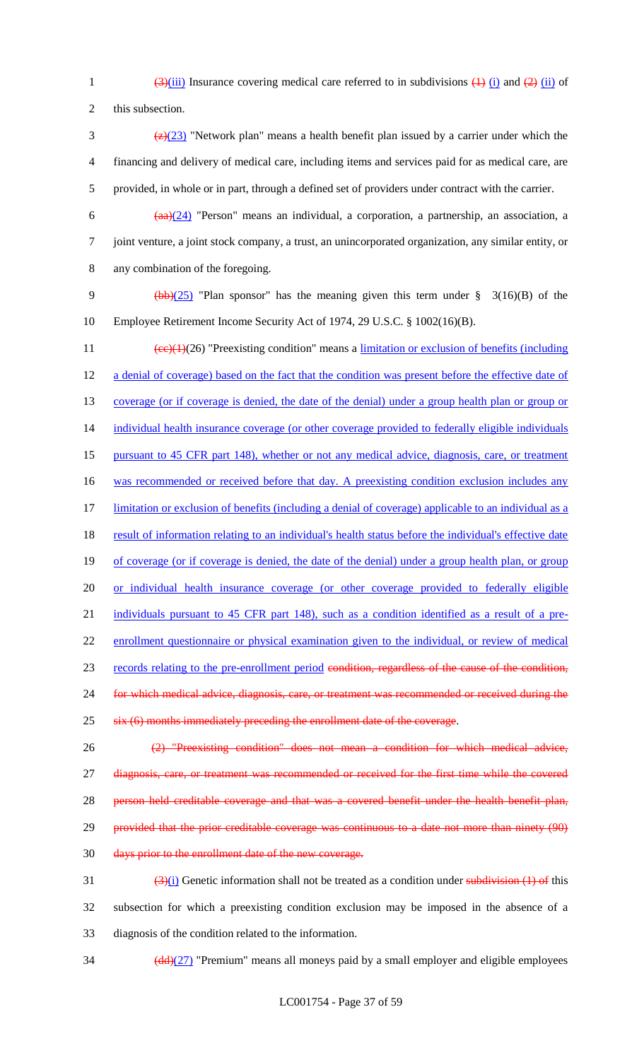(3)(iii) Insurance covering medical care referred to in subdivisions (1) (i) and (2) (ii) of this subsection.

(z)(23) "Network plan" means a health benefit plan issued by a carrier under which the financing and delivery of medical care, including items and services paid for as medical care, are provided, in whole or in part, through a defined set of providers under contract with the carrier.

(aa)(24) "Person" means an individual, a corporation, a partnership, an association, a joint venture, a joint stock company, a trust, an unincorporated organization, any similar entity, or any combination of the foregoing.

(bb)(25) "Plan sponsor" has the meaning given this term under § 3(16)(B) of the Employee Retirement Income Security Act of 1974, 29 U.S.C. § 1002(16)(B).

(cc)(1)(26) "Preexisting condition" means a limitation or exclusion of benefits (including a denial of coverage) based on the fact that the condition was present before the effective date of coverage (or if coverage is denied, the date of the denial) under a group health plan or group or individual health insurance coverage (or other coverage provided to federally eligible individuals pursuant to 45 CFR part 148), whether or not any medical advice, diagnosis, care, or treatment was recommended or received before that day. A preexisting condition exclusion includes any limitation or exclusion of benefits (including a denial of coverage) applicable to an individual as a result of information relating to an individual's health status before the individual's effective date of coverage (or if coverage is denied, the date of the denial) under a group health plan, or group or individual health insurance coverage (or other coverage provided to federally eligible individuals pursuant to 45 CFR part 148), such as a condition identified as a result of a pre-enrollment questionnaire or physical examination given to the individual, or review of medical records relating to the pre-enrollment period condition, regardless of the cause of the condition, for which medical advice, diagnosis, care, or treatment was recommended or received during the six (6) months immediately preceding the enrollment date of the coverage.

(2) "Preexisting condition" does not mean a condition for which medical advice, diagnosis, care, or treatment was recommended or received for the first time while the covered person held creditable coverage and that was a covered benefit under the health benefit plan, provided that the prior creditable coverage was continuous to a date not more than ninety (90) days prior to the enrollment date of the new coverage.

(3)(i) Genetic information shall not be treated as a condition under subdivision (1) of this subsection for which a preexisting condition exclusion may be imposed in the absence of a diagnosis of the condition related to the information.

(dd)(27) "Premium" means all moneys paid by a small employer and eligible employees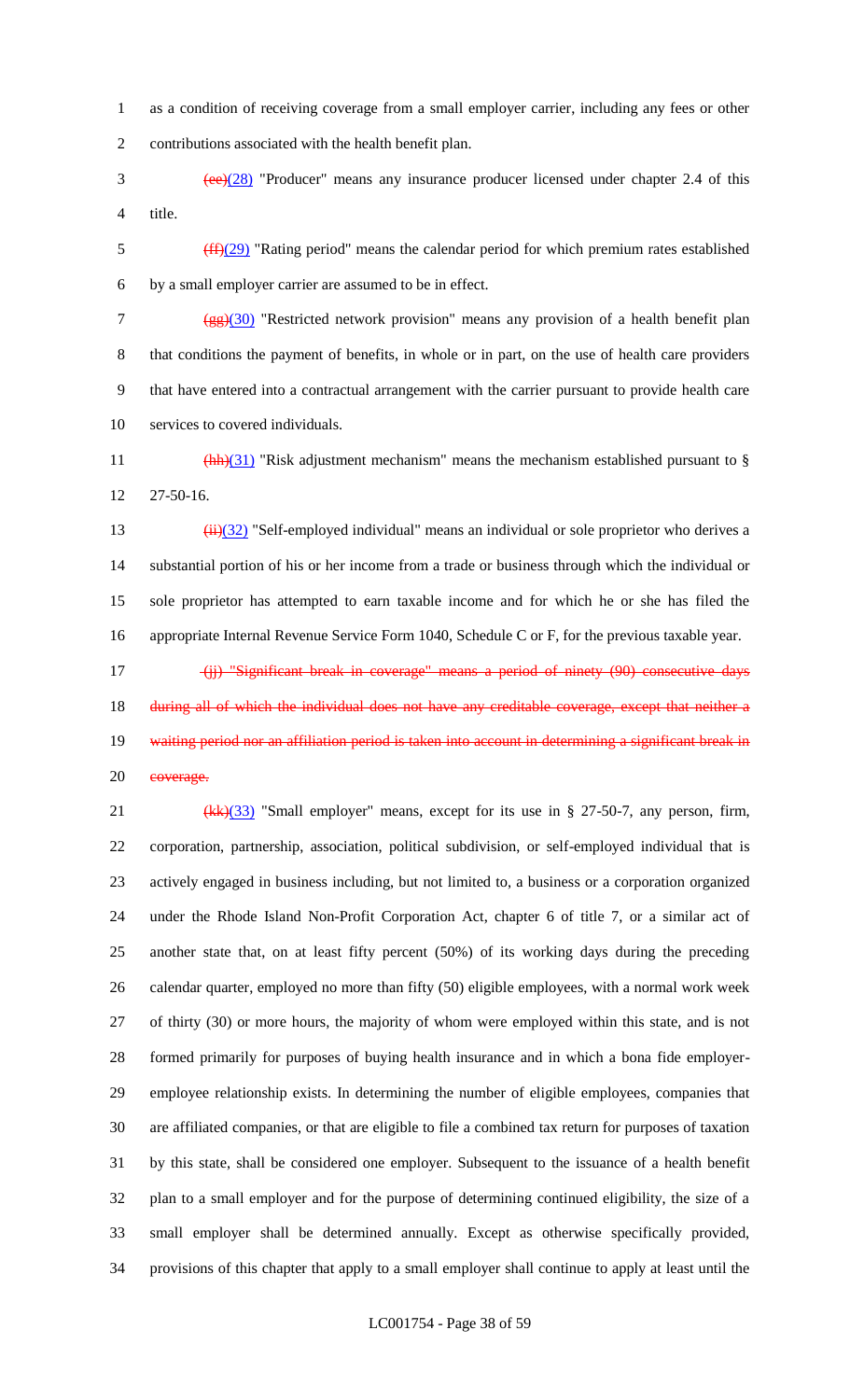as a condition of receiving coverage from a small employer carrier, including any fees or other contributions associated with the health benefit plan.

~~(ee)~~(28) "Producer" means any insurance producer licensed under chapter 2.4 of this title.

~~(ff)~~(29) "Rating period" means the calendar period for which premium rates established by a small employer carrier are assumed to be in effect.

~~(gg)~~(30) "Restricted network provision" means any provision of a health benefit plan that conditions the payment of benefits, in whole or in part, on the use of health care providers that have entered into a contractual arrangement with the carrier pursuant to provide health care services to covered individuals.

~~(hh)~~(31) "Risk adjustment mechanism" means the mechanism established pursuant to § 27-50-16.

~~(ii)~~(32) "Self-employed individual" means an individual or sole proprietor who derives a substantial portion of his or her income from a trade or business through which the individual or sole proprietor has attempted to earn taxable income and for which he or she has filed the appropriate Internal Revenue Service Form 1040, Schedule C or F, for the previous taxable year.

~~(jj) "Significant break in coverage" means a period of ninety (90) consecutive days during all of which the individual does not have any creditable coverage, except that neither a waiting period nor an affiliation period is taken into account in determining a significant break in coverage.~~

~~(kk)~~(33) "Small employer" means, except for its use in § 27-50-7, any person, firm, corporation, partnership, association, political subdivision, or self-employed individual that is actively engaged in business including, but not limited to, a business or a corporation organized under the Rhode Island Non-Profit Corporation Act, chapter 6 of title 7, or a similar act of another state that, on at least fifty percent (50%) of its working days during the preceding calendar quarter, employed no more than fifty (50) eligible employees, with a normal work week of thirty (30) or more hours, the majority of whom were employed within this state, and is not formed primarily for purposes of buying health insurance and in which a bona fide employer-employee relationship exists. In determining the number of eligible employees, companies that are affiliated companies, or that are eligible to file a combined tax return for purposes of taxation by this state, shall be considered one employer. Subsequent to the issuance of a health benefit plan to a small employer and for the purpose of determining continued eligibility, the size of a small employer shall be determined annually. Except as otherwise specifically provided, provisions of this chapter that apply to a small employer shall continue to apply at least until the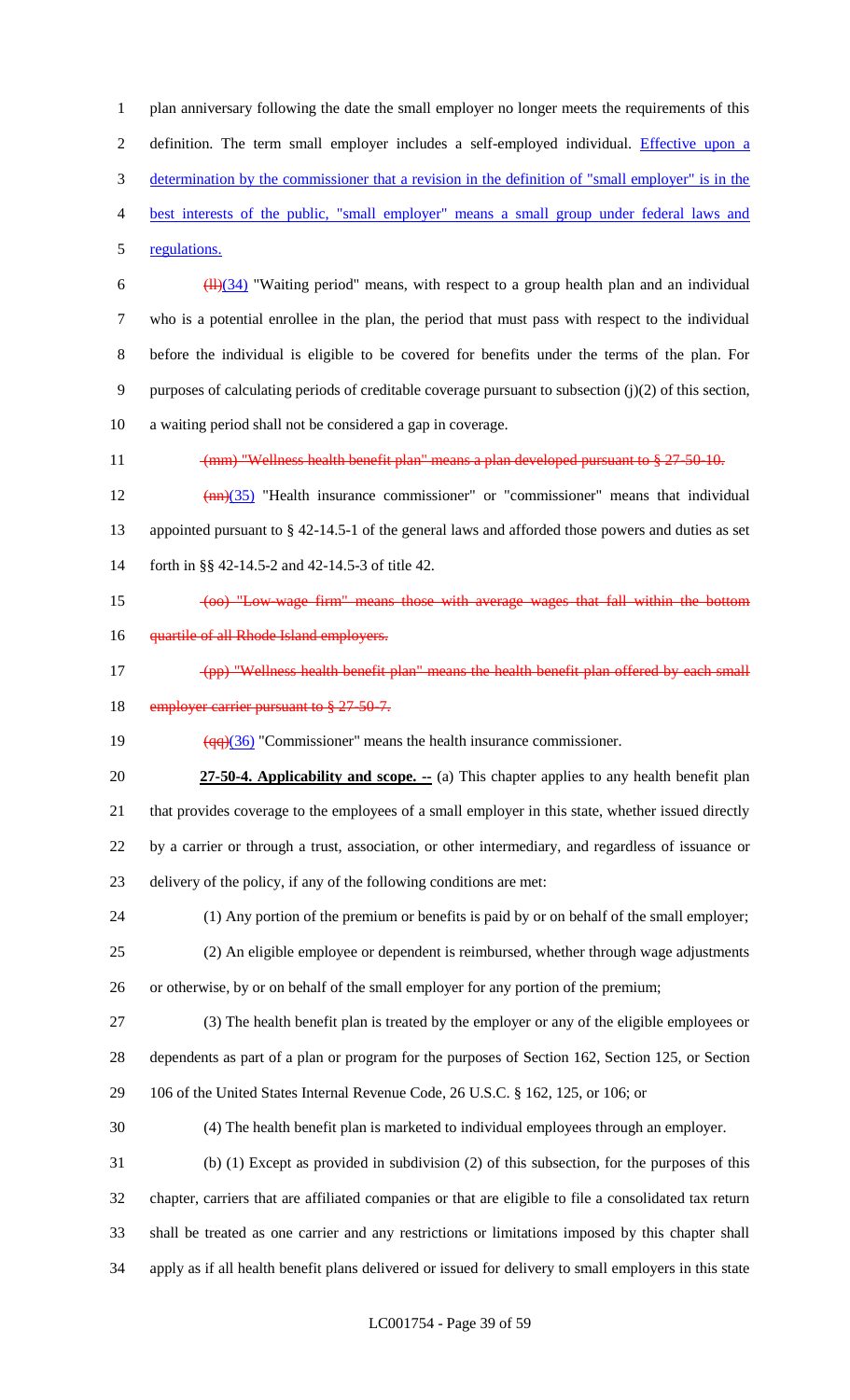plan anniversary following the date the small employer no longer meets the requirements of this definition. The term small employer includes a self-employed individual. Effective upon a determination by the commissioner that a revision in the definition of "small employer" is in the best interests of the public, "small employer" means a small group under federal laws and regulations.

~~(ll)~~(34) "Waiting period" means, with respect to a group health plan and an individual who is a potential enrollee in the plan, the period that must pass with respect to the individual before the individual is eligible to be covered for benefits under the terms of the plan. For purposes of calculating periods of creditable coverage pursuant to subsection (j)(2) of this section, a waiting period shall not be considered a gap in coverage.

~~(mm) "Wellness health benefit plan" means a plan developed pursuant to § 27-50-10.~~

~~(nn)~~(35) "Health insurance commissioner" or "commissioner" means that individual appointed pursuant to § 42-14.5-1 of the general laws and afforded those powers and duties as set forth in §§ 42-14.5-2 and 42-14.5-3 of title 42.

~~(oo) "Low-wage firm" means those with average wages that fall within the bottom quartile of all Rhode Island employers.~~

~~(pp) "Wellness health benefit plan" means the health benefit plan offered by each small employer carrier pursuant to § 27-50-7.~~

~~(qq)~~(36) "Commissioner" means the health insurance commissioner.

**27-50-4. Applicability and scope. --** (a) This chapter applies to any health benefit plan that provides coverage to the employees of a small employer in this state, whether issued directly by a carrier or through a trust, association, or other intermediary, and regardless of issuance or delivery of the policy, if any of the following conditions are met:

(1) Any portion of the premium or benefits is paid by or on behalf of the small employer;

(2) An eligible employee or dependent is reimbursed, whether through wage adjustments or otherwise, by or on behalf of the small employer for any portion of the premium;

(3) The health benefit plan is treated by the employer or any of the eligible employees or dependents as part of a plan or program for the purposes of Section 162, Section 125, or Section 106 of the United States Internal Revenue Code, 26 U.S.C. § 162, 125, or 106; or

(4) The health benefit plan is marketed to individual employees through an employer.

(b) (1) Except as provided in subdivision (2) of this subsection, for the purposes of this chapter, carriers that are affiliated companies or that are eligible to file a consolidated tax return shall be treated as one carrier and any restrictions or limitations imposed by this chapter shall apply as if all health benefit plans delivered or issued for delivery to small employers in this state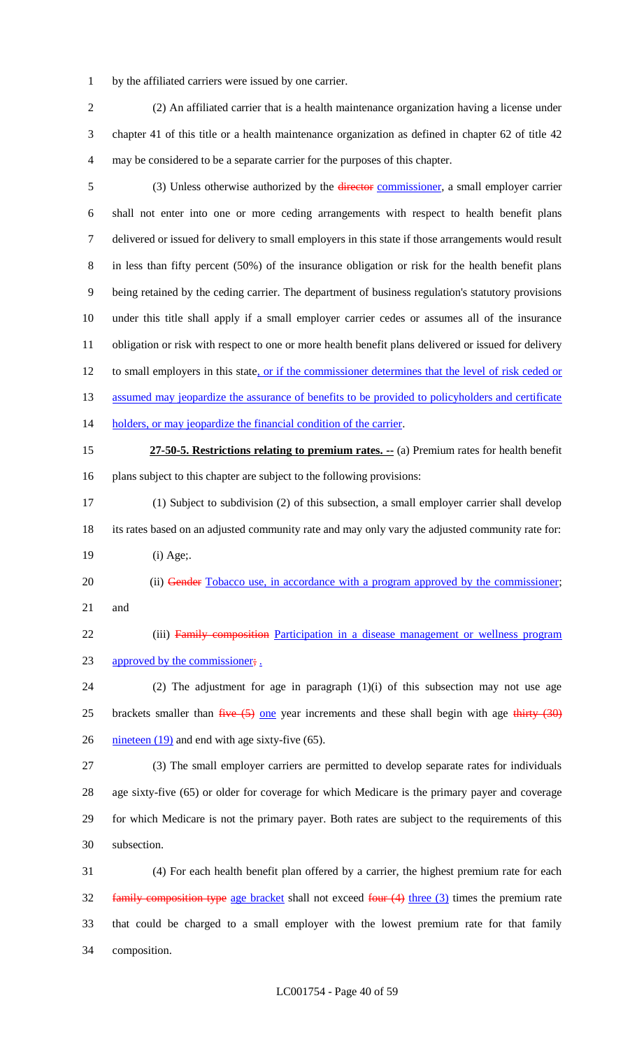by the affiliated carriers were issued by one carrier.

(2) An affiliated carrier that is a health maintenance organization having a license under chapter 41 of this title or a health maintenance organization as defined in chapter 62 of title 42 may be considered to be a separate carrier for the purposes of this chapter.

(3) Unless otherwise authorized by the ~~director~~ commissioner, a small employer carrier shall not enter into one or more ceding arrangements with respect to health benefit plans delivered or issued for delivery to small employers in this state if those arrangements would result in less than fifty percent (50%) of the insurance obligation or risk for the health benefit plans being retained by the ceding carrier. The department of business regulation's statutory provisions under this title shall apply if a small employer carrier cedes or assumes all of the insurance obligation or risk with respect to one or more health benefit plans delivered or issued for delivery to small employers in this state, or if the commissioner determines that the level of risk ceded or assumed may jeopardize the assurance of benefits to be provided to policyholders and certificate holders, or may jeopardize the financial condition of the carrier.

**27-50-5. Restrictions relating to premium rates. --** (a) Premium rates for health benefit plans subject to this chapter are subject to the following provisions:

(1) Subject to subdivision (2) of this subsection, a small employer carrier shall develop its rates based on an adjusted community rate and may only vary the adjusted community rate for:

(i) Age;.

(ii) ~~Gender~~ Tobacco use, in accordance with a program approved by the commissioner; and

(iii) ~~Family composition~~ Participation in a disease management or wellness program approved by the commissioner~~;~~ .

(2) The adjustment for age in paragraph (1)(i) of this subsection may not use age brackets smaller than ~~five (5)~~ one year increments and these shall begin with age ~~thirty (30)~~ nineteen (19) and end with age sixty-five (65).

(3) The small employer carriers are permitted to develop separate rates for individuals age sixty-five (65) or older for coverage for which Medicare is the primary payer and coverage for which Medicare is not the primary payer. Both rates are subject to the requirements of this subsection.

(4) For each health benefit plan offered by a carrier, the highest premium rate for each ~~family composition type~~ age bracket shall not exceed ~~four (4)~~ three (3) times the premium rate that could be charged to a small employer with the lowest premium rate for that family composition.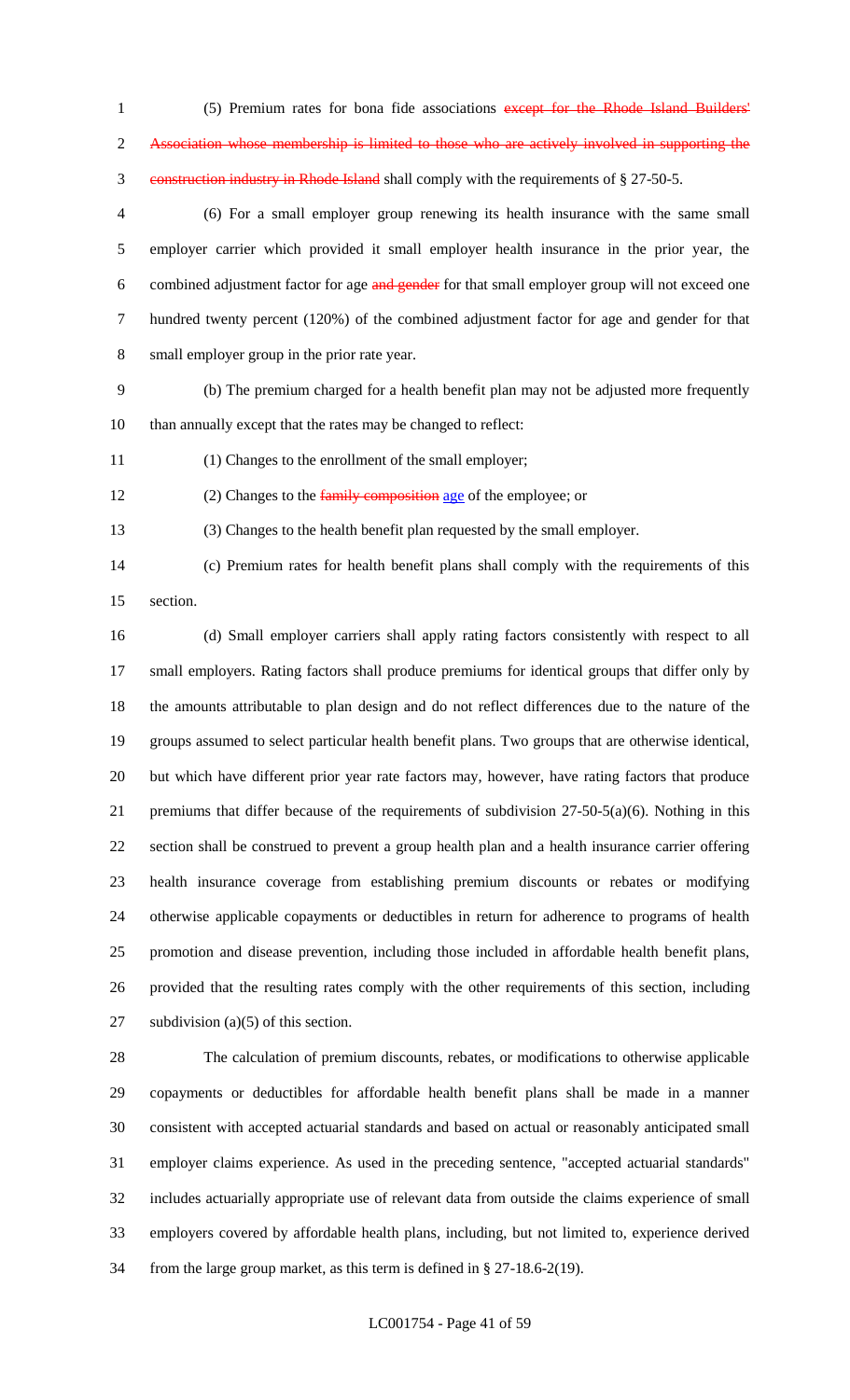(5) Premium rates for bona fide associations ~~except for the Rhode Island Builders' Association whose membership is limited to those who are actively involved in supporting the construction industry in Rhode Island~~ shall comply with the requirements of § 27-50-5.

(6) For a small employer group renewing its health insurance with the same small employer carrier which provided it small employer health insurance in the prior year, the combined adjustment factor for age ~~and gender~~ for that small employer group will not exceed one hundred twenty percent (120%) of the combined adjustment factor for age and gender for that small employer group in the prior rate year.

(b) The premium charged for a health benefit plan may not be adjusted more frequently than annually except that the rates may be changed to reflect:

(1) Changes to the enrollment of the small employer;

(2) Changes to the ~~family composition~~ age of the employee; or

(3) Changes to the health benefit plan requested by the small employer.

(c) Premium rates for health benefit plans shall comply with the requirements of this section.

(d) Small employer carriers shall apply rating factors consistently with respect to all small employers. Rating factors shall produce premiums for identical groups that differ only by the amounts attributable to plan design and do not reflect differences due to the nature of the groups assumed to select particular health benefit plans. Two groups that are otherwise identical, but which have different prior year rate factors may, however, have rating factors that produce premiums that differ because of the requirements of subdivision 27-50-5(a)(6). Nothing in this section shall be construed to prevent a group health plan and a health insurance carrier offering health insurance coverage from establishing premium discounts or rebates or modifying otherwise applicable copayments or deductibles in return for adherence to programs of health promotion and disease prevention, including those included in affordable health benefit plans, provided that the resulting rates comply with the other requirements of this section, including subdivision (a)(5) of this section.

The calculation of premium discounts, rebates, or modifications to otherwise applicable copayments or deductibles for affordable health benefit plans shall be made in a manner consistent with accepted actuarial standards and based on actual or reasonably anticipated small employer claims experience. As used in the preceding sentence, "accepted actuarial standards" includes actuarially appropriate use of relevant data from outside the claims experience of small employers covered by affordable health plans, including, but not limited to, experience derived from the large group market, as this term is defined in § 27-18.6-2(19).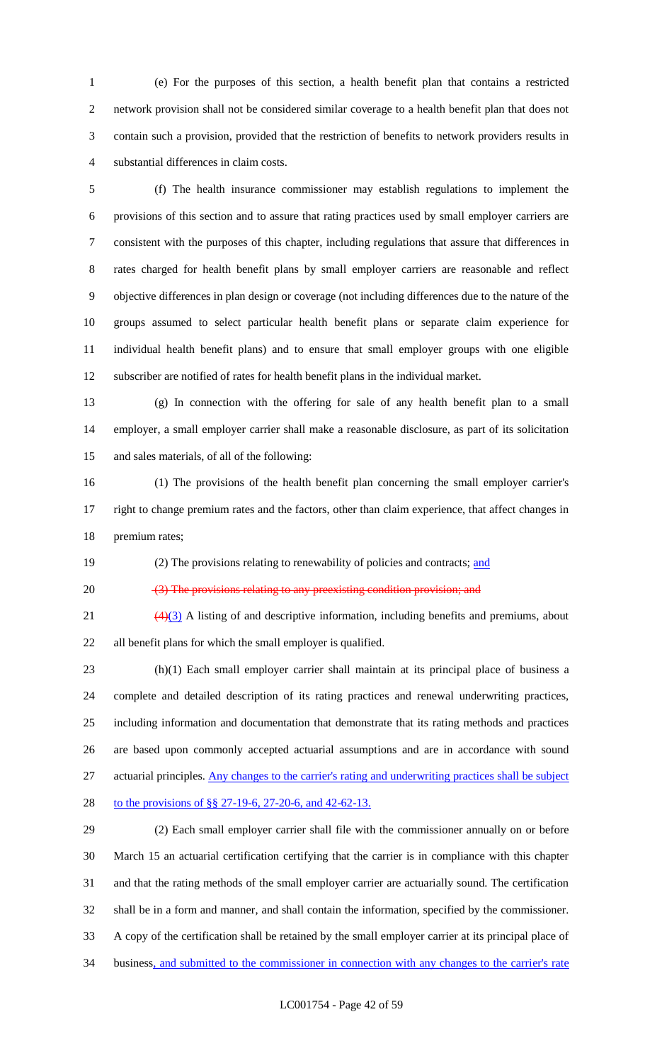(e) For the purposes of this section, a health benefit plan that contains a restricted network provision shall not be considered similar coverage to a health benefit plan that does not contain such a provision, provided that the restriction of benefits to network providers results in substantial differences in claim costs.

(f) The health insurance commissioner may establish regulations to implement the provisions of this section and to assure that rating practices used by small employer carriers are consistent with the purposes of this chapter, including regulations that assure that differences in rates charged for health benefit plans by small employer carriers are reasonable and reflect objective differences in plan design or coverage (not including differences due to the nature of the groups assumed to select particular health benefit plans or separate claim experience for individual health benefit plans) and to ensure that small employer groups with one eligible subscriber are notified of rates for health benefit plans in the individual market.

(g) In connection with the offering for sale of any health benefit plan to a small employer, a small employer carrier shall make a reasonable disclosure, as part of its solicitation and sales materials, of all of the following:

(1) The provisions of the health benefit plan concerning the small employer carrier's right to change premium rates and the factors, other than claim experience, that affect changes in premium rates;

(2) The provisions relating to renewability of policies and contracts; and

~~(3) The provisions relating to any preexisting condition provision; and~~

~~(4)~~(3) A listing of and descriptive information, including benefits and premiums, about all benefit plans for which the small employer is qualified.

(h)(1) Each small employer carrier shall maintain at its principal place of business a complete and detailed description of its rating practices and renewal underwriting practices, including information and documentation that demonstrate that its rating methods and practices are based upon commonly accepted actuarial assumptions and are in accordance with sound actuarial principles. Any changes to the carrier's rating and underwriting practices shall be subject to the provisions of §§ 27-19-6, 27-20-6, and 42-62-13.

(2) Each small employer carrier shall file with the commissioner annually on or before March 15 an actuarial certification certifying that the carrier is in compliance with this chapter and that the rating methods of the small employer carrier are actuarially sound. The certification shall be in a form and manner, and shall contain the information, specified by the commissioner. A copy of the certification shall be retained by the small employer carrier at its principal place of business, and submitted to the commissioner in connection with any changes to the carrier's rate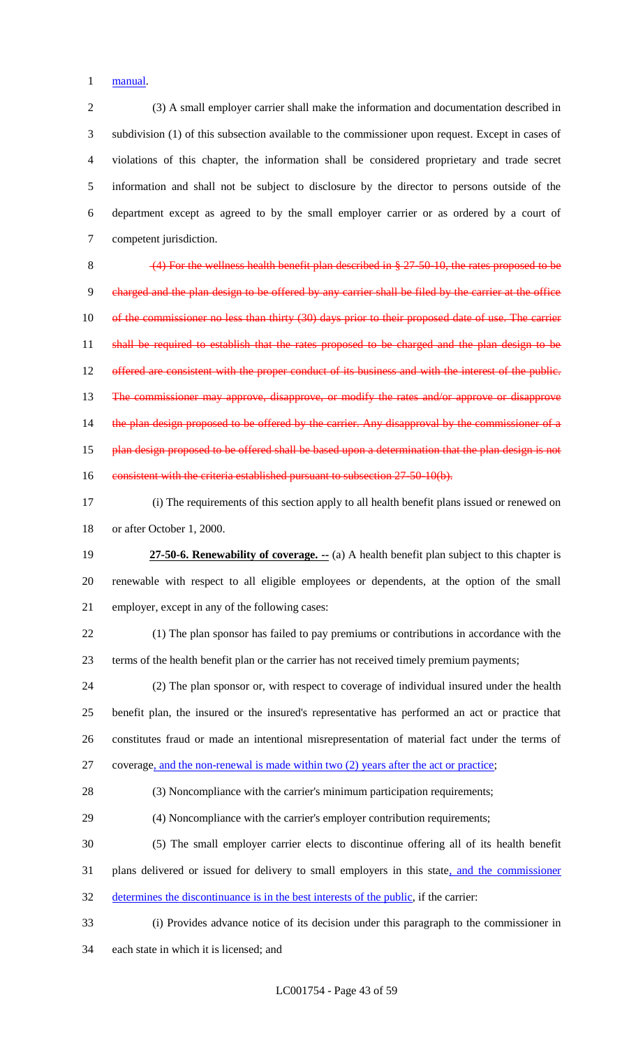manual.

(3) A small employer carrier shall make the information and documentation described in subdivision (1) of this subsection available to the commissioner upon request. Except in cases of violations of this chapter, the information shall be considered proprietary and trade secret information and shall not be subject to disclosure by the director to persons outside of the department except as agreed to by the small employer carrier or as ordered by a court of competent jurisdiction.

~~(4) For the wellness health benefit plan described in § 27-50-10, the rates proposed to be charged and the plan design to be offered by any carrier shall be filed by the carrier at the office of the commissioner no less than thirty (30) days prior to their proposed date of use. The carrier shall be required to establish that the rates proposed to be charged and the plan design to be offered are consistent with the proper conduct of its business and with the interest of the public. The commissioner may approve, disapprove, or modify the rates and/or approve or disapprove the plan design proposed to be offered by the carrier. Any disapproval by the commissioner of a plan design proposed to be offered shall be based upon a determination that the plan design is not consistent with the criteria established pursuant to subsection 27-50-10(b).~~

(i) The requirements of this section apply to all health benefit plans issued or renewed on or after October 1, 2000.

**27-50-6. Renewability of coverage. --** (a) A health benefit plan subject to this chapter is renewable with respect to all eligible employees or dependents, at the option of the small employer, except in any of the following cases:

(1) The plan sponsor has failed to pay premiums or contributions in accordance with the terms of the health benefit plan or the carrier has not received timely premium payments;

(2) The plan sponsor or, with respect to coverage of individual insured under the health benefit plan, the insured or the insured's representative has performed an act or practice that constitutes fraud or made an intentional misrepresentation of material fact under the terms of coverage, and the non-renewal is made within two (2) years after the act or practice;

(3) Noncompliance with the carrier's minimum participation requirements;

(4) Noncompliance with the carrier's employer contribution requirements;

(5) The small employer carrier elects to discontinue offering all of its health benefit plans delivered or issued for delivery to small employers in this state, and the commissioner determines the discontinuance is in the best interests of the public, if the carrier:

(i) Provides advance notice of its decision under this paragraph to the commissioner in each state in which it is licensed; and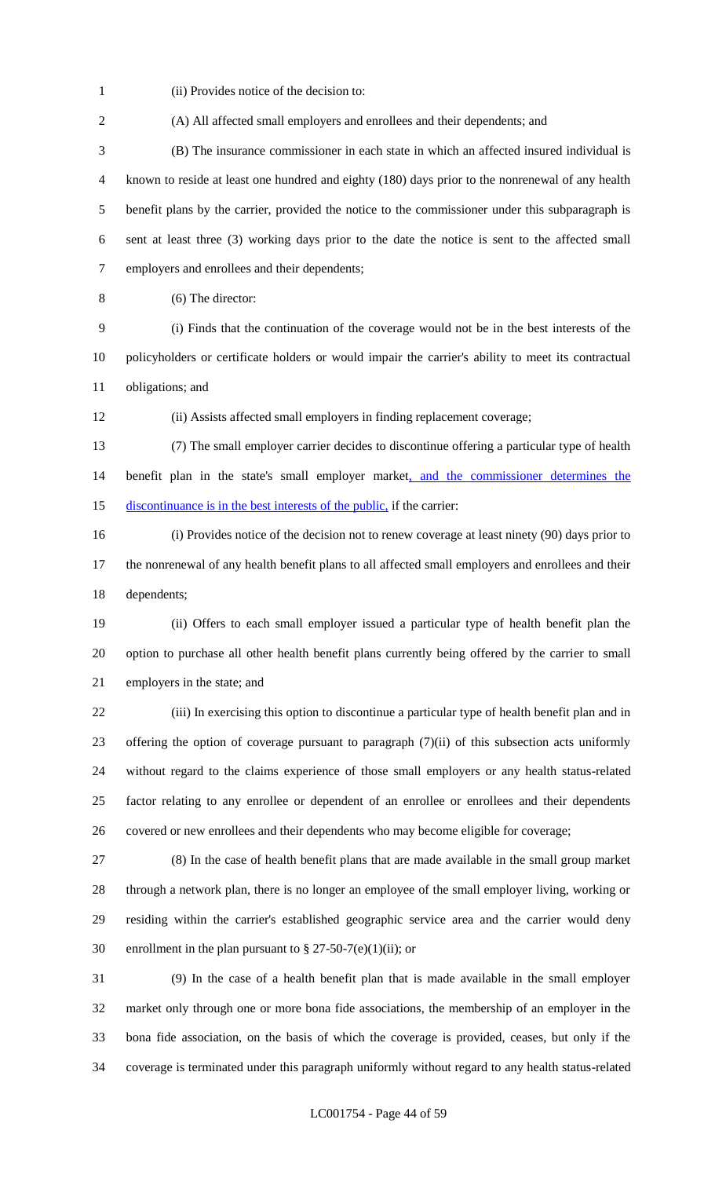(ii) Provides notice of the decision to:

(A) All affected small employers and enrollees and their dependents; and

(B) The insurance commissioner in each state in which an affected insured individual is known to reside at least one hundred and eighty (180) days prior to the nonrenewal of any health benefit plans by the carrier, provided the notice to the commissioner under this subparagraph is sent at least three (3) working days prior to the date the notice is sent to the affected small employers and enrollees and their dependents;

(6) The director:

(i) Finds that the continuation of the coverage would not be in the best interests of the policyholders or certificate holders or would impair the carrier's ability to meet its contractual obligations; and

(ii) Assists affected small employers in finding replacement coverage;

(7) The small employer carrier decides to discontinue offering a particular type of health benefit plan in the state's small employer market, and the commissioner determines the discontinuance is in the best interests of the public, if the carrier:

(i) Provides notice of the decision not to renew coverage at least ninety (90) days prior to the nonrenewal of any health benefit plans to all affected small employers and enrollees and their dependents;

(ii) Offers to each small employer issued a particular type of health benefit plan the option to purchase all other health benefit plans currently being offered by the carrier to small employers in the state; and

(iii) In exercising this option to discontinue a particular type of health benefit plan and in offering the option of coverage pursuant to paragraph (7)(ii) of this subsection acts uniformly without regard to the claims experience of those small employers or any health status-related factor relating to any enrollee or dependent of an enrollee or enrollees and their dependents covered or new enrollees and their dependents who may become eligible for coverage;

(8) In the case of health benefit plans that are made available in the small group market through a network plan, there is no longer an employee of the small employer living, working or residing within the carrier's established geographic service area and the carrier would deny enrollment in the plan pursuant to § 27-50-7(e)(1)(ii); or

(9) In the case of a health benefit plan that is made available in the small employer market only through one or more bona fide associations, the membership of an employer in the bona fide association, on the basis of which the coverage is provided, ceases, but only if the coverage is terminated under this paragraph uniformly without regard to any health status-related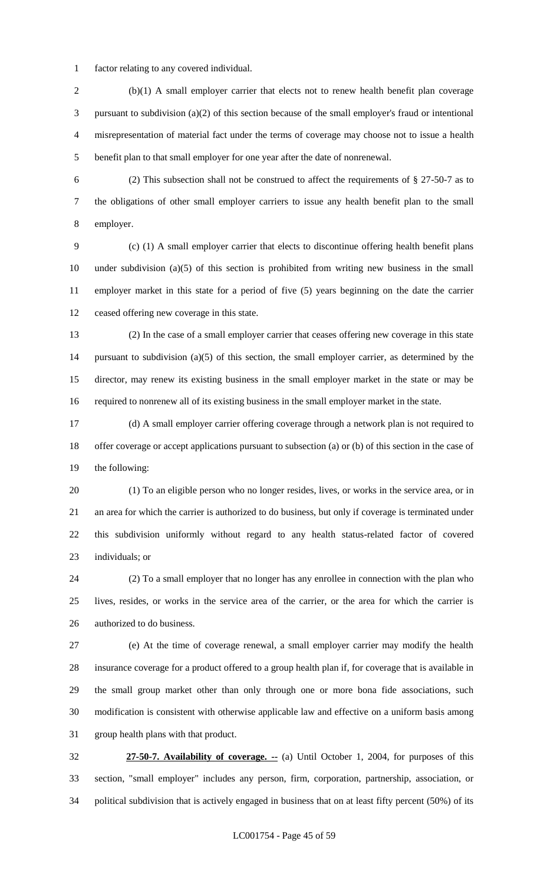factor relating to any covered individual.

(b)(1) A small employer carrier that elects not to renew health benefit plan coverage pursuant to subdivision (a)(2) of this section because of the small employer's fraud or intentional misrepresentation of material fact under the terms of coverage may choose not to issue a health benefit plan to that small employer for one year after the date of nonrenewal.

(2) This subsection shall not be construed to affect the requirements of § 27-50-7 as to the obligations of other small employer carriers to issue any health benefit plan to the small employer.

(c) (1) A small employer carrier that elects to discontinue offering health benefit plans under subdivision (a)(5) of this section is prohibited from writing new business in the small employer market in this state for a period of five (5) years beginning on the date the carrier ceased offering new coverage in this state.

(2) In the case of a small employer carrier that ceases offering new coverage in this state pursuant to subdivision (a)(5) of this section, the small employer carrier, as determined by the director, may renew its existing business in the small employer market in the state or may be required to nonrenew all of its existing business in the small employer market in the state.

(d) A small employer carrier offering coverage through a network plan is not required to offer coverage or accept applications pursuant to subsection (a) or (b) of this section in the case of the following:

(1) To an eligible person who no longer resides, lives, or works in the service area, or in an area for which the carrier is authorized to do business, but only if coverage is terminated under this subdivision uniformly without regard to any health status-related factor of covered individuals; or

(2) To a small employer that no longer has any enrollee in connection with the plan who lives, resides, or works in the service area of the carrier, or the area for which the carrier is authorized to do business.

(e) At the time of coverage renewal, a small employer carrier may modify the health insurance coverage for a product offered to a group health plan if, for coverage that is available in the small group market other than only through one or more bona fide associations, such modification is consistent with otherwise applicable law and effective on a uniform basis among group health plans with that product.

**27-50-7. Availability of coverage. --** (a) Until October 1, 2004, for purposes of this section, "small employer" includes any person, firm, corporation, partnership, association, or political subdivision that is actively engaged in business that on at least fifty percent (50%) of its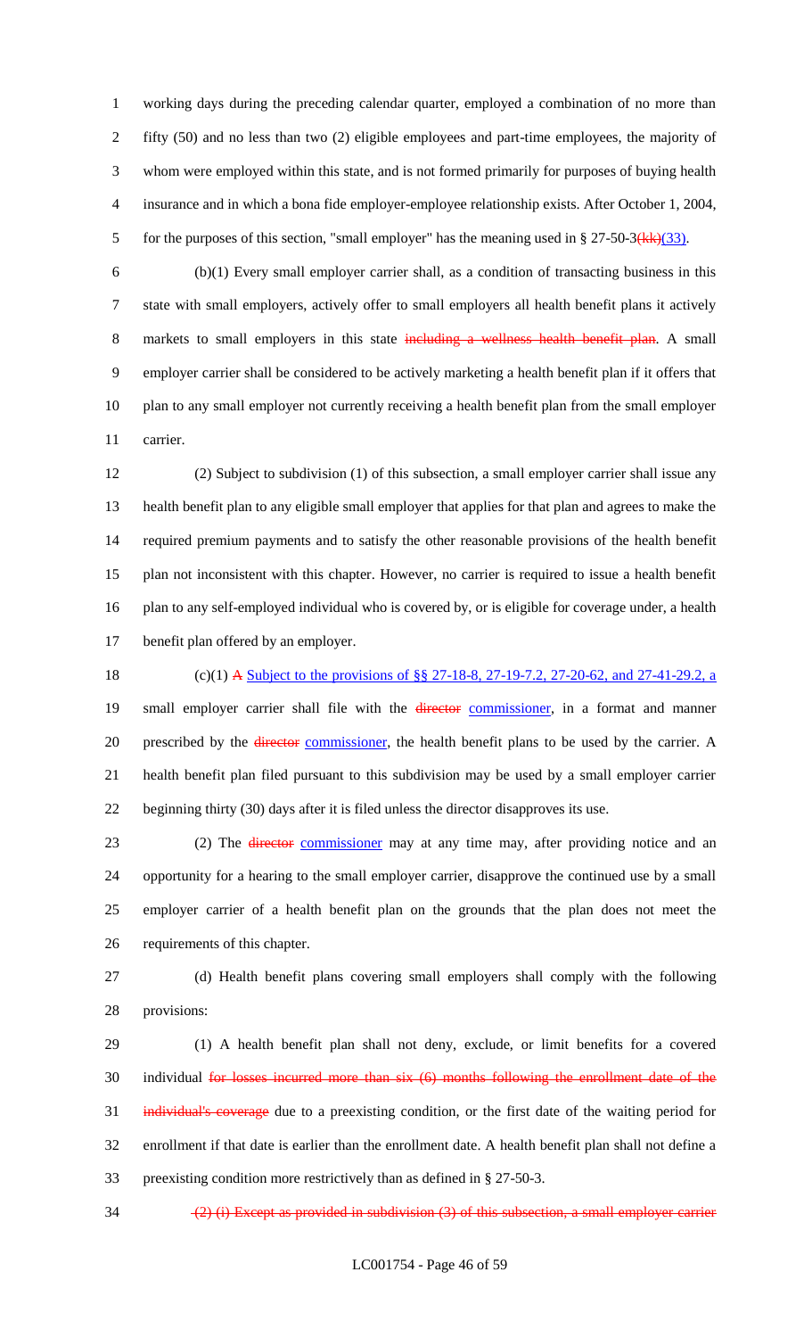working days during the preceding calendar quarter, employed a combination of no more than fifty (50) and no less than two (2) eligible employees and part-time employees, the majority of whom were employed within this state, and is not formed primarily for purposes of buying health insurance and in which a bona fide employer-employee relationship exists. After October 1, 2004, for the purposes of this section, "small employer" has the meaning used in § 27-50-3~~(kk)~~(33).

(b)(1) Every small employer carrier shall, as a condition of transacting business in this state with small employers, actively offer to small employers all health benefit plans it actively markets to small employers in this state ~~including a wellness health benefit plan~~. A small employer carrier shall be considered to be actively marketing a health benefit plan if it offers that plan to any small employer not currently receiving a health benefit plan from the small employer carrier.

(2) Subject to subdivision (1) of this subsection, a small employer carrier shall issue any health benefit plan to any eligible small employer that applies for that plan and agrees to make the required premium payments and to satisfy the other reasonable provisions of the health benefit plan not inconsistent with this chapter. However, no carrier is required to issue a health benefit plan to any self-employed individual who is covered by, or is eligible for coverage under, a health benefit plan offered by an employer.

(c)(1) ~~A~~ Subject to the provisions of §§ 27-18-8, 27-19-7.2, 27-20-62, and 27-41-29.2, a small employer carrier shall file with the ~~director~~ commissioner, in a format and manner prescribed by the ~~director~~ commissioner, the health benefit plans to be used by the carrier. A health benefit plan filed pursuant to this subdivision may be used by a small employer carrier beginning thirty (30) days after it is filed unless the director disapproves its use.

(2) The ~~director~~ commissioner may at any time may, after providing notice and an opportunity for a hearing to the small employer carrier, disapprove the continued use by a small employer carrier of a health benefit plan on the grounds that the plan does not meet the requirements of this chapter.

(d) Health benefit plans covering small employers shall comply with the following provisions:

(1) A health benefit plan shall not deny, exclude, or limit benefits for a covered individual ~~for losses incurred more than six (6) months following the enrollment date of the individual's coverage~~ due to a preexisting condition, or the first date of the waiting period for enrollment if that date is earlier than the enrollment date. A health benefit plan shall not define a preexisting condition more restrictively than as defined in § 27-50-3.

~~(2) (i) Except as provided in subdivision (3) of this subsection, a small employer carrier~~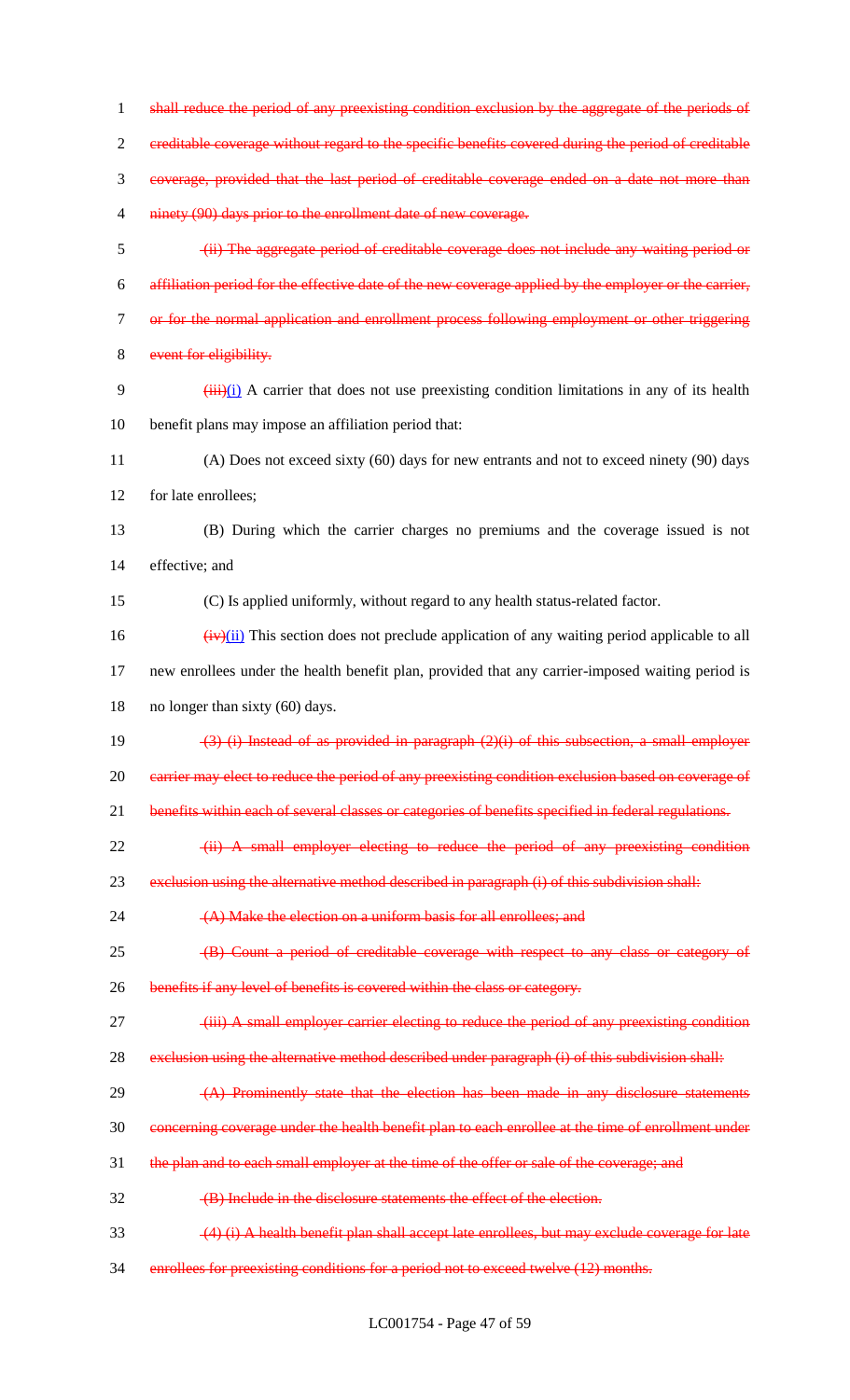~~shall reduce the period of any preexisting condition exclusion by the aggregate of the periods of creditable coverage without regard to the specific benefits covered during the period of creditable coverage, provided that the last period of creditable coverage ended on a date not more than ninety (90) days prior to the enrollment date of new coverage.~~

~~(ii) The aggregate period of creditable coverage does not include any waiting period or affiliation period for the effective date of the new coverage applied by the employer or the carrier, or for the normal application and enrollment process following employment or other triggering event for eligibility.~~

~~(iii)~~<u>(i)</u> A carrier that does not use preexisting condition limitations in any of its health benefit plans may impose an affiliation period that:

(A) Does not exceed sixty (60) days for new entrants and not to exceed ninety (90) days for late enrollees;

(B) During which the carrier charges no premiums and the coverage issued is not effective; and

(C) Is applied uniformly, without regard to any health status-related factor.

~~(iv)~~<u>(ii)</u> This section does not preclude application of any waiting period applicable to all new enrollees under the health benefit plan, provided that any carrier-imposed waiting period is no longer than sixty (60) days.

~~(3) (i) Instead of as provided in paragraph (2)(i) of this subsection, a small employer carrier may elect to reduce the period of any preexisting condition exclusion based on coverage of benefits within each of several classes or categories of benefits specified in federal regulations.~~

~~(ii) A small employer electing to reduce the period of any preexisting condition exclusion using the alternative method described in paragraph (i) of this subdivision shall:~~

~~(A) Make the election on a uniform basis for all enrollees; and~~

~~(B) Count a period of creditable coverage with respect to any class or category of benefits if any level of benefits is covered within the class or category.~~

~~(iii) A small employer carrier electing to reduce the period of any preexisting condition exclusion using the alternative method described under paragraph (i) of this subdivision shall:~~

~~(A) Prominently state that the election has been made in any disclosure statements concerning coverage under the health benefit plan to each enrollee at the time of enrollment under the plan and to each small employer at the time of the offer or sale of the coverage; and~~

~~(B) Include in the disclosure statements the effect of the election.~~

~~(4) (i) A health benefit plan shall accept late enrollees, but may exclude coverage for late enrollees for preexisting conditions for a period not to exceed twelve (12) months.~~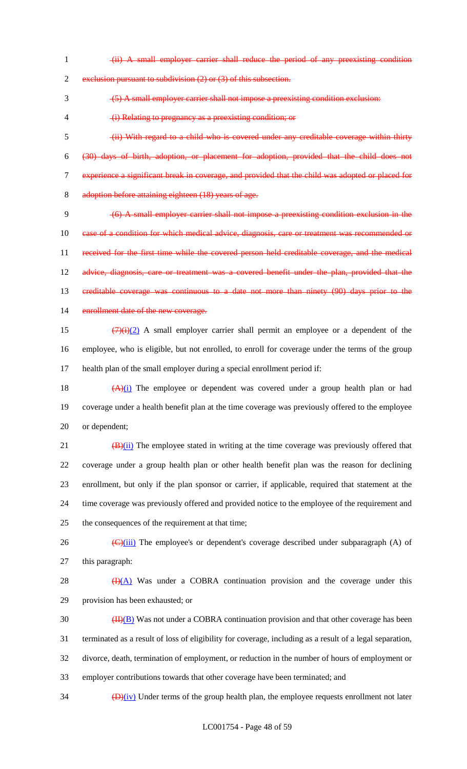~~(ii) A small employer carrier shall reduce the period of any preexisting condition exclusion pursuant to subdivision (2) or (3) of this subsection.~~

~~(5) A small employer carrier shall not impose a preexisting condition exclusion:~~

~~(i) Relating to pregnancy as a preexisting condition; or~~

~~(ii) With regard to a child who is covered under any creditable coverage within thirty (30) days of birth, adoption, or placement for adoption, provided that the child does not experience a significant break in coverage, and provided that the child was adopted or placed for adoption before attaining eighteen (18) years of age.~~

~~(6) A small employer carrier shall not impose a preexisting condition exclusion in the case of a condition for which medical advice, diagnosis, care or treatment was recommended or received for the first time while the covered person held creditable coverage, and the medical advice, diagnosis, care or treatment was a covered benefit under the plan, provided that the creditable coverage was continuous to a date not more than ninety (90) days prior to the enrollment date of the new coverage.~~

~~(7)(i)~~<u>(2)</u> A small employer carrier shall permit an employee or a dependent of the employee, who is eligible, but not enrolled, to enroll for coverage under the terms of the group health plan of the small employer during a special enrollment period if:

~~(A)~~<u>(i)</u> The employee or dependent was covered under a group health plan or had coverage under a health benefit plan at the time coverage was previously offered to the employee or dependent;

~~(B)~~<u>(ii)</u> The employee stated in writing at the time coverage was previously offered that coverage under a group health plan or other health benefit plan was the reason for declining enrollment, but only if the plan sponsor or carrier, if applicable, required that statement at the time coverage was previously offered and provided notice to the employee of the requirement and the consequences of the requirement at that time;

~~(C)~~<u>(iii)</u> The employee's or dependent's coverage described under subparagraph (A) of this paragraph:

~~(I)~~<u>(A)</u> Was under a COBRA continuation provision and the coverage under this provision has been exhausted; or

~~(II)~~<u>(B)</u> Was not under a COBRA continuation provision and that other coverage has been terminated as a result of loss of eligibility for coverage, including as a result of a legal separation, divorce, death, termination of employment, or reduction in the number of hours of employment or employer contributions towards that other coverage have been terminated; and

~~(D)~~<u>(iv)</u> Under terms of the group health plan, the employee requests enrollment not later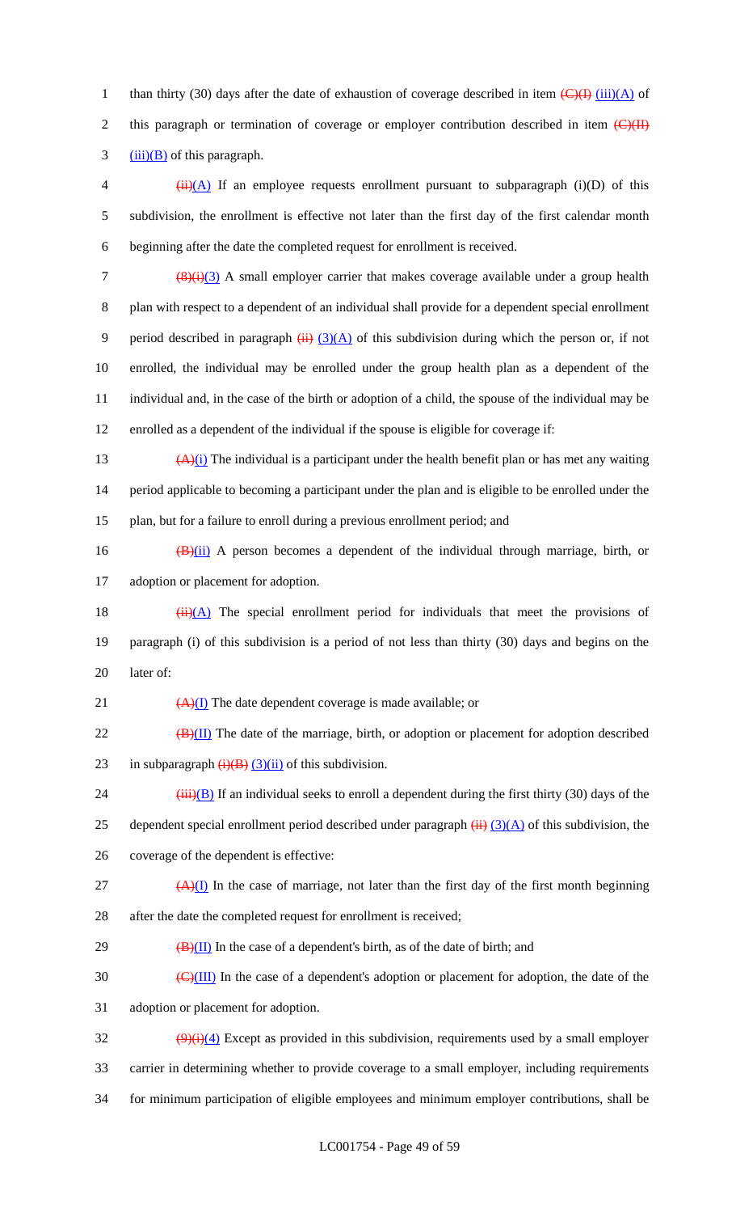than thirty (30) days after the date of exhaustion of coverage described in item ~~(C)(I)~~ (iii)(A) of this paragraph or termination of coverage or employer contribution described in item ~~(C)(II)~~ (iii)(B) of this paragraph.

~~(ii)~~(A) If an employee requests enrollment pursuant to subparagraph (i)(D) of this subdivision, the enrollment is effective not later than the first day of the first calendar month beginning after the date the completed request for enrollment is received.

~~(8)(i)~~(3) A small employer carrier that makes coverage available under a group health plan with respect to a dependent of an individual shall provide for a dependent special enrollment period described in paragraph ~~(ii)~~ (3)(A) of this subdivision during which the person or, if not enrolled, the individual may be enrolled under the group health plan as a dependent of the individual and, in the case of the birth or adoption of a child, the spouse of the individual may be enrolled as a dependent of the individual if the spouse is eligible for coverage if:

~~(A)~~(i) The individual is a participant under the health benefit plan or has met any waiting period applicable to becoming a participant under the plan and is eligible to be enrolled under the plan, but for a failure to enroll during a previous enrollment period; and

~~(B)~~(ii) A person becomes a dependent of the individual through marriage, birth, or adoption or placement for adoption.

~~(ii)~~(A) The special enrollment period for individuals that meet the provisions of paragraph (i) of this subdivision is a period of not less than thirty (30) days and begins on the later of:

~~(A)~~(I) The date dependent coverage is made available; or

~~(B)~~(II) The date of the marriage, birth, or adoption or placement for adoption described in subparagraph ~~(i)(B)~~ (3)(ii) of this subdivision.

~~(iii)~~(B) If an individual seeks to enroll a dependent during the first thirty (30) days of the dependent special enrollment period described under paragraph ~~(ii)~~ (3)(A) of this subdivision, the coverage of the dependent is effective:

~~(A)~~(I) In the case of marriage, not later than the first day of the first month beginning after the date the completed request for enrollment is received;

~~(B)~~(II) In the case of a dependent's birth, as of the date of birth; and

~~(C)~~(III) In the case of a dependent's adoption or placement for adoption, the date of the adoption or placement for adoption.

~~(9)(i)~~(4) Except as provided in this subdivision, requirements used by a small employer carrier in determining whether to provide coverage to a small employer, including requirements for minimum participation of eligible employees and minimum employer contributions, shall be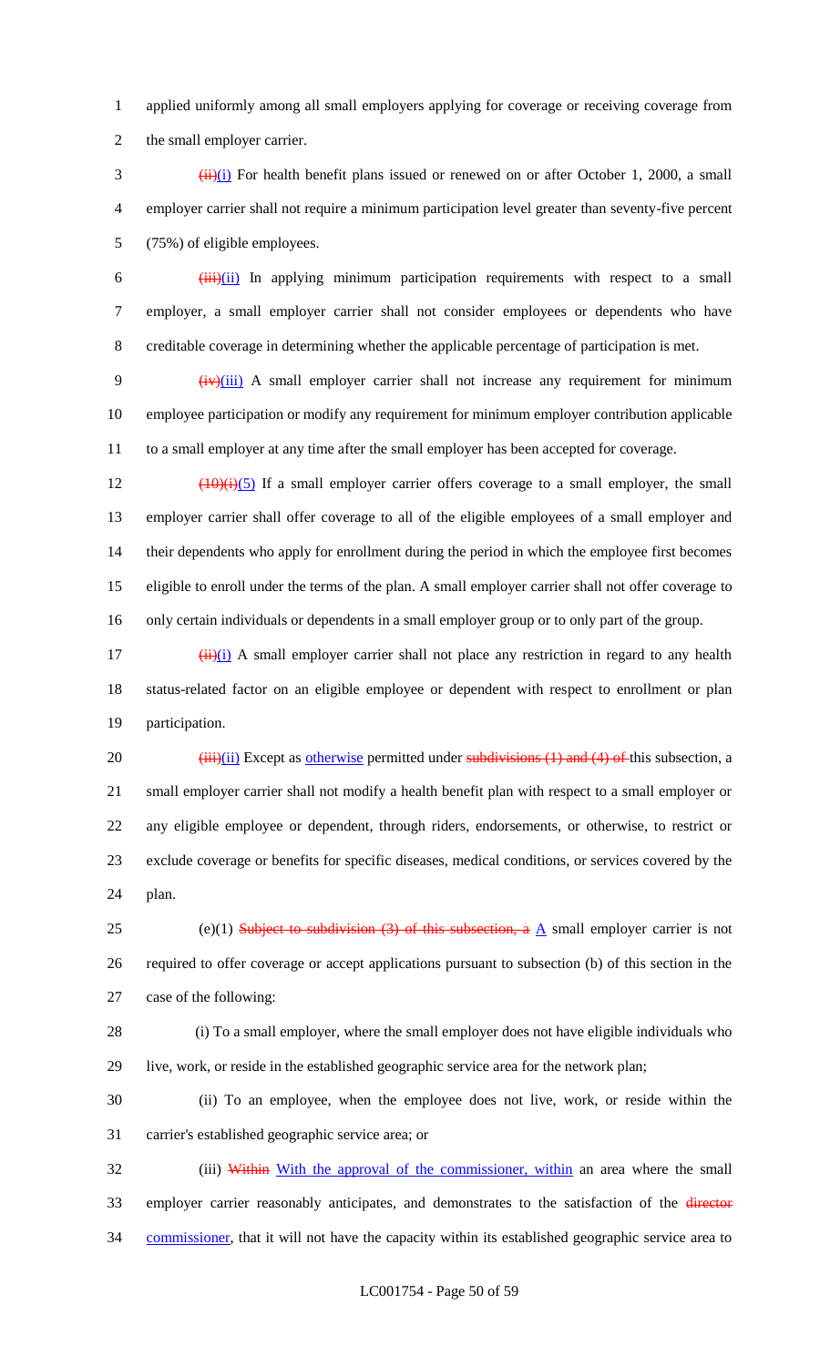applied uniformly among all small employers applying for coverage or receiving coverage from the small employer carrier.

~~(ii)~~<u>(i)</u> For health benefit plans issued or renewed on or after October 1, 2000, a small employer carrier shall not require a minimum participation level greater than seventy-five percent (75%) of eligible employees.

~~(iii)~~<u>(ii)</u> In applying minimum participation requirements with respect to a small employer, a small employer carrier shall not consider employees or dependents who have creditable coverage in determining whether the applicable percentage of participation is met.

~~(iv)~~<u>(iii)</u> A small employer carrier shall not increase any requirement for minimum employee participation or modify any requirement for minimum employer contribution applicable to a small employer at any time after the small employer has been accepted for coverage.

~~(10)(i)~~<u>(5)</u> If a small employer carrier offers coverage to a small employer, the small employer carrier shall offer coverage to all of the eligible employees of a small employer and their dependents who apply for enrollment during the period in which the employee first becomes eligible to enroll under the terms of the plan. A small employer carrier shall not offer coverage to only certain individuals or dependents in a small employer group or to only part of the group.

~~(ii)~~<u>(i)</u> A small employer carrier shall not place any restriction in regard to any health status-related factor on an eligible employee or dependent with respect to enrollment or plan participation.

~~(iii)~~<u>(ii)</u> Except as <u>otherwise</u> permitted under ~~subdivisions (1) and (4) of~~ this subsection, a small employer carrier shall not modify a health benefit plan with respect to a small employer or any eligible employee or dependent, through riders, endorsements, or otherwise, to restrict or exclude coverage or benefits for specific diseases, medical conditions, or services covered by the plan.

(e)(1) ~~Subject to subdivision (3) of this subsection, a~~ <u>A</u> small employer carrier is not required to offer coverage or accept applications pursuant to subsection (b) of this section in the case of the following:

(i) To a small employer, where the small employer does not have eligible individuals who live, work, or reside in the established geographic service area for the network plan;

(ii) To an employee, when the employee does not live, work, or reside within the carrier's established geographic service area; or

(iii) ~~Within~~ <u>With the approval of the commissioner, within</u> an area where the small employer carrier reasonably anticipates, and demonstrates to the satisfaction of the ~~director~~ <u>commissioner</u>, that it will not have the capacity within its established geographic service area to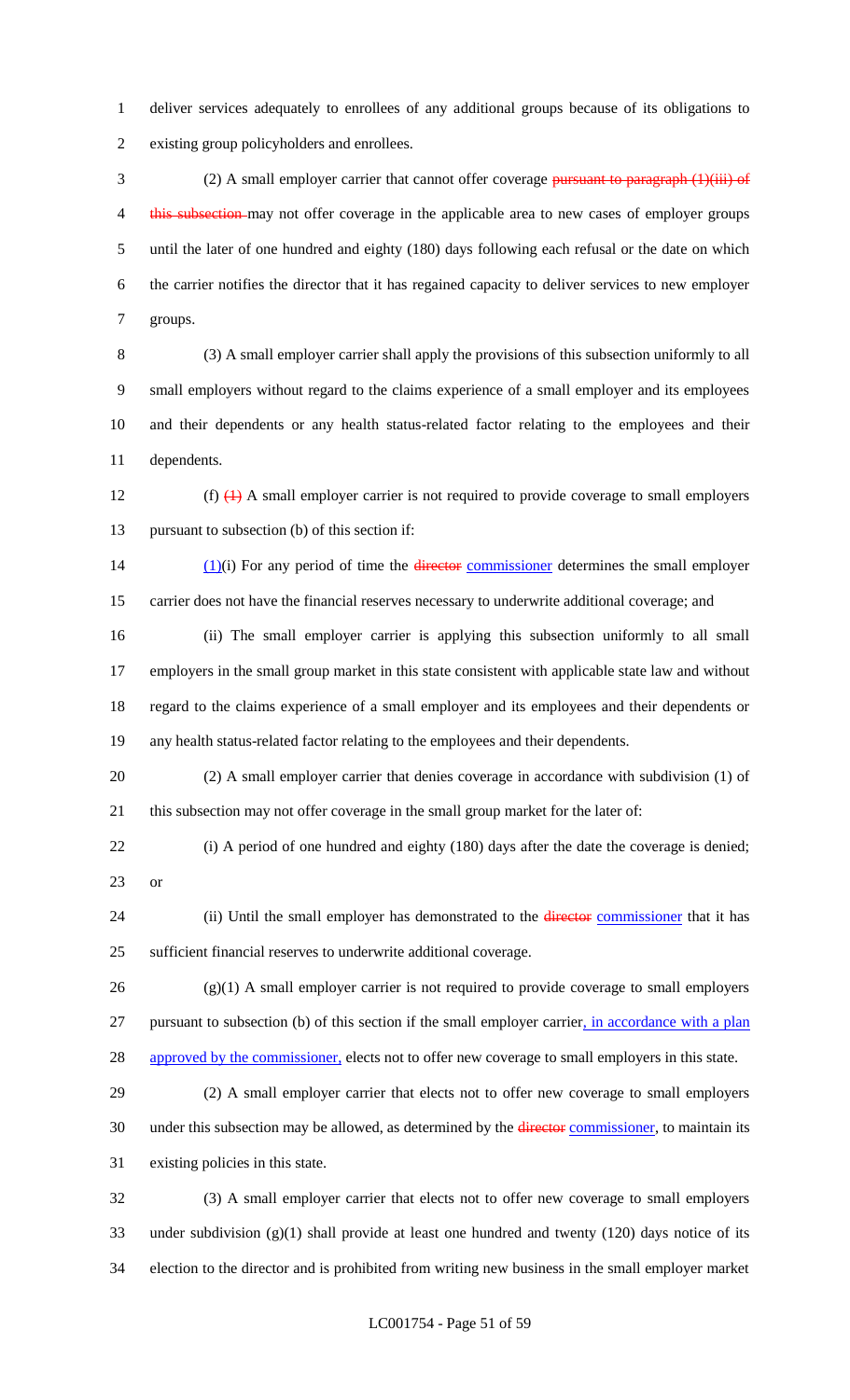deliver services adequately to enrollees of any additional groups because of its obligations to existing group policyholders and enrollees.

(2) A small employer carrier that cannot offer coverage ~~pursuant to paragraph (1)(iii) of this subsection~~ may not offer coverage in the applicable area to new cases of employer groups until the later of one hundred and eighty (180) days following each refusal or the date on which the carrier notifies the director that it has regained capacity to deliver services to new employer groups.

(3) A small employer carrier shall apply the provisions of this subsection uniformly to all small employers without regard to the claims experience of a small employer and its employees and their dependents or any health status-related factor relating to the employees and their dependents.

(f) ~~(1)~~ A small employer carrier is not required to provide coverage to small employers pursuant to subsection (b) of this section if:

(1)(i) For any period of time the ~~director~~ commissioner determines the small employer carrier does not have the financial reserves necessary to underwrite additional coverage; and

(ii) The small employer carrier is applying this subsection uniformly to all small employers in the small group market in this state consistent with applicable state law and without regard to the claims experience of a small employer and its employees and their dependents or any health status-related factor relating to the employees and their dependents.

(2) A small employer carrier that denies coverage in accordance with subdivision (1) of this subsection may not offer coverage in the small group market for the later of:

(i) A period of one hundred and eighty (180) days after the date the coverage is denied; or

(ii) Until the small employer has demonstrated to the ~~director~~ commissioner that it has sufficient financial reserves to underwrite additional coverage.

(g)(1) A small employer carrier is not required to provide coverage to small employers pursuant to subsection (b) of this section if the small employer carrier, in accordance with a plan approved by the commissioner, elects not to offer new coverage to small employers in this state.

(2) A small employer carrier that elects not to offer new coverage to small employers under this subsection may be allowed, as determined by the ~~director~~ commissioner, to maintain its existing policies in this state.

(3) A small employer carrier that elects not to offer new coverage to small employers under subdivision (g)(1) shall provide at least one hundred and twenty (120) days notice of its election to the director and is prohibited from writing new business in the small employer market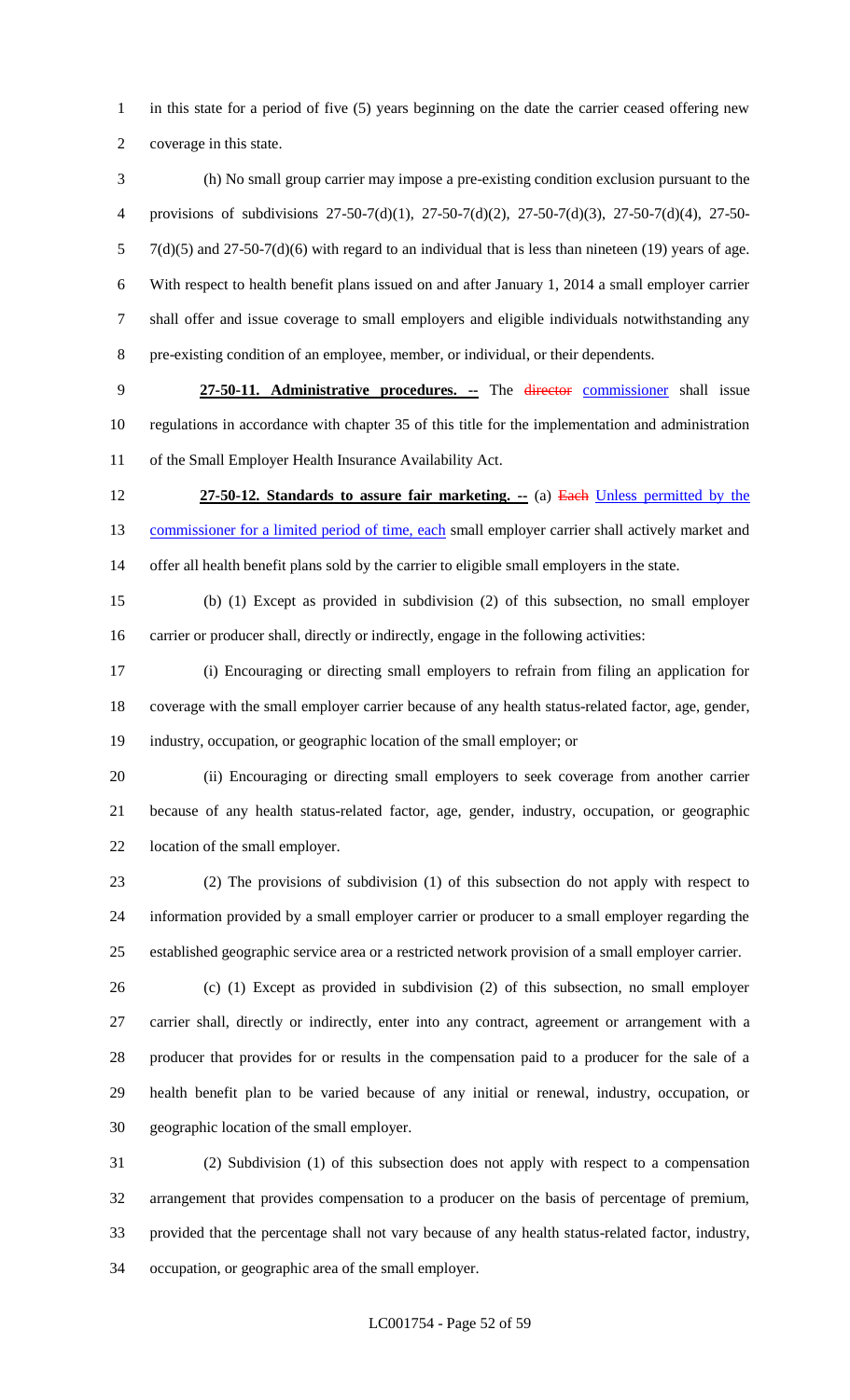in this state for a period of five (5) years beginning on the date the carrier ceased offering new coverage in this state.

(h) No small group carrier may impose a pre-existing condition exclusion pursuant to the provisions of subdivisions 27-50-7(d)(1), 27-50-7(d)(2), 27-50-7(d)(3), 27-50-7(d)(4), 27-50-7(d)(5) and 27-50-7(d)(6) with regard to an individual that is less than nineteen (19) years of age. With respect to health benefit plans issued on and after January 1, 2014 a small employer carrier shall offer and issue coverage to small employers and eligible individuals notwithstanding any pre-existing condition of an employee, member, or individual, or their dependents.

**27-50-11. Administrative procedures. --** The ~~director~~ commissioner shall issue regulations in accordance with chapter 35 of this title for the implementation and administration of the Small Employer Health Insurance Availability Act.

**27-50-12. Standards to assure fair marketing. --** (a) ~~Each~~ Unless permitted by the commissioner for a limited period of time, each small employer carrier shall actively market and offer all health benefit plans sold by the carrier to eligible small employers in the state.

(b) (1) Except as provided in subdivision (2) of this subsection, no small employer carrier or producer shall, directly or indirectly, engage in the following activities:

(i) Encouraging or directing small employers to refrain from filing an application for coverage with the small employer carrier because of any health status-related factor, age, gender, industry, occupation, or geographic location of the small employer; or

(ii) Encouraging or directing small employers to seek coverage from another carrier because of any health status-related factor, age, gender, industry, occupation, or geographic location of the small employer.

(2) The provisions of subdivision (1) of this subsection do not apply with respect to information provided by a small employer carrier or producer to a small employer regarding the established geographic service area or a restricted network provision of a small employer carrier.

(c) (1) Except as provided in subdivision (2) of this subsection, no small employer carrier shall, directly or indirectly, enter into any contract, agreement or arrangement with a producer that provides for or results in the compensation paid to a producer for the sale of a health benefit plan to be varied because of any initial or renewal, industry, occupation, or geographic location of the small employer.

(2) Subdivision (1) of this subsection does not apply with respect to a compensation arrangement that provides compensation to a producer on the basis of percentage of premium, provided that the percentage shall not vary because of any health status-related factor, industry, occupation, or geographic area of the small employer.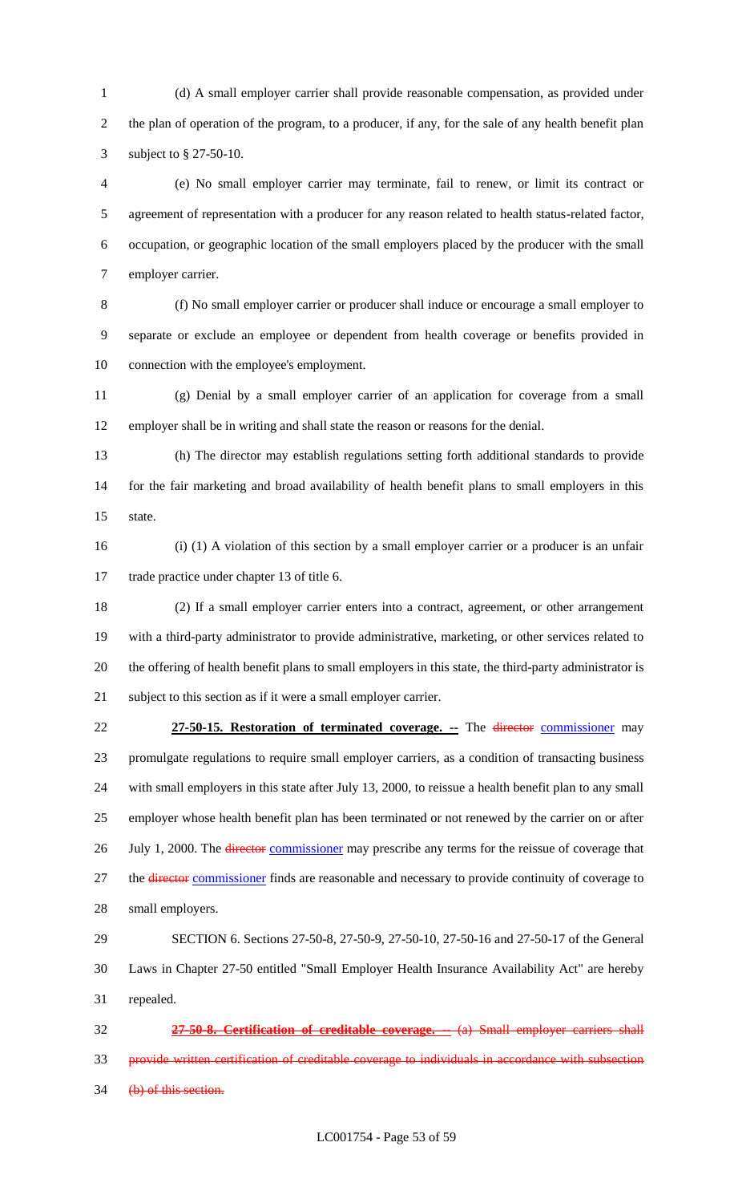(d) A small employer carrier shall provide reasonable compensation, as provided under the plan of operation of the program, to a producer, if any, for the sale of any health benefit plan subject to § 27-50-10.

(e) No small employer carrier may terminate, fail to renew, or limit its contract or agreement of representation with a producer for any reason related to health status-related factor, occupation, or geographic location of the small employers placed by the producer with the small employer carrier.

(f) No small employer carrier or producer shall induce or encourage a small employer to separate or exclude an employee or dependent from health coverage or benefits provided in connection with the employee's employment.

(g) Denial by a small employer carrier of an application for coverage from a small employer shall be in writing and shall state the reason or reasons for the denial.

(h) The director may establish regulations setting forth additional standards to provide for the fair marketing and broad availability of health benefit plans to small employers in this state.

(i) (1) A violation of this section by a small employer carrier or a producer is an unfair trade practice under chapter 13 of title 6.

(2) If a small employer carrier enters into a contract, agreement, or other arrangement with a third-party administrator to provide administrative, marketing, or other services related to the offering of health benefit plans to small employers in this state, the third-party administrator is subject to this section as if it were a small employer carrier.

**27-50-15. Restoration of terminated coverage. --** The ~~director~~ commissioner may promulgate regulations to require small employer carriers, as a condition of transacting business with small employers in this state after July 13, 2000, to reissue a health benefit plan to any small employer whose health benefit plan has been terminated or not renewed by the carrier on or after July 1, 2000. The ~~director~~ commissioner may prescribe any terms for the reissue of coverage that the ~~director~~ commissioner finds are reasonable and necessary to provide continuity of coverage to small employers.

SECTION 6. Sections 27-50-8, 27-50-9, 27-50-10, 27-50-16 and 27-50-17 of the General Laws in Chapter 27-50 entitled "Small Employer Health Insurance Availability Act" are hereby repealed.

~~**27-50-8. Certification of creditable coverage. --** (a) Small employer carriers shall provide written certification of creditable coverage to individuals in accordance with subsection (b) of this section.~~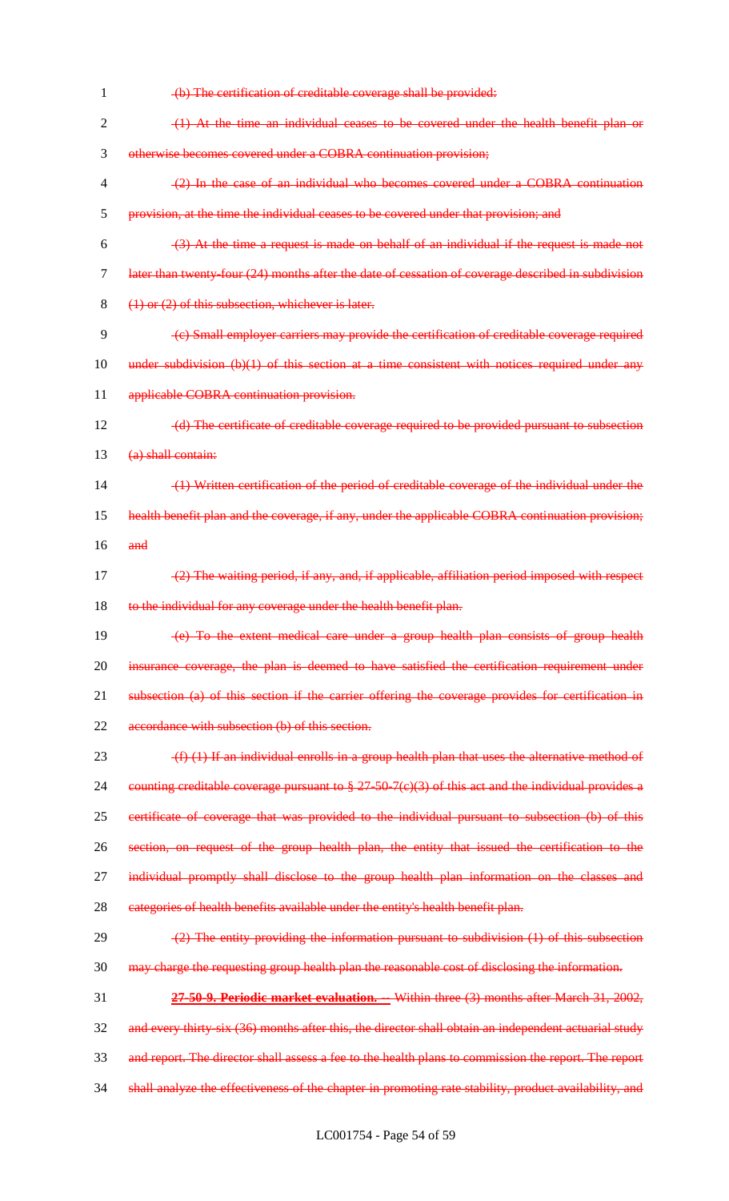~~(b) The certification of creditable coverage shall be provided:~~

~~(1) At the time an individual ceases to be covered under the health benefit plan or otherwise becomes covered under a COBRA continuation provision;~~

~~(2) In the case of an individual who becomes covered under a COBRA continuation provision, at the time the individual ceases to be covered under that provision; and~~

~~(3) At the time a request is made on behalf of an individual if the request is made not later than twenty-four (24) months after the date of cessation of coverage described in subdivision (1) or (2) of this subsection, whichever is later.~~

~~(c) Small employer carriers may provide the certification of creditable coverage required under subdivision (b)(1) of this section at a time consistent with notices required under any applicable COBRA continuation provision.~~

~~(d) The certificate of creditable coverage required to be provided pursuant to subsection (a) shall contain:~~

~~(1) Written certification of the period of creditable coverage of the individual under the health benefit plan and the coverage, if any, under the applicable COBRA continuation provision; and~~

~~(2) The waiting period, if any, and, if applicable, affiliation period imposed with respect to the individual for any coverage under the health benefit plan.~~

~~(e) To the extent medical care under a group health plan consists of group health insurance coverage, the plan is deemed to have satisfied the certification requirement under subsection (a) of this section if the carrier offering the coverage provides for certification in accordance with subsection (b) of this section.~~

~~(f) (1) If an individual enrolls in a group health plan that uses the alternative method of counting creditable coverage pursuant to § 27-50-7(c)(3) of this act and the individual provides a certificate of coverage that was provided to the individual pursuant to subsection (b) of this section, on request of the group health plan, the entity that issued the certification to the individual promptly shall disclose to the group health plan information on the classes and categories of health benefits available under the entity's health benefit plan.~~

~~(2) The entity providing the information pursuant to subdivision (1) of this subsection may charge the requesting group health plan the reasonable cost of disclosing the information.~~

~~**27-50-9. Periodic market evaluation.** -- Within three (3) months after March 31, 2002, and every thirty-six (36) months after this, the director shall obtain an independent actuarial study and report. The director shall assess a fee to the health plans to commission the report. The report shall analyze the effectiveness of the chapter in promoting rate stability, product availability, and~~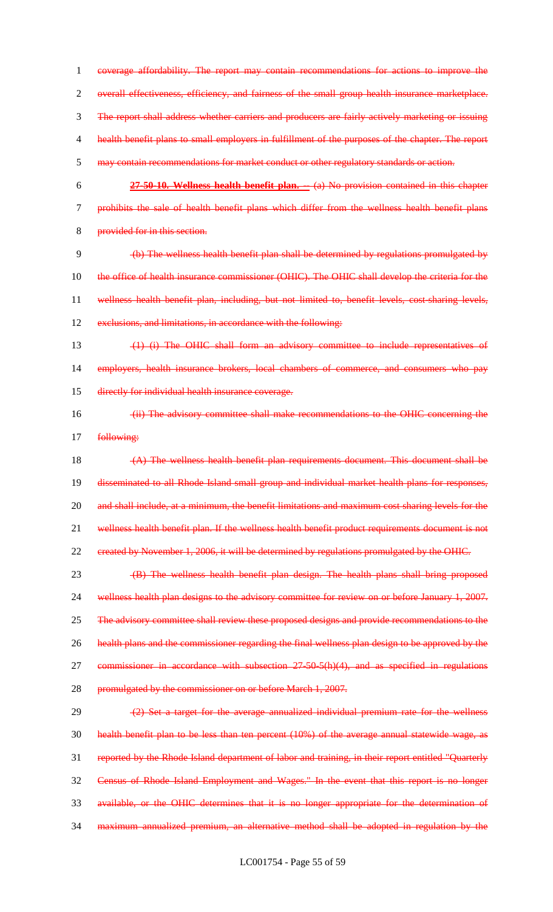coverage affordability. The report may contain recommendations for actions to improve the overall effectiveness, efficiency, and fairness of the small group health insurance marketplace. The report shall address whether carriers and producers are fairly actively marketing or issuing health benefit plans to small employers in fulfillment of the purposes of the chapter. The report may contain recommendations for market conduct or other regulatory standards or action.

**27-50-10. Wellness health benefit plan. --** (a) No provision contained in this chapter prohibits the sale of health benefit plans which differ from the wellness health benefit plans provided for in this section.

(b) The wellness health benefit plan shall be determined by regulations promulgated by the office of health insurance commissioner (OHIC). The OHIC shall develop the criteria for the wellness health benefit plan, including, but not limited to, benefit levels, cost-sharing levels, exclusions, and limitations, in accordance with the following:

(1) (i) The OHIC shall form an advisory committee to include representatives of employers, health insurance brokers, local chambers of commerce, and consumers who pay directly for individual health insurance coverage.

(ii) The advisory committee shall make recommendations to the OHIC concerning the following:

(A) The wellness health benefit plan requirements document. This document shall be disseminated to all Rhode Island small group and individual market health plans for responses, and shall include, at a minimum, the benefit limitations and maximum cost sharing levels for the wellness health benefit plan. If the wellness health benefit product requirements document is not created by November 1, 2006, it will be determined by regulations promulgated by the OHIC.

(B) The wellness health benefit plan design. The health plans shall bring proposed wellness health plan designs to the advisory committee for review on or before January 1, 2007. The advisory committee shall review these proposed designs and provide recommendations to the health plans and the commissioner regarding the final wellness plan design to be approved by the commissioner in accordance with subsection 27-50-5(h)(4), and as specified in regulations promulgated by the commissioner on or before March 1, 2007.

(2) Set a target for the average annualized individual premium rate for the wellness health benefit plan to be less than ten percent (10%) of the average annual statewide wage, as reported by the Rhode Island department of labor and training, in their report entitled "Quarterly Census of Rhode Island Employment and Wages." In the event that this report is no longer available, or the OHIC determines that it is no longer appropriate for the determination of maximum annualized premium, an alternative method shall be adopted in regulation by the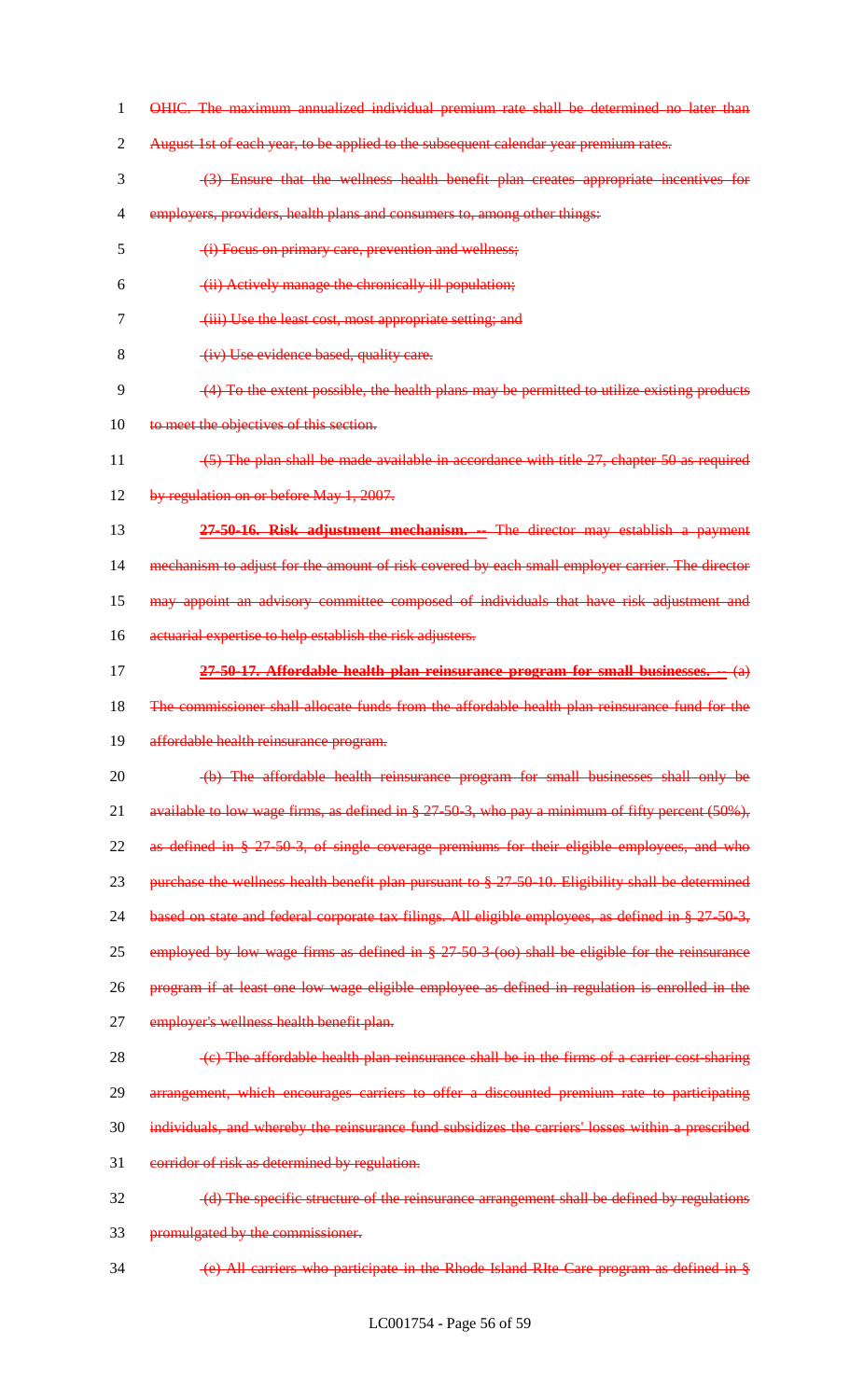~~OHIC. The maximum annualized individual premium rate shall be determined no later than August 1st of each year, to be applied to the subsequent calendar year premium rates.~~

~~(3) Ensure that the wellness health benefit plan creates appropriate incentives for employers, providers, health plans and consumers to, among other things:~~

~~(i) Focus on primary care, prevention and wellness;~~

~~(ii) Actively manage the chronically ill population;~~

~~(iii) Use the least cost, most appropriate setting; and~~

~~(iv) Use evidence based, quality care.~~

~~(4) To the extent possible, the health plans may be permitted to utilize existing products to meet the objectives of this section.~~

~~(5) The plan shall be made available in accordance with title 27, chapter 50 as required by regulation on or before May 1, 2007.~~

~~**27-50-16. Risk adjustment mechanism. --** The director may establish a payment mechanism to adjust for the amount of risk covered by each small employer carrier. The director may appoint an advisory committee composed of individuals that have risk adjustment and actuarial expertise to help establish the risk adjusters.~~

~~**27-50-17. Affordable health plan reinsurance program for small businesses. --** (a) The commissioner shall allocate funds from the affordable health plan reinsurance fund for the affordable health reinsurance program.~~

~~(b) The affordable health reinsurance program for small businesses shall only be available to low wage firms, as defined in § 27-50-3, who pay a minimum of fifty percent (50%), as defined in § 27-50-3, of single coverage premiums for their eligible employees, and who purchase the wellness health benefit plan pursuant to § 27-50-10. Eligibility shall be determined based on state and federal corporate tax filings. All eligible employees, as defined in § 27-50-3, employed by low wage firms as defined in § 27-50-3-(oo) shall be eligible for the reinsurance program if at least one low wage eligible employee as defined in regulation is enrolled in the employer's wellness health benefit plan.~~

~~(c) The affordable health plan reinsurance shall be in the firms of a carrier cost-sharing arrangement, which encourages carriers to offer a discounted premium rate to participating individuals, and whereby the reinsurance fund subsidizes the carriers' losses within a prescribed corridor of risk as determined by regulation.~~

~~(d) The specific structure of the reinsurance arrangement shall be defined by regulations promulgated by the commissioner.~~

~~(e) All carriers who participate in the Rhode Island RIte Care program as defined in §~~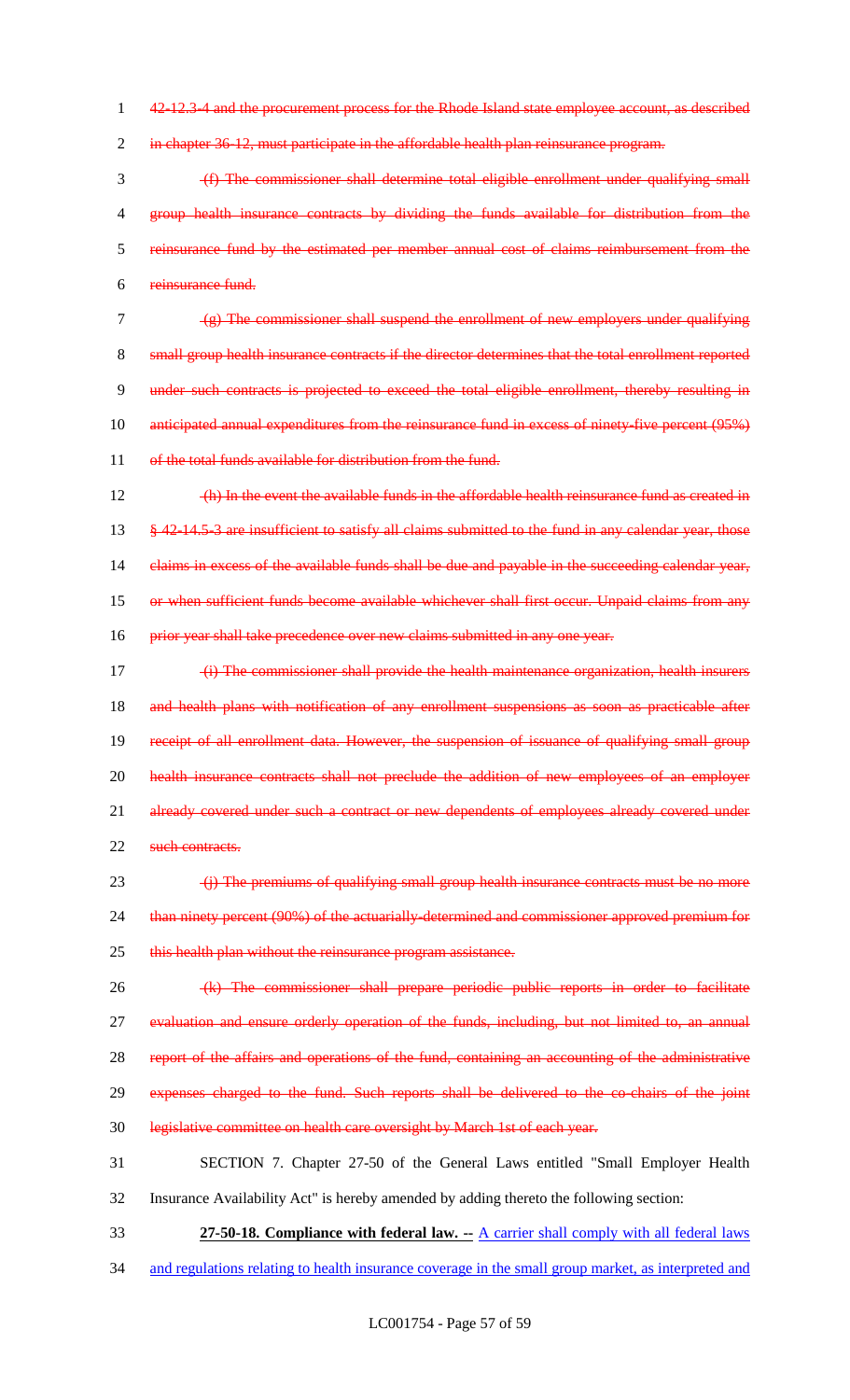~~42-12.3-4 and the procurement process for the Rhode Island state employee account, as described in chapter 36-12, must participate in the affordable health plan reinsurance program.~~

~~(f) The commissioner shall determine total eligible enrollment under qualifying small group health insurance contracts by dividing the funds available for distribution from the reinsurance fund by the estimated per member annual cost of claims reimbursement from the reinsurance fund.~~

~~(g) The commissioner shall suspend the enrollment of new employers under qualifying small group health insurance contracts if the director determines that the total enrollment reported under such contracts is projected to exceed the total eligible enrollment, thereby resulting in anticipated annual expenditures from the reinsurance fund in excess of ninety-five percent (95%) of the total funds available for distribution from the fund.~~

~~(h) In the event the available funds in the affordable health reinsurance fund as created in § 42-14.5-3 are insufficient to satisfy all claims submitted to the fund in any calendar year, those claims in excess of the available funds shall be due and payable in the succeeding calendar year, or when sufficient funds become available whichever shall first occur. Unpaid claims from any prior year shall take precedence over new claims submitted in any one year.~~

~~(i) The commissioner shall provide the health maintenance organization, health insurers and health plans with notification of any enrollment suspensions as soon as practicable after receipt of all enrollment data. However, the suspension of issuance of qualifying small group health insurance contracts shall not preclude the addition of new employees of an employer already covered under such a contract or new dependents of employees already covered under such contracts.~~

~~(j) The premiums of qualifying small group health insurance contracts must be no more than ninety percent (90%) of the actuarially-determined and commissioner approved premium for this health plan without the reinsurance program assistance.~~

~~(k) The commissioner shall prepare periodic public reports in order to facilitate evaluation and ensure orderly operation of the funds, including, but not limited to, an annual report of the affairs and operations of the fund, containing an accounting of the administrative expenses charged to the fund. Such reports shall be delivered to the co-chairs of the joint legislative committee on health care oversight by March 1st of each year.~~

SECTION 7. Chapter 27-50 of the General Laws entitled "Small Employer Health Insurance Availability Act" is hereby amended by adding thereto the following section:

**27-50-18. Compliance with federal law. --** <u>A carrier shall comply with all federal laws and regulations relating to health insurance coverage in the small group market, as interpreted and</u>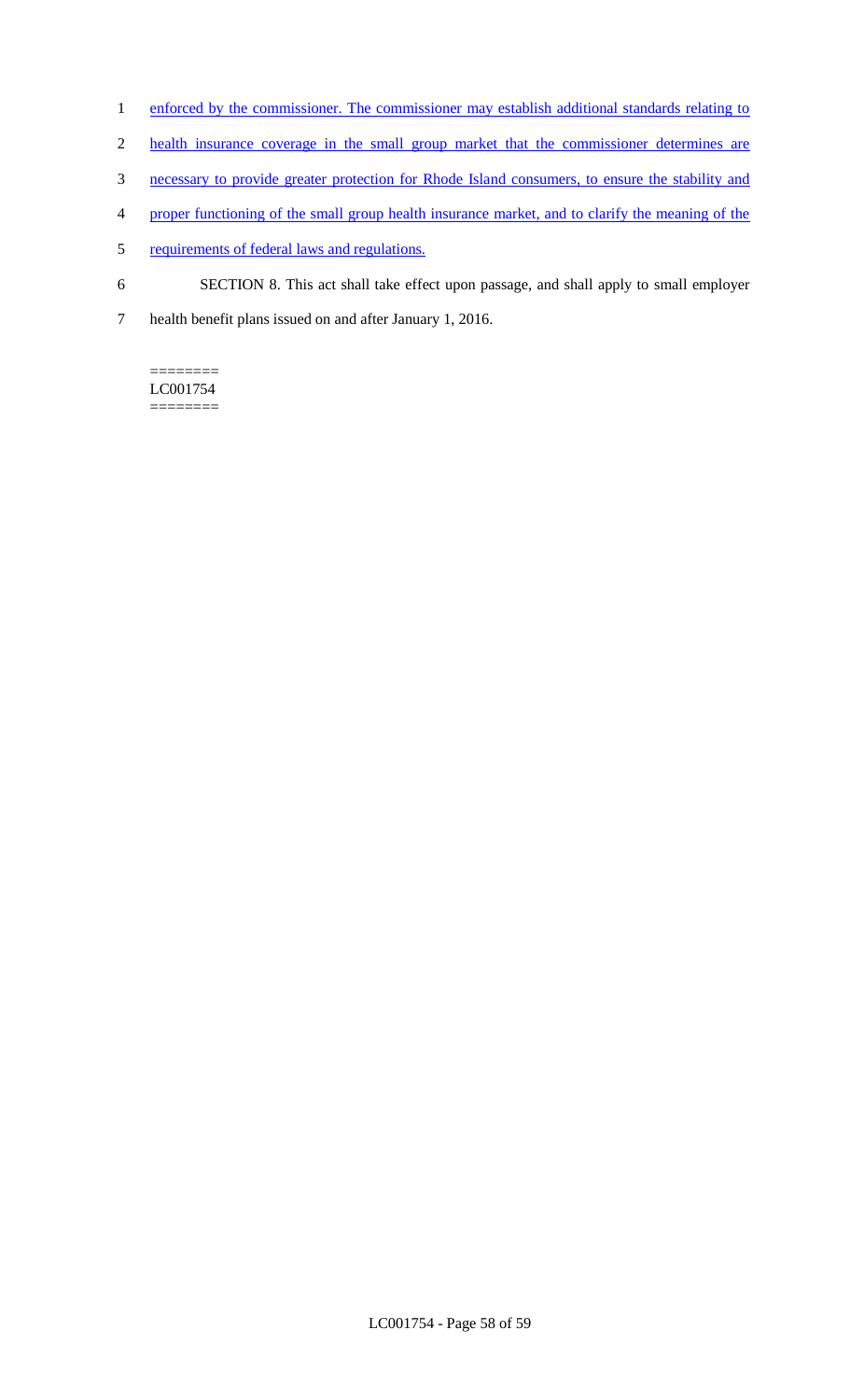enforced by the commissioner. The commissioner may establish additional standards relating to health insurance coverage in the small group market that the commissioner determines are necessary to provide greater protection for Rhode Island consumers, to ensure the stability and proper functioning of the small group health insurance market, and to clarify the meaning of the requirements of federal laws and regulations.

SECTION 8. This act shall take effect upon passage, and shall apply to small employer health benefit plans issued on and after January 1, 2016.

========
LC001754
========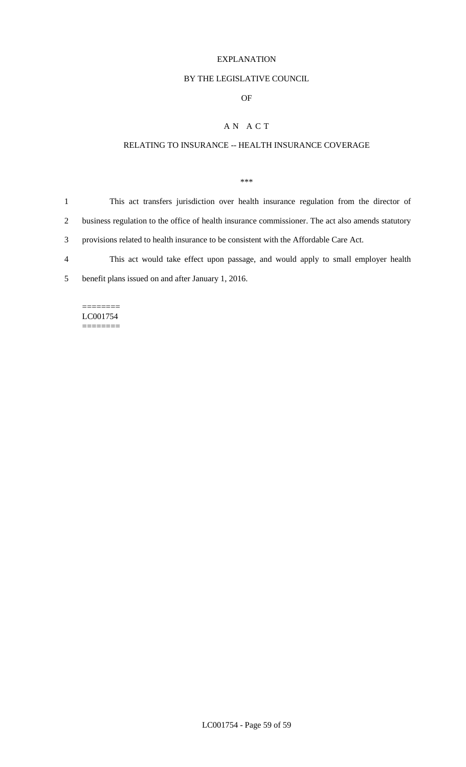EXPLANATION

BY THE LEGISLATIVE COUNCIL

OF

A N A C T

RELATING TO INSURANCE -- HEALTH INSURANCE COVERAGE

\*\*\*

This act transfers jurisdiction over health insurance regulation from the director of business regulation to the office of health insurance commissioner. The act also amends statutory provisions related to health insurance to be consistent with the Affordable Care Act.

This act would take effect upon passage, and would apply to small employer health benefit plans issued on and after January 1, 2016.

========
LC001754
========